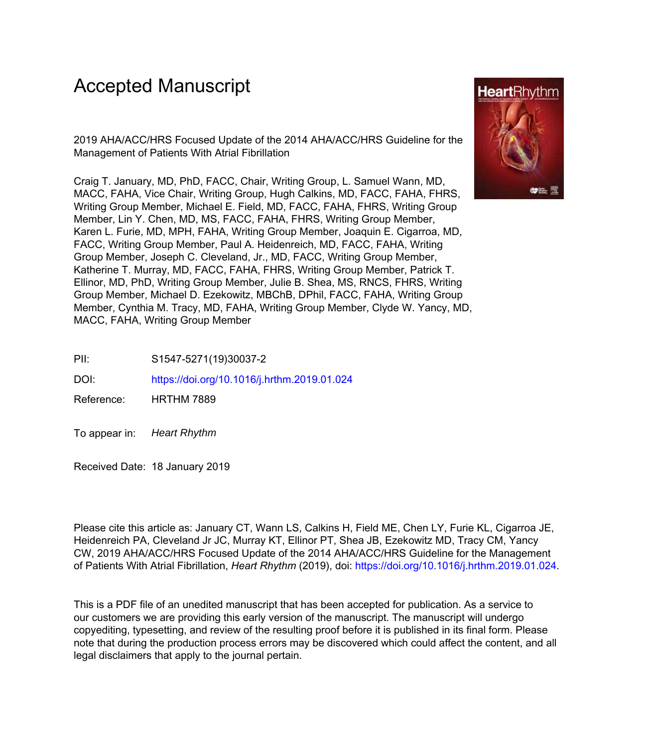# Accepted Manuscript

2019 AHA/ACC/HRS Focused Update of the 2014 AHA/ACC/HRS Guideline for the Management of Patients With Atrial Fibrillation

Craig T. January, MD, PhD, FACC, Chair, Writing Group, L. Samuel Wann, MD, MACC, FAHA, Vice Chair, Writing Group, Hugh Calkins, MD, FACC, FAHA, FHRS, Writing Group Member, Michael E. Field, MD, FACC, FAHA, FHRS, Writing Group Member, Lin Y. Chen, MD, MS, FACC, FAHA, FHRS, Writing Group Member, Karen L. Furie, MD, MPH, FAHA, Writing Group Member, Joaquin E. Cigarroa, MD, FACC, Writing Group Member, Paul A. Heidenreich, MD, FACC, FAHA, Writing Group Member, Joseph C. Cleveland, Jr., MD, FACC, Writing Group Member, Katherine T. Murray, MD, FACC, FAHA, FHRS, Writing Group Member, Patrick T. Ellinor, MD, PhD, Writing Group Member, Julie B. Shea, MS, RNCS, FHRS, Writing Group Member, Michael D. Ezekowitz, MBChB, DPhil, FACC, FAHA, Writing Group Member, Cynthia M. Tracy, MD, FAHA, Writing Group Member, Clyde W. Yancy, MD, MACC, FAHA, Writing Group Member

PII: S1547-5271(19)30037-2

DOI: https://doi.org/10.1016/j.hrthm.2019.01.024

Reference: HRTHM 7889

To appear in: *Heart Rhythm*

Received Date: 18 January 2019

Please cite this article as: January CT, Wann LS, Calkins H, Field ME, Chen LY, Furie KL, Cigarroa JE, Heidenreich PA, Cleveland Jr JC, Murray KT, Ellinor PT, Shea JB, Ezekowitz MD, Tracy CM, Yancy CW, 2019 AHA/ACC/HRS Focused Update of the 2014 AHA/ACC/HRS Guideline for the Management of Patients With Atrial Fibrillation, *Heart Rhythm* (2019), doi: https://doi.org/10.1016/j.hrthm.2019.01.024.

This is a PDF file of an unedited manuscript that has been accepted for publication. As a service to our customers we are providing this early version of the manuscript. The manuscript will undergo copyediting, typesetting, and review of the resulting proof before it is published in its final form. Please note that during the production process errors may be discovered which could affect the content, and all legal disclaimers that apply to the journal pertain.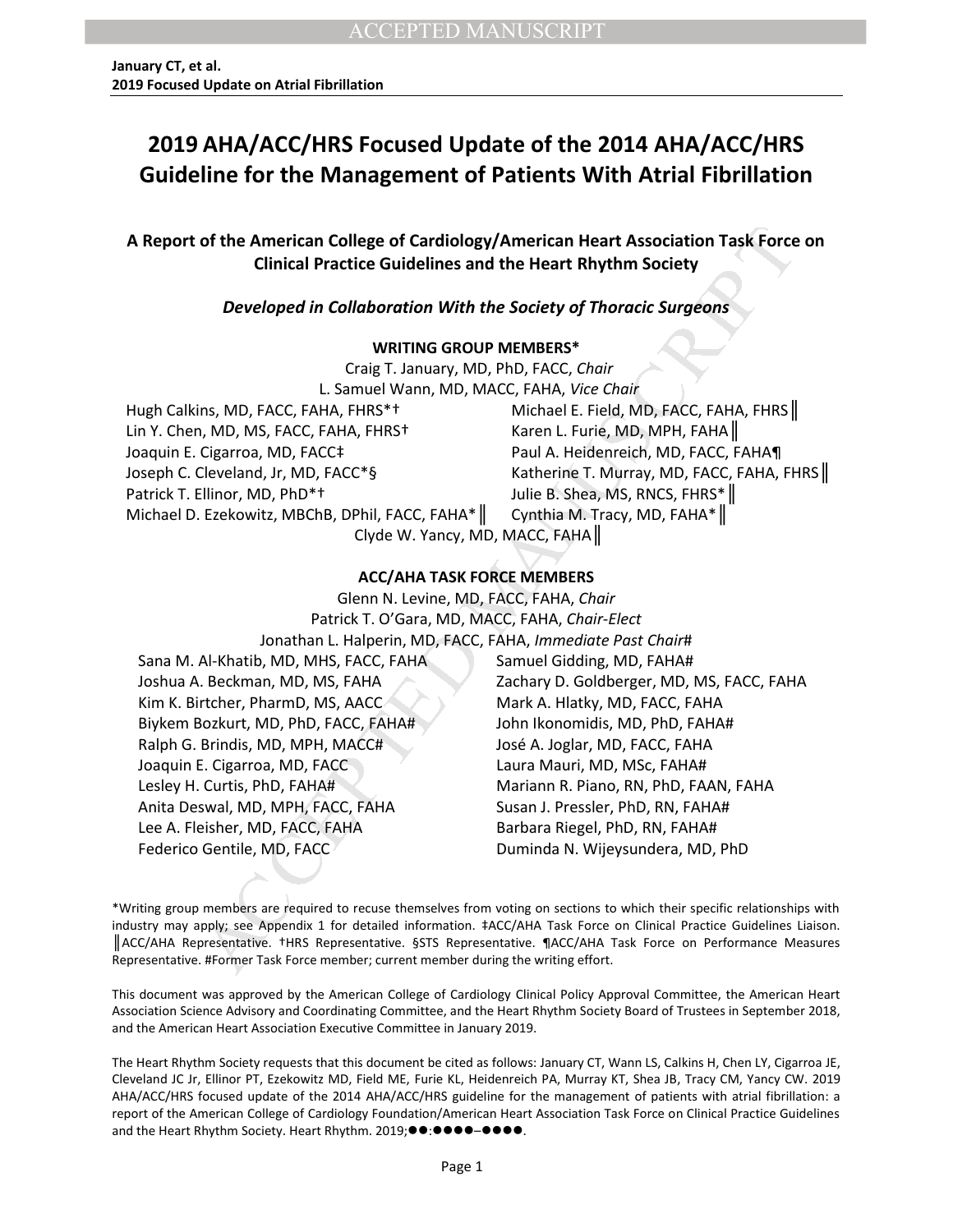# 2019 AHA/ACC/HRS Focused Update of the 2014 AHA/ACC/HRS Guideline for the Management of Patients With Atrial Fibrillation

## A Report of the American College of Cardiology/American Heart Association Task Force on Clinical Practice Guidelines and the Heart Rhythm Society

***Developed in Collaboration With the Society of Thoracic Surgeons***

**WRITING GROUP MEMBERS***

Craig T. January, MD, PhD, FACC, *Chair*
L. Samuel Wann, MD, MACC, FAHA, *Vice Chair*

Hugh Calkins, MD, FACC, FAHA, FHRS*†
Lin Y. Chen, MD, MS, FACC, FAHA, FHRS†
Joaquin E. Cigarroa, MD, FACC‡
Joseph C. Cleveland, Jr, MD, FACC*§
Patrick T. Ellinor, MD, PhD*†
Michael D. Ezekowitz, MBChB, DPhil, FACC, FAHA*║
Michael E. Field, MD, FACC, FAHA, FHRS║
Karen L. Furie, MD, MPH, FAHA║
Paul A. Heidenreich, MD, FACC, FAHA¶
Katherine T. Murray, MD, FACC, FAHA, FHRS║
Julie B. Shea, MS, RNCS, FHRS*║
Cynthia M. Tracy, MD, FAHA*║
Clyde W. Yancy, MD, MACC, FAHA║

**ACC/AHA TASK FORCE MEMBERS**

Glenn N. Levine, MD, FACC, FAHA, *Chair*
Patrick T. O'Gara, MD, MACC, FAHA, *Chair-Elect*
Jonathan L. Halperin, MD, FACC, FAHA, *Immediate Past Chair*#

Sana M. Al-Khatib, MD, MHS, FACC, FAHA
Joshua A. Beckman, MD, MS, FAHA
Kim K. Birtcher, PharmD, MS, AACC
Biykem Bozkurt, MD, PhD, FACC, FAHA#
Ralph G. Brindis, MD, MPH, MACC#
Joaquin E. Cigarroa, MD, FACC
Lesley H. Curtis, PhD, FAHA#
Anita Deswal, MD, MPH, FACC, FAHA
Lee A. Fleisher, MD, FACC, FAHA
Federico Gentile, MD, FACC
Samuel Gidding, MD, FAHA#
Zachary D. Goldberger, MD, MS, FACC, FAHA
Mark A. Hlatky, MD, FACC, FAHA
John Ikonomidis, MD, PhD, FAHA#
José A. Joglar, MD, FACC, FAHA
Laura Mauri, MD, MSc, FAHA#
Mariann R. Piano, RN, PhD, FAAN, FAHA
Susan J. Pressler, PhD, RN, FAHA#
Barbara Riegel, PhD, RN, FAHA#
Duminda N. Wijeysundera, MD, PhD

*Writing group members are required to recuse themselves from voting on sections to which their specific relationships with industry may apply; see Appendix 1 for detailed information. ‡ACC/AHA Task Force on Clinical Practice Guidelines Liaison. ║ACC/AHA Representative. †HRS Representative. §STS Representative. ¶ACC/AHA Task Force on Performance Measures Representative. #Former Task Force member; current member during the writing effort.

This document was approved by the American College of Cardiology Clinical Policy Approval Committee, the American Heart Association Science Advisory and Coordinating Committee, and the Heart Rhythm Society Board of Trustees in September 2018, and the American Heart Association Executive Committee in January 2019.

The Heart Rhythm Society requests that this document be cited as follows: January CT, Wann LS, Calkins H, Chen LY, Cigarroa JE, Cleveland JC Jr, Ellinor PT, Ezekowitz MD, Field ME, Furie KL, Heidenreich PA, Murray KT, Shea JB, Tracy CM, Yancy CW. 2019 AHA/ACC/HRS focused update of the 2014 AHA/ACC/HRS guideline for the management of patients with atrial fibrillation: a report of the American College of Cardiology Foundation/American Heart Association Task Force on Clinical Practice Guidelines and the Heart Rhythm Society. Heart Rhythm. 2019;●●:●●●●–●●●●.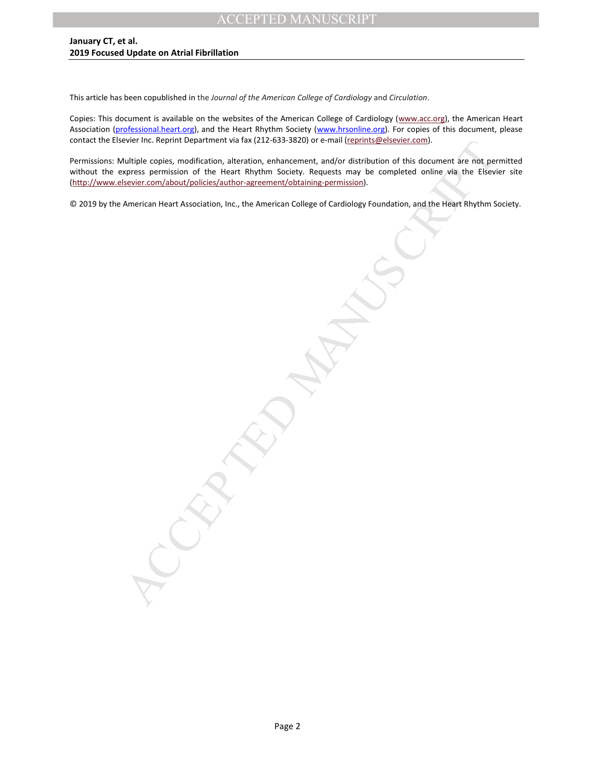This article has been copublished in the *Journal of the American College of Cardiology* and *Circulation*.

Copies: This document is available on the websites of the American College of Cardiology (www.acc.org), the American Heart Association (professional.heart.org), and the Heart Rhythm Society (www.hrsonline.org). For copies of this document, please contact the Elsevier Inc. Reprint Department via fax (212-633-3820) or e-mail (reprints@elsevier.com).

Permissions: Multiple copies, modification, alteration, enhancement, and/or distribution of this document are not permitted without the express permission of the Heart Rhythm Society. Requests may be completed online via the Elsevier site (http://www.elsevier.com/about/policies/author-agreement/obtaining-permission).

© 2019 by the American Heart Association, Inc., the American College of Cardiology Foundation, and the Heart Rhythm Society.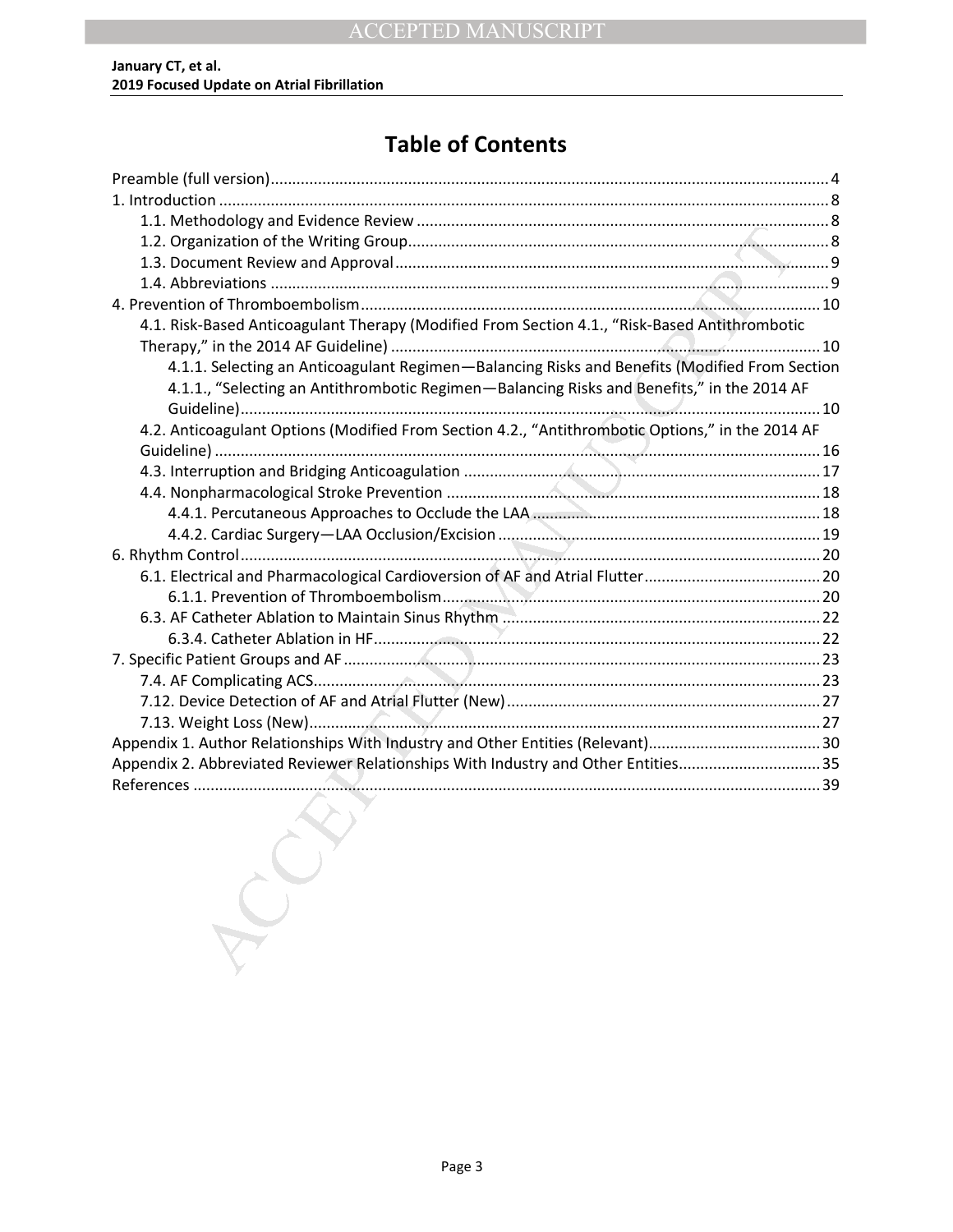# Table of Contents

Preamble (full version) ........ 4

1. Introduction ........ 8
   - 1.1. Methodology and Evidence Review ........ 8
   - 1.2. Organization of the Writing Group ........ 8
   - 1.3. Document Review and Approval ........ 9
   - 1.4. Abbreviations ........ 9

4. Prevention of Thromboembolism ........ 10
   - 4.1. Risk-Based Anticoagulant Therapy (Modified From Section 4.1., “Risk-Based Antithrombotic Therapy,” in the 2014 AF Guideline) ........ 10
     - 4.1.1. Selecting an Anticoagulant Regimen—Balancing Risks and Benefits (Modified From Section 4.1.1., “Selecting an Antithrombotic Regimen—Balancing Risks and Benefits,” in the 2014 AF Guideline) ........ 10
   - 4.2. Anticoagulant Options (Modified From Section 4.2., “Antithrombotic Options,” in the 2014 AF Guideline) ........ 16
   - 4.3. Interruption and Bridging Anticoagulation ........ 17
   - 4.4. Nonpharmacological Stroke Prevention ........ 18
     - 4.4.1. Percutaneous Approaches to Occlude the LAA ........ 18
     - 4.4.2. Cardiac Surgery—LAA Occlusion/Excision ........ 19

6. Rhythm Control ........ 20
   - 6.1. Electrical and Pharmacological Cardioversion of AF and Atrial Flutter ........ 20
     - 6.1.1. Prevention of Thromboembolism ........ 20
   - 6.3. AF Catheter Ablation to Maintain Sinus Rhythm ........ 22
     - 6.3.4. Catheter Ablation in HF ........ 22

7. Specific Patient Groups and AF ........ 23
   - 7.4. AF Complicating ACS ........ 23
   - 7.12. Device Detection of AF and Atrial Flutter (New) ........ 27
   - 7.13. Weight Loss (New) ........ 27

Appendix 1. Author Relationships With Industry and Other Entities (Relevant) ........ 30

Appendix 2. Abbreviated Reviewer Relationships With Industry and Other Entities ........ 35

References ........ 39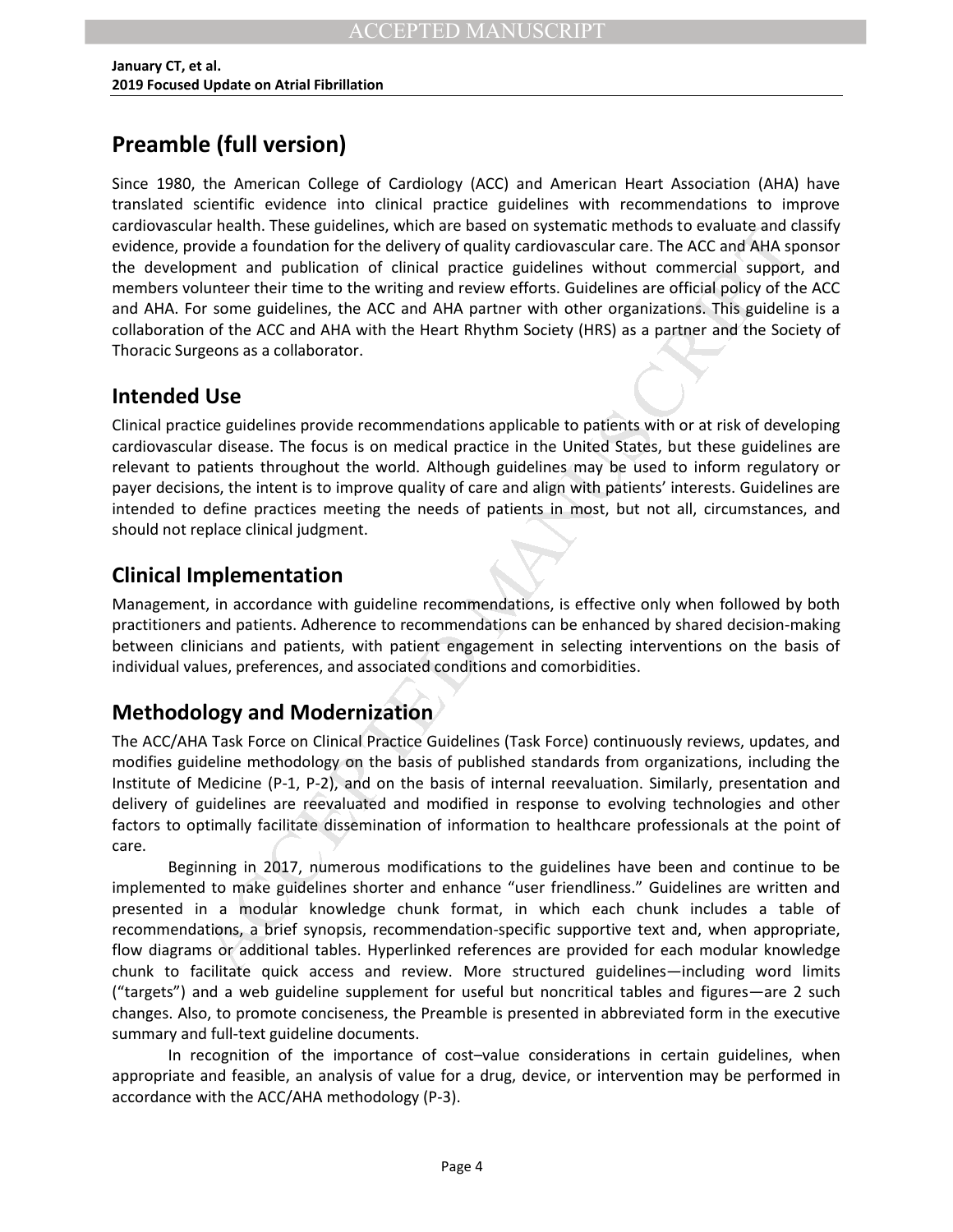# Preamble (full version)

Since 1980, the American College of Cardiology (ACC) and American Heart Association (AHA) have translated scientific evidence into clinical practice guidelines with recommendations to improve cardiovascular health. These guidelines, which are based on systematic methods to evaluate and classify evidence, provide a foundation for the delivery of quality cardiovascular care. The ACC and AHA sponsor the development and publication of clinical practice guidelines without commercial support, and members volunteer their time to the writing and review efforts. Guidelines are official policy of the ACC and AHA. For some guidelines, the ACC and AHA partner with other organizations. This guideline is a collaboration of the ACC and AHA with the Heart Rhythm Society (HRS) as a partner and the Society of Thoracic Surgeons as a collaborator.

## Intended Use

Clinical practice guidelines provide recommendations applicable to patients with or at risk of developing cardiovascular disease. The focus is on medical practice in the United States, but these guidelines are relevant to patients throughout the world. Although guidelines may be used to inform regulatory or payer decisions, the intent is to improve quality of care and align with patients' interests. Guidelines are intended to define practices meeting the needs of patients in most, but not all, circumstances, and should not replace clinical judgment.

## Clinical Implementation

Management, in accordance with guideline recommendations, is effective only when followed by both practitioners and patients. Adherence to recommendations can be enhanced by shared decision-making between clinicians and patients, with patient engagement in selecting interventions on the basis of individual values, preferences, and associated conditions and comorbidities.

## Methodology and Modernization

The ACC/AHA Task Force on Clinical Practice Guidelines (Task Force) continuously reviews, updates, and modifies guideline methodology on the basis of published standards from organizations, including the Institute of Medicine (P-1, P-2), and on the basis of internal reevaluation. Similarly, presentation and delivery of guidelines are reevaluated and modified in response to evolving technologies and other factors to optimally facilitate dissemination of information to healthcare professionals at the point of care.

Beginning in 2017, numerous modifications to the guidelines have been and continue to be implemented to make guidelines shorter and enhance "user friendliness." Guidelines are written and presented in a modular knowledge chunk format, in which each chunk includes a table of recommendations, a brief synopsis, recommendation-specific supportive text and, when appropriate, flow diagrams or additional tables. Hyperlinked references are provided for each modular knowledge chunk to facilitate quick access and review. More structured guidelines—including word limits ("targets") and a web guideline supplement for useful but noncritical tables and figures—are 2 such changes. Also, to promote conciseness, the Preamble is presented in abbreviated form in the executive summary and full-text guideline documents.

In recognition of the importance of cost–value considerations in certain guidelines, when appropriate and feasible, an analysis of value for a drug, device, or intervention may be performed in accordance with the ACC/AHA methodology (P-3).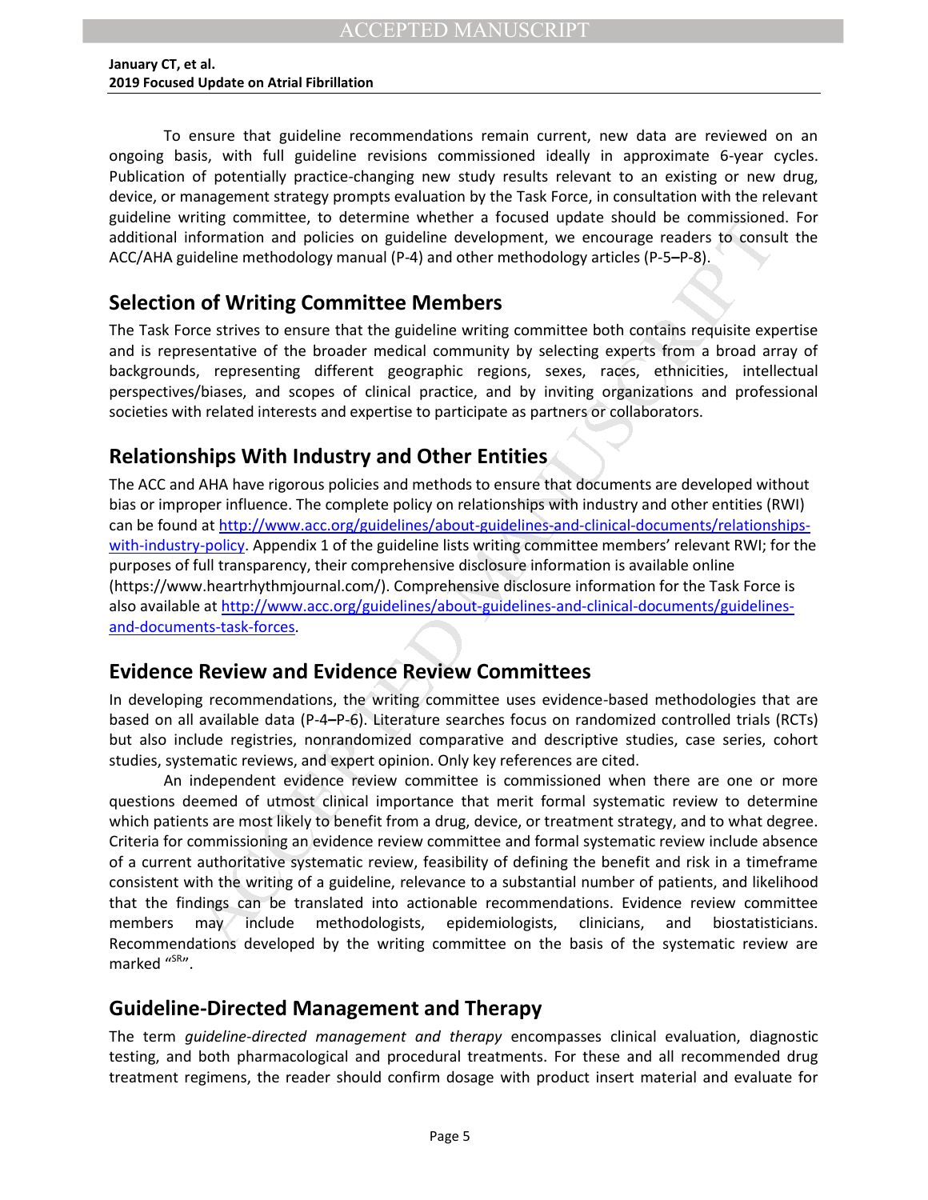To ensure that guideline recommendations remain current, new data are reviewed on an ongoing basis, with full guideline revisions commissioned ideally in approximate 6-year cycles. Publication of potentially practice-changing new study results relevant to an existing or new drug, device, or management strategy prompts evaluation by the Task Force, in consultation with the relevant guideline writing committee, to determine whether a focused update should be commissioned. For additional information and policies on guideline development, we encourage readers to consult the ACC/AHA guideline methodology manual (P-4) and other methodology articles (P-5–P-8).

## Selection of Writing Committee Members

The Task Force strives to ensure that the guideline writing committee both contains requisite expertise and is representative of the broader medical community by selecting experts from a broad array of backgrounds, representing different geographic regions, sexes, races, ethnicities, intellectual perspectives/biases, and scopes of clinical practice, and by inviting organizations and professional societies with related interests and expertise to participate as partners or collaborators.

## Relationships With Industry and Other Entities

The ACC and AHA have rigorous policies and methods to ensure that documents are developed without bias or improper influence. The complete policy on relationships with industry and other entities (RWI) can be found at http://www.acc.org/guidelines/about-guidelines-and-clinical-documents/relationships-with-industry-policy. Appendix 1 of the guideline lists writing committee members' relevant RWI; for the purposes of full transparency, their comprehensive disclosure information is available online (https://www.heartrhythmjournal.com/). Comprehensive disclosure information for the Task Force is also available at http://www.acc.org/guidelines/about-guidelines-and-clinical-documents/guidelines-and-documents-task-forces.

## Evidence Review and Evidence Review Committees

In developing recommendations, the writing committee uses evidence-based methodologies that are based on all available data (P-4–P-6). Literature searches focus on randomized controlled trials (RCTs) but also include registries, nonrandomized comparative and descriptive studies, case series, cohort studies, systematic reviews, and expert opinion. Only key references are cited.

An independent evidence review committee is commissioned when there are one or more questions deemed of utmost clinical importance that merit formal systematic review to determine which patients are most likely to benefit from a drug, device, or treatment strategy, and to what degree. Criteria for commissioning an evidence review committee and formal systematic review include absence of a current authoritative systematic review, feasibility of defining the benefit and risk in a timeframe consistent with the writing of a guideline, relevance to a substantial number of patients, and likelihood that the findings can be translated into actionable recommendations. Evidence review committee members may include methodologists, epidemiologists, clinicians, and biostatisticians. Recommendations developed by the writing committee on the basis of the systematic review are marked "[SR]".

## Guideline-Directed Management and Therapy

The term *guideline-directed management and therapy* encompasses clinical evaluation, diagnostic testing, and both pharmacological and procedural treatments. For these and all recommended drug treatment regimens, the reader should confirm dosage with product insert material and evaluate for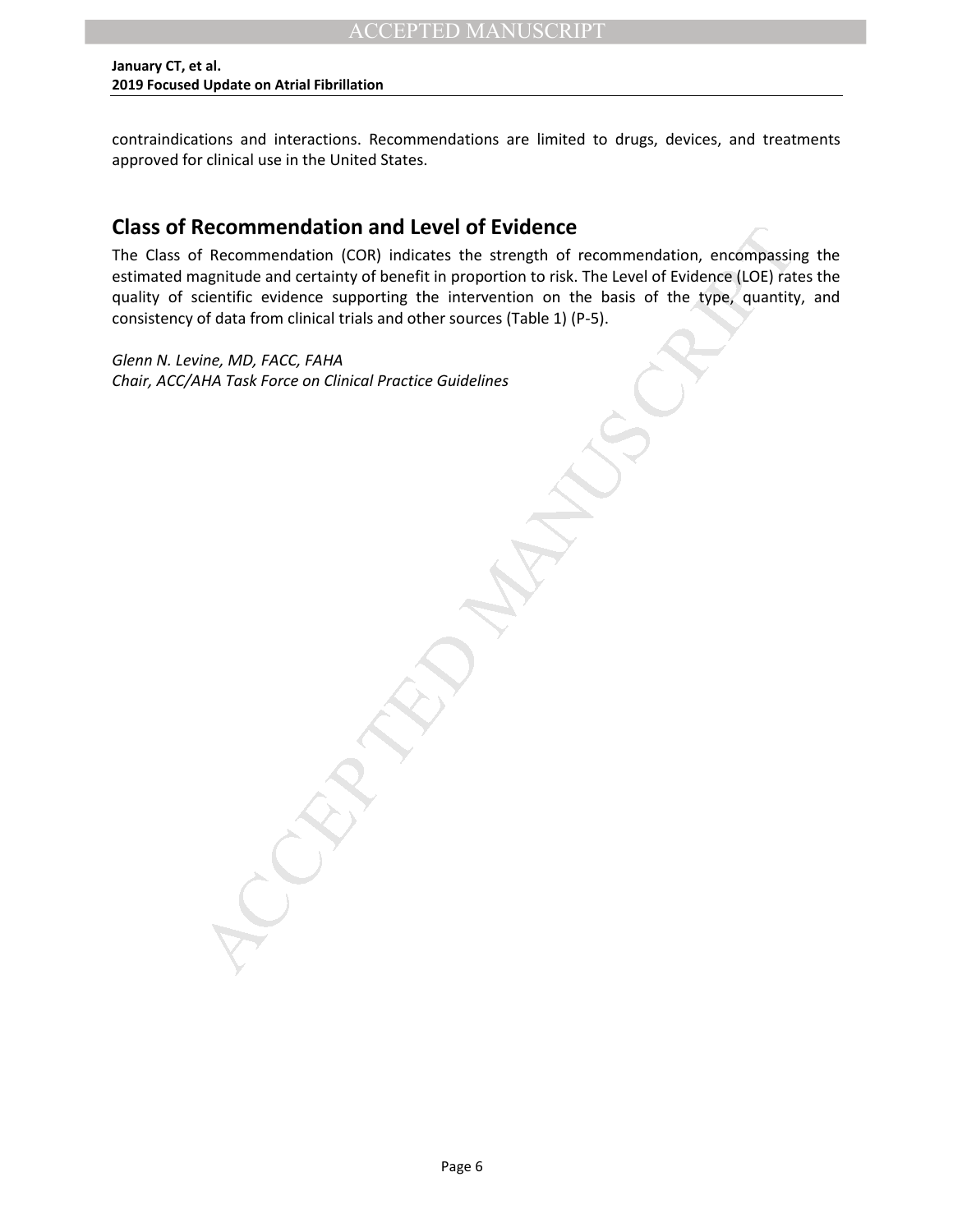contraindications and interactions. Recommendations are limited to drugs, devices, and treatments approved for clinical use in the United States.

## Class of Recommendation and Level of Evidence

The Class of Recommendation (COR) indicates the strength of recommendation, encompassing the estimated magnitude and certainty of benefit in proportion to risk. The Level of Evidence (LOE) rates the quality of scientific evidence supporting the intervention on the basis of the type, quantity, and consistency of data from clinical trials and other sources (Table 1) (P-5).

*Glenn N. Levine, MD, FACC, FAHA*
*Chair, ACC/AHA Task Force on Clinical Practice Guidelines*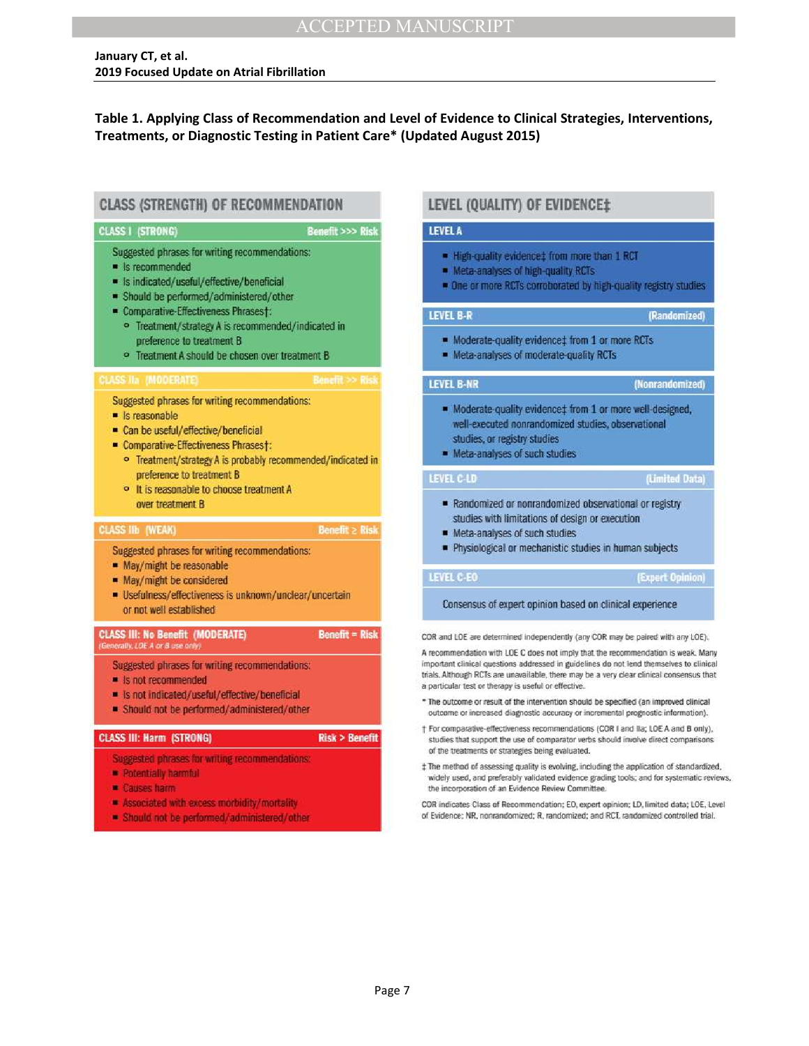**Table 1. Applying Class of Recommendation and Level of Evidence to Clinical Strategies, Interventions, Treatments, or Diagnostic Testing in Patient Care* (Updated August 2015)**

## CLASS (STRENGTH) OF RECOMMENDATION

**CLASS I (STRONG)** — Benefit >>> Risk

Suggested phrases for writing recommendations:

- Is recommended
- Is indicated/useful/effective/beneficial
- Should be performed/administered/other
- Comparative-Effectiveness Phrases†:
  - Treatment/strategy A is recommended/indicated in preference to treatment B
  - Treatment A should be chosen over treatment B

**CLASS IIa (MODERATE)** — Benefit >> Risk

Suggested phrases for writing recommendations:

- Is reasonable
- Can be useful/effective/beneficial
- Comparative-Effectiveness Phrases†:
  - Treatment/strategy A is probably recommended/indicated in preference to treatment B
  - It is reasonable to choose treatment A over treatment B

**CLASS IIb (WEAK)** — Benefit ≥ Risk

Suggested phrases for writing recommendations:

- May/might be reasonable
- May/might be considered
- Usefulness/effectiveness is unknown/unclear/uncertain or not well established

**CLASS III: No Benefit (MODERATE)** — Benefit = Risk
*(Generally, LOE A or B use only)*

Suggested phrases for writing recommendations:

- Is not recommended
- Is not indicated/useful/effective/beneficial
- Should not be performed/administered/other

**CLASS III: Harm (STRONG)** — Risk > Benefit

Suggested phrases for writing recommendations:

- Potentially harmful
- Causes harm
- Associated with excess morbidity/mortality
- Should not be performed/administered/other

## LEVEL (QUALITY) OF EVIDENCE‡

**LEVEL A**

- High-quality evidence‡ from more than 1 RCT
- Meta-analyses of high-quality RCTs
- One or more RCTs corroborated by high-quality registry studies

**LEVEL B-R** (Randomized)

- Moderate-quality evidence‡ from 1 or more RCTs
- Meta-analyses of moderate-quality RCTs

**LEVEL B-NR** (Nonrandomized)

- Moderate-quality evidence‡ from 1 or more well-designed, well-executed nonrandomized studies, observational studies, or registry studies
- Meta-analyses of such studies

**LEVEL C-LD** (Limited Data)

- Randomized or nonrandomized observational or registry studies with limitations of design or execution
- Meta-analyses of such studies
- Physiological or mechanistic studies in human subjects

**LEVEL C-EO** (Expert Opinion)

Consensus of expert opinion based on clinical experience

COR and LOE are determined independently (any COR may be paired with any LOE).

A recommendation with LOE C does not imply that the recommendation is weak. Many important clinical questions addressed in guidelines do not lend themselves to clinical trials. Although RCTs are unavailable, there may be a very clear clinical consensus that a particular test or therapy is useful or effective.

\* The outcome or result of the intervention should be specified (an improved clinical outcome or increased diagnostic accuracy or incremental prognostic information).

† For comparative-effectiveness recommendations (COR I and IIa; LOE A and B only), studies that support the use of comparator verbs should involve direct comparisons of the treatments or strategies being evaluated.

‡ The method of assessing quality is evolving, including the application of standardized, widely used, and preferably validated evidence grading tools; and for systematic reviews, the incorporation of an Evidence Review Committee.

COR indicates Class of Recommendation; EO, expert opinion; LD, limited data; LOE, Level of Evidence; NR, nonrandomized; R, randomized; and RCT, randomized controlled trial.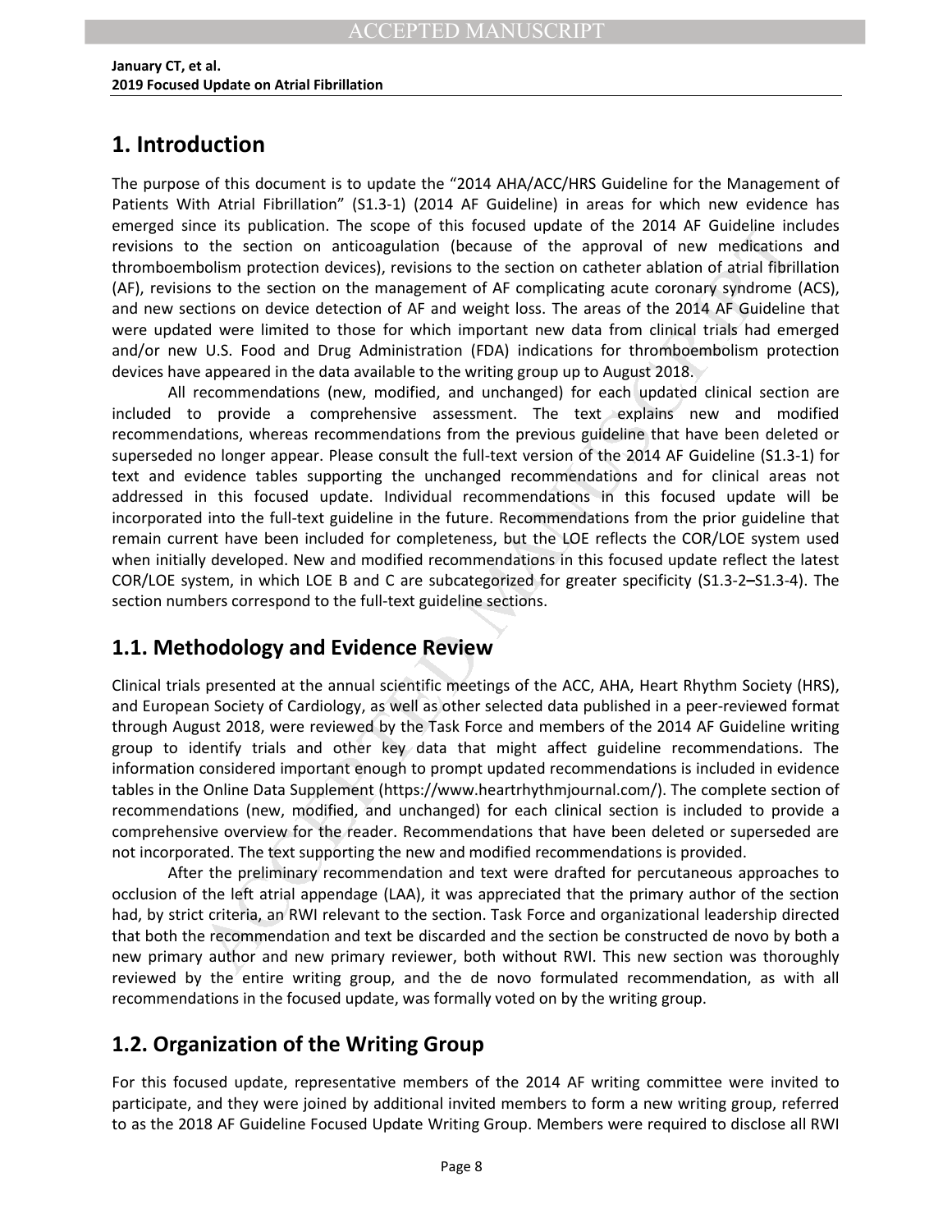# 1. Introduction

The purpose of this document is to update the "2014 AHA/ACC/HRS Guideline for the Management of Patients With Atrial Fibrillation" (S1.3-1) (2014 AF Guideline) in areas for which new evidence has emerged since its publication. The scope of this focused update of the 2014 AF Guideline includes revisions to the section on anticoagulation (because of the approval of new medications and thromboembolism protection devices), revisions to the section on catheter ablation of atrial fibrillation (AF), revisions to the section on the management of AF complicating acute coronary syndrome (ACS), and new sections on device detection of AF and weight loss. The areas of the 2014 AF Guideline that were updated were limited to those for which important new data from clinical trials had emerged and/or new U.S. Food and Drug Administration (FDA) indications for thromboembolism protection devices have appeared in the data available to the writing group up to August 2018.

All recommendations (new, modified, and unchanged) for each updated clinical section are included to provide a comprehensive assessment. The text explains new and modified recommendations, whereas recommendations from the previous guideline that have been deleted or superseded no longer appear. Please consult the full-text version of the 2014 AF Guideline (S1.3-1) for text and evidence tables supporting the unchanged recommendations and for clinical areas not addressed in this focused update. Individual recommendations in this focused update will be incorporated into the full-text guideline in the future. Recommendations from the prior guideline that remain current have been included for completeness, but the LOE reflects the COR/LOE system used when initially developed. New and modified recommendations in this focused update reflect the latest COR/LOE system, in which LOE B and C are subcategorized for greater specificity (S1.3-2–S1.3-4). The section numbers correspond to the full-text guideline sections.

## 1.1. Methodology and Evidence Review

Clinical trials presented at the annual scientific meetings of the ACC, AHA, Heart Rhythm Society (HRS), and European Society of Cardiology, as well as other selected data published in a peer-reviewed format through August 2018, were reviewed by the Task Force and members of the 2014 AF Guideline writing group to identify trials and other key data that might affect guideline recommendations. The information considered important enough to prompt updated recommendations is included in evidence tables in the Online Data Supplement (https://www.heartrhythmjournal.com/). The complete section of recommendations (new, modified, and unchanged) for each clinical section is included to provide a comprehensive overview for the reader. Recommendations that have been deleted or superseded are not incorporated. The text supporting the new and modified recommendations is provided.

After the preliminary recommendation and text were drafted for percutaneous approaches to occlusion of the left atrial appendage (LAA), it was appreciated that the primary author of the section had, by strict criteria, an RWI relevant to the section. Task Force and organizational leadership directed that both the recommendation and text be discarded and the section be constructed de novo by both a new primary author and new primary reviewer, both without RWI. This new section was thoroughly reviewed by the entire writing group, and the de novo formulated recommendation, as with all recommendations in the focused update, was formally voted on by the writing group.

## 1.2. Organization of the Writing Group

For this focused update, representative members of the 2014 AF writing committee were invited to participate, and they were joined by additional invited members to form a new writing group, referred to as the 2018 AF Guideline Focused Update Writing Group. Members were required to disclose all RWI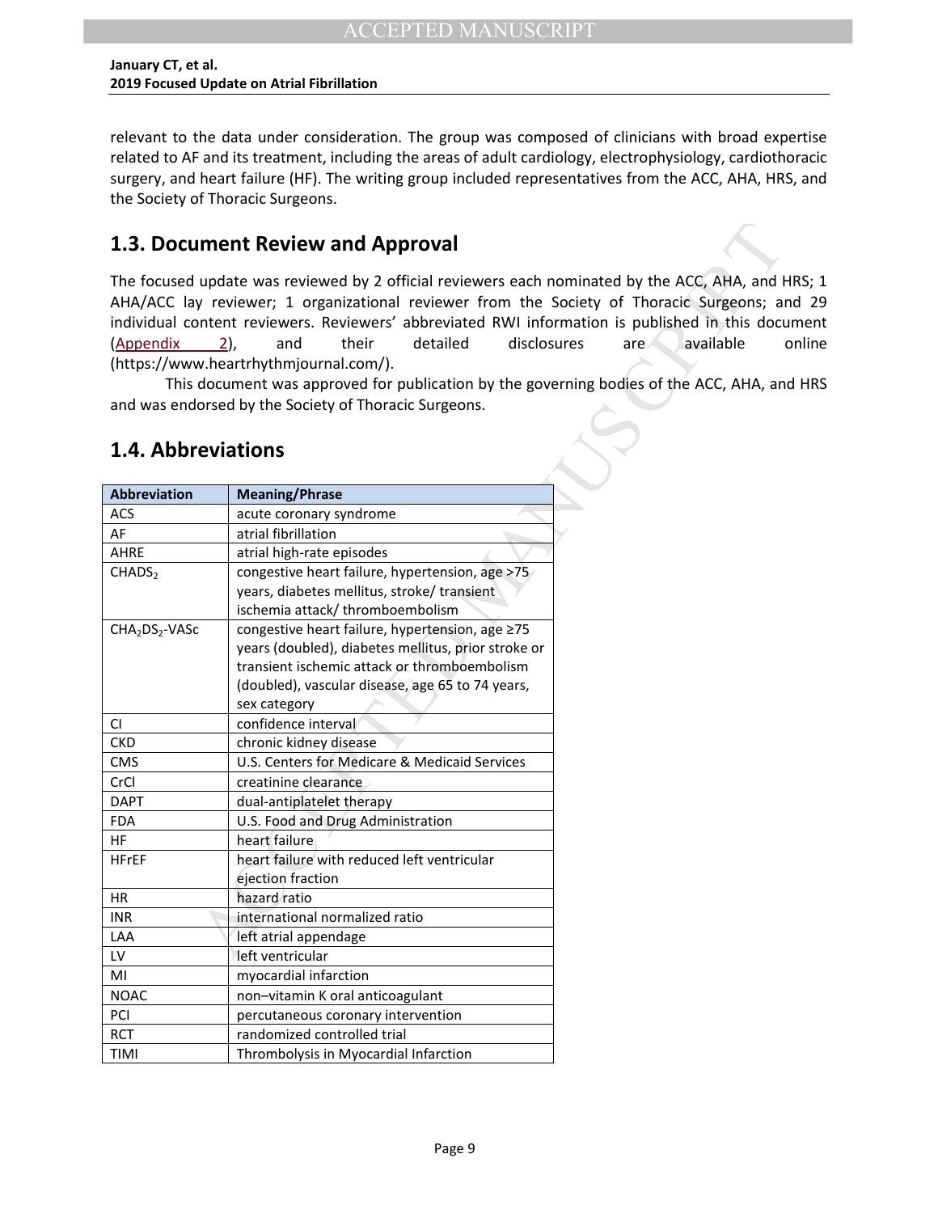relevant to the data under consideration. The group was composed of clinicians with broad expertise related to AF and its treatment, including the areas of adult cardiology, electrophysiology, cardiothoracic surgery, and heart failure (HF). The writing group included representatives from the ACC, AHA, HRS, and the Society of Thoracic Surgeons.

## 1.3. Document Review and Approval

The focused update was reviewed by 2 official reviewers each nominated by the ACC, AHA, and HRS; 1 AHA/ACC lay reviewer; 1 organizational reviewer from the Society of Thoracic Surgeons; and 29 individual content reviewers. Reviewers' abbreviated RWI information is published in this document (Appendix 2), and their detailed disclosures are available online (https://www.heartrhythmjournal.com/).

This document was approved for publication by the governing bodies of the ACC, AHA, and HRS and was endorsed by the Society of Thoracic Surgeons.

## 1.4. Abbreviations

| Abbreviation | Meaning/Phrase |
|---|---|
| ACS | acute coronary syndrome |
| AF | atrial fibrillation |
| AHRE | atrial high-rate episodes |
| $CHADS_2$ | congestive heart failure, hypertension, age >75 years, diabetes mellitus, stroke/ transient ischemia attack/ thromboembolism |
| $CHA_2DS_2$-VASc | congestive heart failure, hypertension, age ≥75 years (doubled), diabetes mellitus, prior stroke or transient ischemic attack or thromboembolism (doubled), vascular disease, age 65 to 74 years, sex category |
| CI | confidence interval |
| CKD | chronic kidney disease |
| CMS | U.S. Centers for Medicare & Medicaid Services |
| CrCl | creatinine clearance |
| DAPT | dual-antiplatelet therapy |
| FDA | U.S. Food and Drug Administration |
| HF | heart failure |
| HFrEF | heart failure with reduced left ventricular ejection fraction |
| HR | hazard ratio |
| INR | international normalized ratio |
| LAA | left atrial appendage |
| LV | left ventricular |
| MI | myocardial infarction |
| NOAC | non–vitamin K oral anticoagulant |
| PCI | percutaneous coronary intervention |
| RCT | randomized controlled trial |
| TIMI | Thrombolysis in Myocardial Infarction |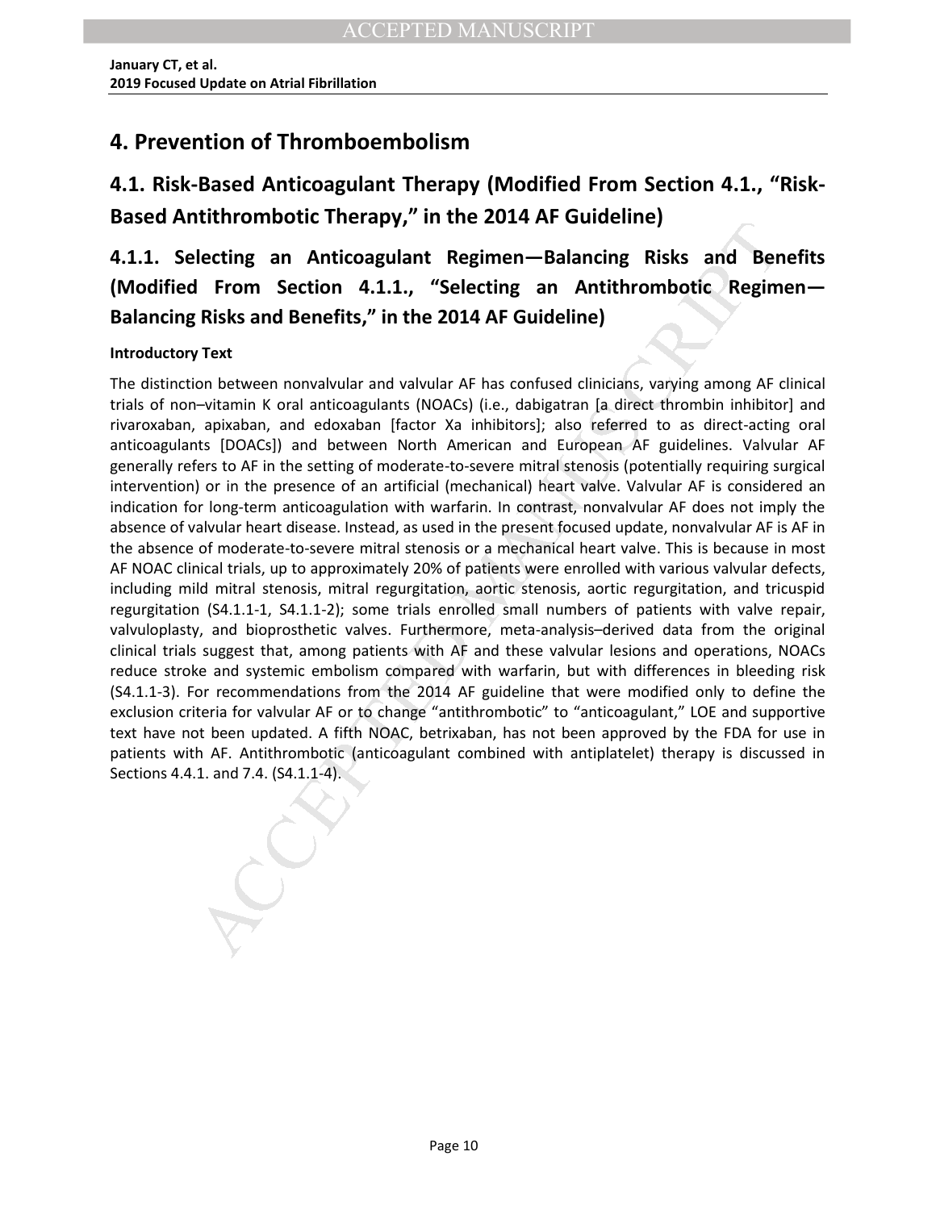# 4. Prevention of Thromboembolism

## 4.1. Risk-Based Anticoagulant Therapy (Modified From Section 4.1., "Risk-Based Antithrombotic Therapy," in the 2014 AF Guideline)

### 4.1.1. Selecting an Anticoagulant Regimen—Balancing Risks and Benefits (Modified From Section 4.1.1., "Selecting an Antithrombotic Regimen—Balancing Risks and Benefits," in the 2014 AF Guideline)

**Introductory Text**

The distinction between nonvalvular and valvular AF has confused clinicians, varying among AF clinical trials of non–vitamin K oral anticoagulants (NOACs) (i.e., dabigatran [a direct thrombin inhibitor] and rivaroxaban, apixaban, and edoxaban [factor Xa inhibitors]; also referred to as direct-acting oral anticoagulants [DOACs]) and between North American and European AF guidelines. Valvular AF generally refers to AF in the setting of moderate-to-severe mitral stenosis (potentially requiring surgical intervention) or in the presence of an artificial (mechanical) heart valve. Valvular AF is considered an indication for long-term anticoagulation with warfarin. In contrast, nonvalvular AF does not imply the absence of valvular heart disease. Instead, as used in the present focused update, nonvalvular AF is AF in the absence of moderate-to-severe mitral stenosis or a mechanical heart valve. This is because in most AF NOAC clinical trials, up to approximately 20% of patients were enrolled with various valvular defects, including mild mitral stenosis, mitral regurgitation, aortic stenosis, aortic regurgitation, and tricuspid regurgitation (S4.1.1-1, S4.1.1-2); some trials enrolled small numbers of patients with valve repair, valvuloplasty, and bioprosthetic valves. Furthermore, meta-analysis–derived data from the original clinical trials suggest that, among patients with AF and these valvular lesions and operations, NOACs reduce stroke and systemic embolism compared with warfarin, but with differences in bleeding risk (S4.1.1-3). For recommendations from the 2014 AF guideline that were modified only to define the exclusion criteria for valvular AF or to change "antithrombotic" to "anticoagulant," LOE and supportive text have not been updated. A fifth NOAC, betrixaban, has not been approved by the FDA for use in patients with AF. Antithrombotic (anticoagulant combined with antiplatelet) therapy is discussed in Sections 4.4.1. and 7.4. (S4.1.1-4).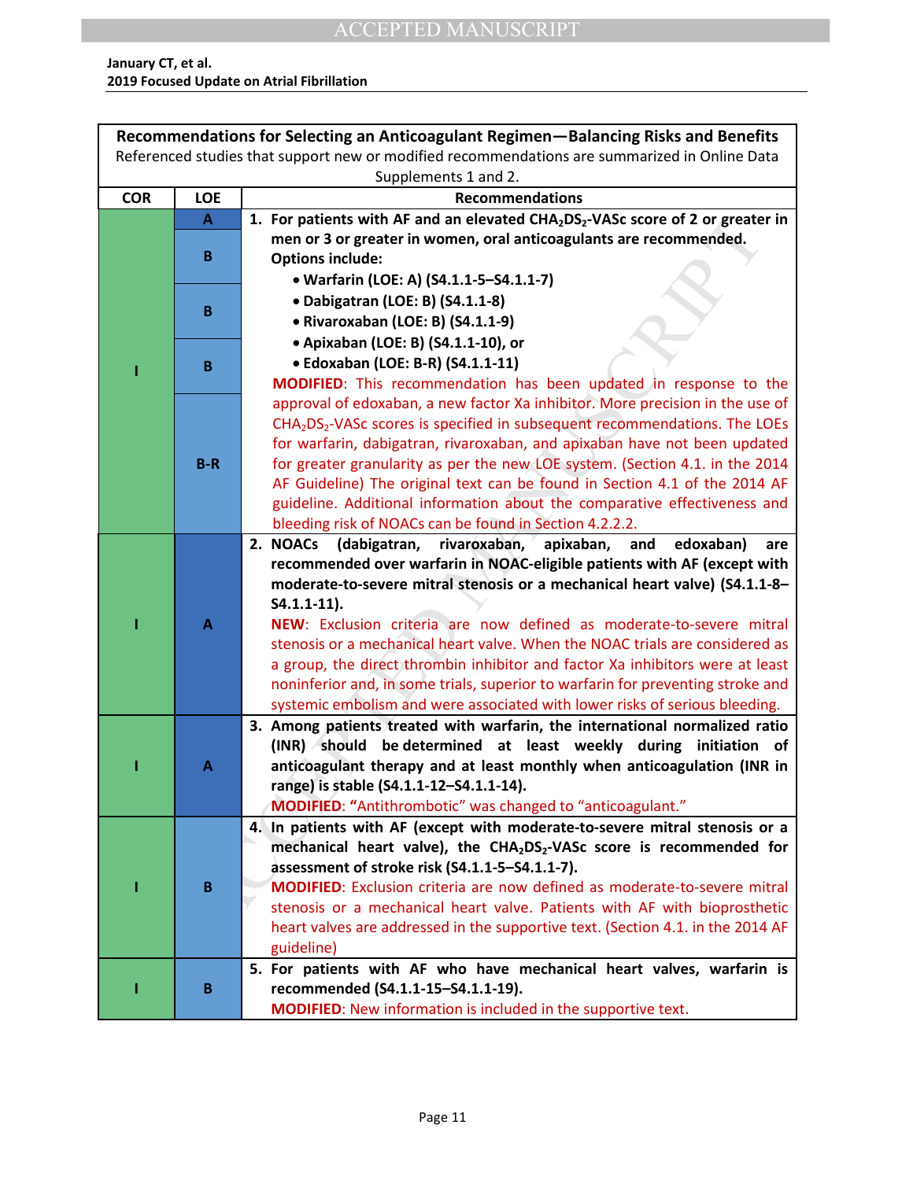| Recommendations for Selecting an Anticoagulant Regimen—Balancing Risks and Benefits<br>Referenced studies that support new or modified recommendations are summarized in Online Data Supplements 1 and 2. | | |
|---|---|---|
| **COR** | **LOE** | **Recommendations** |
| I | A<br>B<br>B<br>B<br>B-R | **1. For patients with AF and an elevated $CHA_2DS_2$-VASc score of 2 or greater in men or 3 or greater in women, oral anticoagulants are recommended. Options include:**<br>• **Warfarin (LOE: A) (S4.1.1-5–S4.1.1-7)**<br>• **Dabigatran (LOE: B) (S4.1.1-8)**<br>• **Rivaroxaban (LOE: B) (S4.1.1-9)**<br>• **Apixaban (LOE: B) (S4.1.1-10), or**<br>• **Edoxaban (LOE: B-R) (S4.1.1-11)**<br>**MODIFIED**: This recommendation has been updated in response to the approval of edoxaban, a new factor Xa inhibitor. More precision in the use of $CHA_2DS_2$-VASc scores is specified in subsequent recommendations. The LOEs for warfarin, dabigatran, rivaroxaban, and apixaban have not been updated for greater granularity as per the new LOE system. (Section 4.1. in the 2014 AF Guideline) The original text can be found in Section 4.1 of the 2014 AF guideline. Additional information about the comparative effectiveness and bleeding risk of NOACs can be found in Section 4.2.2.2. |
| I | A | **2. NOACs (dabigatran, rivaroxaban, apixaban, and edoxaban) are recommended over warfarin in NOAC-eligible patients with AF (except with moderate-to-severe mitral stenosis or a mechanical heart valve) (S4.1.1-8–S4.1.1-11).**<br>**NEW**: Exclusion criteria are now defined as moderate-to-severe mitral stenosis or a mechanical heart valve. When the NOAC trials are considered as a group, the direct thrombin inhibitor and factor Xa inhibitors were at least noninferior and, in some trials, superior to warfarin for preventing stroke and systemic embolism and were associated with lower risks of serious bleeding. |
| I | A | **3. Among patients treated with warfarin, the international normalized ratio (INR) should be determined at least weekly during initiation of anticoagulant therapy and at least monthly when anticoagulation (INR in range) is stable (S4.1.1-12–S4.1.1-14).**<br>**MODIFIED**: "Antithrombotic" was changed to "anticoagulant." |
| I | B | **4. In patients with AF (except with moderate-to-severe mitral stenosis or a mechanical heart valve), the $CHA_2DS_2$-VASc score is recommended for assessment of stroke risk (S4.1.1-5–S4.1.1-7).**<br>**MODIFIED**: Exclusion criteria are now defined as moderate-to-severe mitral stenosis or a mechanical heart valve. Patients with AF with bioprosthetic heart valves are addressed in the supportive text. (Section 4.1. in the 2014 AF guideline) |
| I | B | **5. For patients with AF who have mechanical heart valves, warfarin is recommended (S4.1.1-15–S4.1.1-19).**<br>**MODIFIED**: New information is included in the supportive text. |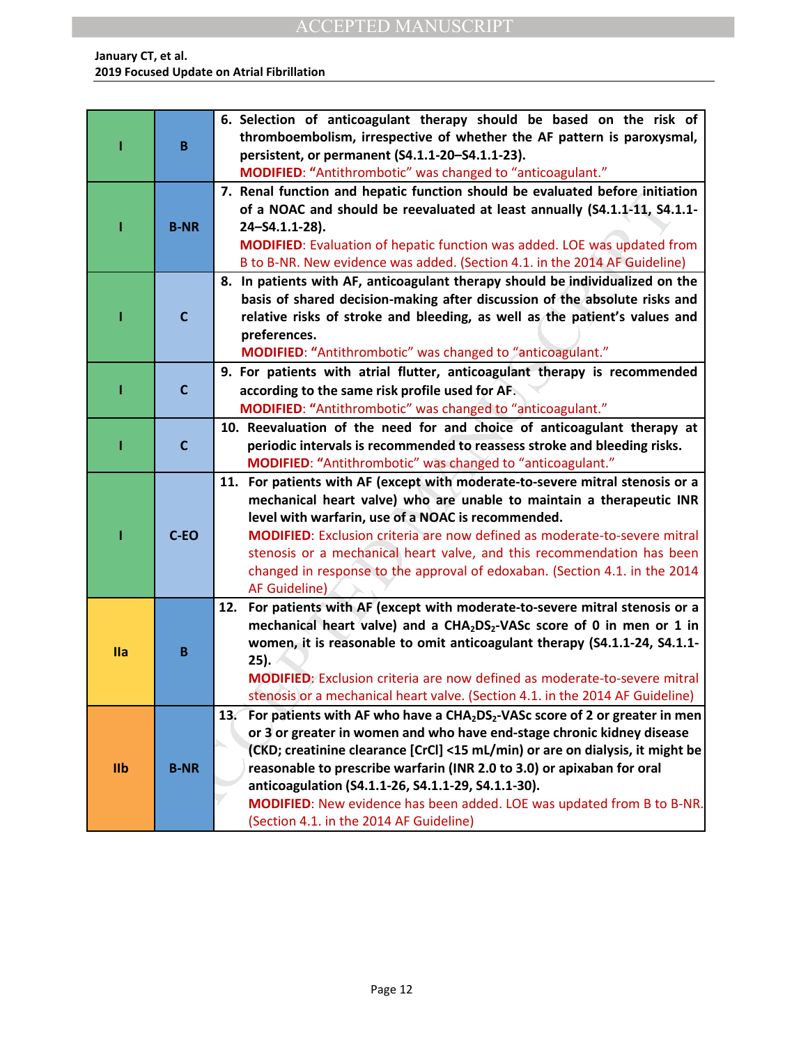| COR | LOE | Recommendations |
|---|---|---|
| I | B | **6. Selection of anticoagulant therapy should be based on the risk of thromboembolism, irrespective of whether the AF pattern is paroxysmal, persistent, or permanent (S4.1.1-20–S4.1.1-23).** MODIFIED: "Antithrombotic" was changed to "anticoagulant." |
| I | B-NR | **7. Renal function and hepatic function should be evaluated before initiation of a NOAC and should be reevaluated at least annually (S4.1.1-11, S4.1.1-24–S4.1.1-28).** MODIFIED: Evaluation of hepatic function was added. LOE was updated from B to B-NR. New evidence was added. (Section 4.1. in the 2014 AF Guideline) |
| I | C | **8. In patients with AF, anticoagulant therapy should be individualized on the basis of shared decision-making after discussion of the absolute risks and relative risks of stroke and bleeding, as well as the patient's values and preferences.** MODIFIED: "Antithrombotic" was changed to "anticoagulant." |
| I | C | **9. For patients with atrial flutter, anticoagulant therapy is recommended according to the same risk profile used for AF.** MODIFIED: "Antithrombotic" was changed to "anticoagulant." |
| I | C | **10. Reevaluation of the need for and choice of anticoagulant therapy at periodic intervals is recommended to reassess stroke and bleeding risks.** MODIFIED: "Antithrombotic" was changed to "anticoagulant." |
| I | C-EO | **11. For patients with AF (except with moderate-to-severe mitral stenosis or a mechanical heart valve) who are unable to maintain a therapeutic INR level with warfarin, use of a NOAC is recommended.** MODIFIED: Exclusion criteria are now defined as moderate-to-severe mitral stenosis or a mechanical heart valve, and this recommendation has been changed in response to the approval of edoxaban. (Section 4.1. in the 2014 AF Guideline) |
| IIa | B | **12. For patients with AF (except with moderate-to-severe mitral stenosis or a mechanical heart valve) and a $CHA_2DS_2$-VASc score of 0 in men or 1 in women, it is reasonable to omit anticoagulant therapy (S4.1.1-24, S4.1.1-25).** MODIFIED: Exclusion criteria are now defined as moderate-to-severe mitral stenosis or a mechanical heart valve. (Section 4.1. in the 2014 AF Guideline) |
| IIb | B-NR | **13. For patients with AF who have a $CHA_2DS_2$-VASc score of 2 or greater in men or 3 or greater in women and who have end-stage chronic kidney disease (CKD; creatinine clearance [CrCl] <15 mL/min) or are on dialysis, it might be reasonable to prescribe warfarin (INR 2.0 to 3.0) or apixaban for oral anticoagulation (S4.1.1-26, S4.1.1-29, S4.1.1-30).** MODIFIED: New evidence has been added. LOE was updated from B to B-NR. (Section 4.1. in the 2014 AF Guideline) |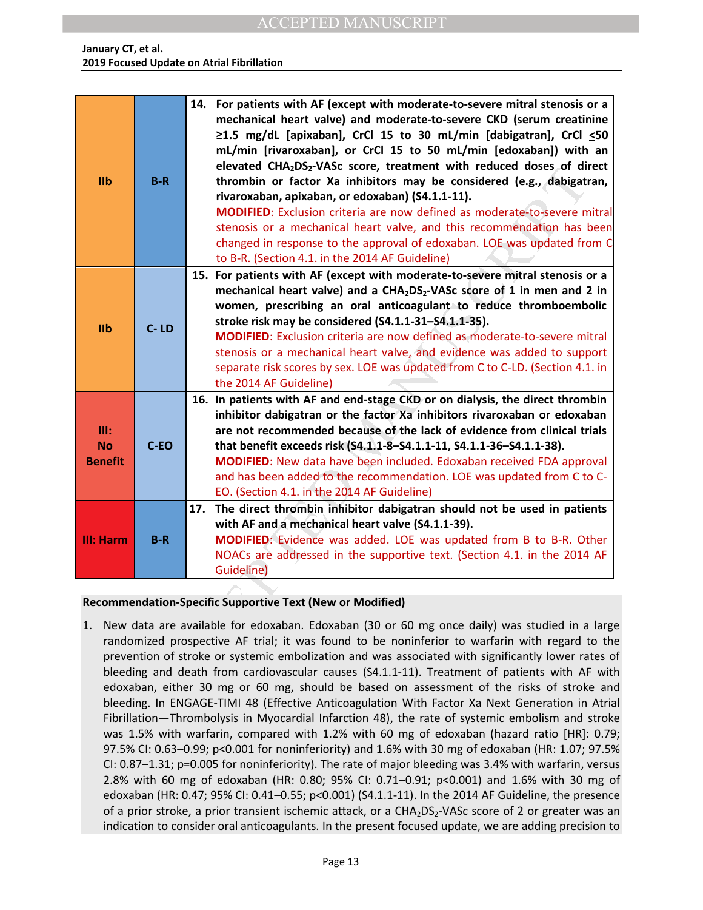| COR | LOE | Recommendations |
|---|---|---|
| IIb | B-R | **14. For patients with AF (except with moderate-to-severe mitral stenosis or a mechanical heart valve) and moderate-to-severe CKD (serum creatinine ≥1.5 mg/dL [apixaban], CrCl 15 to 30 mL/min [dabigatran], CrCl ≤50 mL/min [rivaroxaban], or CrCl 15 to 50 mL/min [edoxaban]) with an elevated $CHA_2DS_2$-VASc score, treatment with reduced doses of direct thrombin or factor Xa inhibitors may be considered (e.g., dabigatran, rivaroxaban, apixaban, or edoxaban) (S4.1.1-11).** **MODIFIED**: Exclusion criteria are now defined as moderate-to-severe mitral stenosis or a mechanical heart valve, and this recommendation has been changed in response to the approval of edoxaban. LOE was updated from C to B-R. (Section 4.1. in the 2014 AF Guideline) |
| IIb | C- LD | **15. For patients with AF (except with moderate-to-severe mitral stenosis or a mechanical heart valve) and a $CHA_2DS_2$-VASc score of 1 in men and 2 in women, prescribing an oral anticoagulant to reduce thromboembolic stroke risk may be considered (S4.1.1-31–S4.1.1-35).** **MODIFIED**: Exclusion criteria are now defined as moderate-to-severe mitral stenosis or a mechanical heart valve, and evidence was added to support separate risk scores by sex. LOE was updated from C to C-LD. (Section 4.1. in the 2014 AF Guideline) |
| III: No Benefit | C-EO | **16. In patients with AF and end-stage CKD or on dialysis, the direct thrombin inhibitor dabigatran or the factor Xa inhibitors rivaroxaban or edoxaban are not recommended because of the lack of evidence from clinical trials that benefit exceeds risk (S4.1.1-8–S4.1.1-11, S4.1.1-36–S4.1.1-38).** **MODIFIED**: New data have been included. Edoxaban received FDA approval and has been added to the recommendation. LOE was updated from C to C-EO. (Section 4.1. in the 2014 AF Guideline) |
| III: Harm | B-R | **17. The direct thrombin inhibitor dabigatran should not be used in patients with AF and a mechanical heart valve (S4.1.1-39).** **MODIFIED**: Evidence was added. LOE was updated from B to B-R. Other NOACs are addressed in the supportive text. (Section 4.1. in the 2014 AF Guideline) |

**Recommendation-Specific Supportive Text (New or Modified)**

1. New data are available for edoxaban. Edoxaban (30 or 60 mg once daily) was studied in a large randomized prospective AF trial; it was found to be noninferior to warfarin with regard to the prevention of stroke or systemic embolization and was associated with significantly lower rates of bleeding and death from cardiovascular causes (S4.1.1-11). Treatment of patients with AF with edoxaban, either 30 mg or 60 mg, should be based on assessment of the risks of stroke and bleeding. In ENGAGE-TIMI 48 (Effective Anticoagulation With Factor Xa Next Generation in Atrial Fibrillation—Thrombolysis in Myocardial Infarction 48), the rate of systemic embolism and stroke was 1.5% with warfarin, compared with 1.2% with 60 mg of edoxaban (hazard ratio [HR]: 0.79; 97.5% CI: 0.63–0.99; p<0.001 for noninferiority) and 1.6% with 30 mg of edoxaban (HR: 1.07; 97.5% CI: 0.87–1.31; p=0.005 for noninferiority). The rate of major bleeding was 3.4% with warfarin, versus 2.8% with 60 mg of edoxaban (HR: 0.80; 95% CI: 0.71–0.91; p<0.001) and 1.6% with 30 mg of edoxaban (HR: 0.47; 95% CI: 0.41–0.55; p<0.001) (S4.1.1-11). In the 2014 AF Guideline, the presence of a prior stroke, a prior transient ischemic attack, or a $CHA_2DS_2$-VASc score of 2 or greater was an indication to consider oral anticoagulants. In the present focused update, we are adding precision to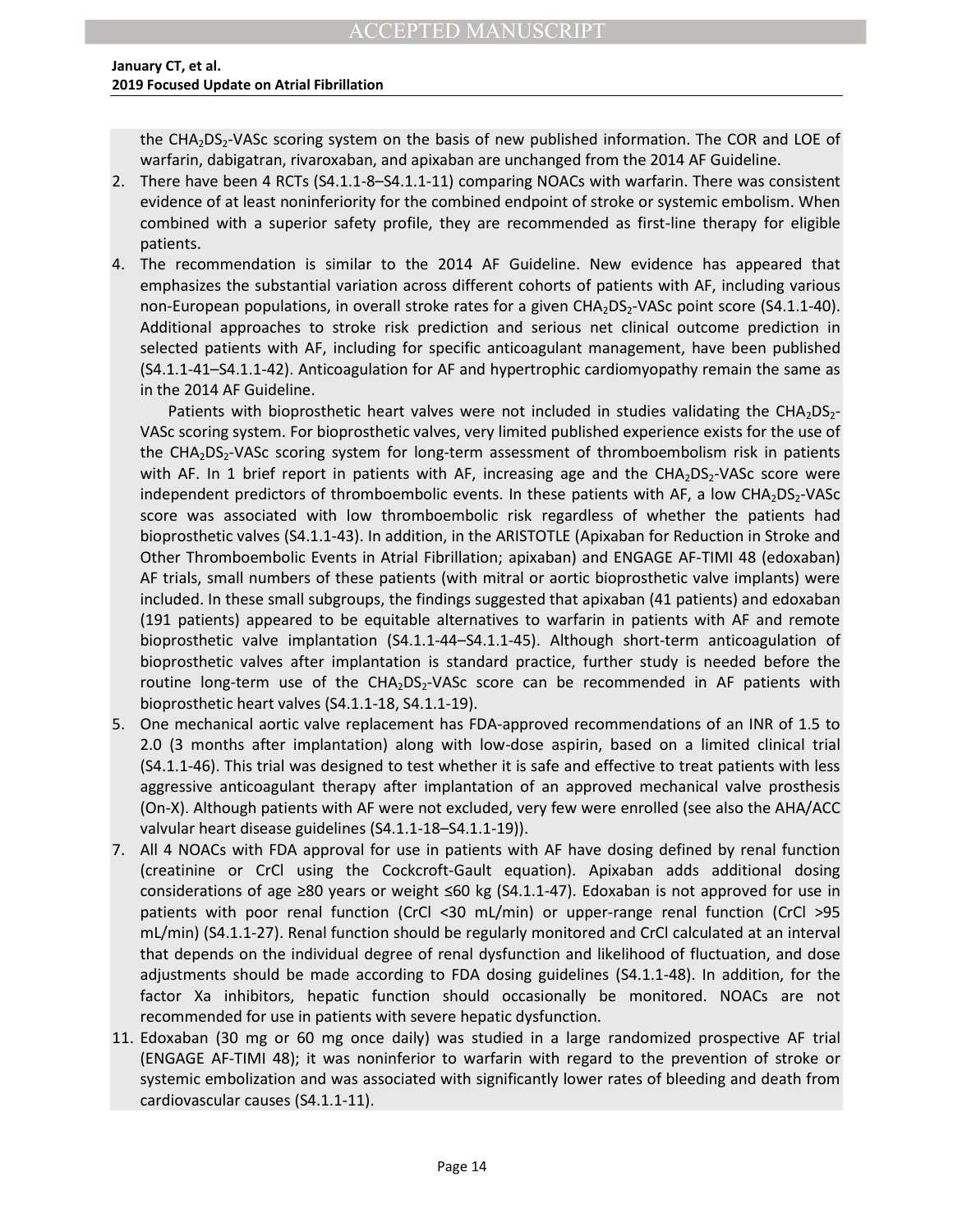the $CHA_2DS_2$-VASc scoring system on the basis of new published information. The COR and LOE of warfarin, dabigatran, rivaroxaban, and apixaban are unchanged from the 2014 AF Guideline.

2. There have been 4 RCTs (S4.1.1-8–S4.1.1-11) comparing NOACs with warfarin. There was consistent evidence of at least noninferiority for the combined endpoint of stroke or systemic embolism. When combined with a superior safety profile, they are recommended as first-line therapy for eligible patients.

4. The recommendation is similar to the 2014 AF Guideline. New evidence has appeared that emphasizes the substantial variation across different cohorts of patients with AF, including various non-European populations, in overall stroke rates for a given $CHA_2DS_2$-VASc point score (S4.1.1-40). Additional approaches to stroke risk prediction and serious net clinical outcome prediction in selected patients with AF, including for specific anticoagulant management, have been published (S4.1.1-41–S4.1.1-42). Anticoagulation for AF and hypertrophic cardiomyopathy remain the same as in the 2014 AF Guideline.

   Patients with bioprosthetic heart valves were not included in studies validating the $CHA_2DS_2$-VASc scoring system. For bioprosthetic valves, very limited published experience exists for the use of the $CHA_2DS_2$-VASc scoring system for long-term assessment of thromboembolism risk in patients with AF. In 1 brief report in patients with AF, increasing age and the $CHA_2DS_2$-VASc score were independent predictors of thromboembolic events. In these patients with AF, a low $CHA_2DS_2$-VASc score was associated with low thromboembolic risk regardless of whether the patients had bioprosthetic valves (S4.1.1-43). In addition, in the ARISTOTLE (Apixaban for Reduction in Stroke and Other Thromboembolic Events in Atrial Fibrillation; apixaban) and ENGAGE AF-TIMI 48 (edoxaban) AF trials, small numbers of these patients (with mitral or aortic bioprosthetic valve implants) were included. In these small subgroups, the findings suggested that apixaban (41 patients) and edoxaban (191 patients) appeared to be equitable alternatives to warfarin in patients with AF and remote bioprosthetic valve implantation (S4.1.1-44–S4.1.1-45). Although short-term anticoagulation of bioprosthetic valves after implantation is standard practice, further study is needed before the routine long-term use of the $CHA_2DS_2$-VASc score can be recommended in AF patients with bioprosthetic heart valves (S4.1.1-18, S4.1.1-19).

5. One mechanical aortic valve replacement has FDA-approved recommendations of an INR of 1.5 to 2.0 (3 months after implantation) along with low-dose aspirin, based on a limited clinical trial (S4.1.1-46). This trial was designed to test whether it is safe and effective to treat patients with less aggressive anticoagulant therapy after implantation of an approved mechanical valve prosthesis (On-X). Although patients with AF were not excluded, very few were enrolled (see also the AHA/ACC valvular heart disease guidelines (S4.1.1-18–S4.1.1-19)).

7. All 4 NOACs with FDA approval for use in patients with AF have dosing defined by renal function (creatinine or CrCl using the Cockcroft-Gault equation). Apixaban adds additional dosing considerations of age ≥80 years or weight ≤60 kg (S4.1.1-47). Edoxaban is not approved for use in patients with poor renal function (CrCl <30 mL/min) or upper-range renal function (CrCl >95 mL/min) (S4.1.1-27). Renal function should be regularly monitored and CrCl calculated at an interval that depends on the individual degree of renal dysfunction and likelihood of fluctuation, and dose adjustments should be made according to FDA dosing guidelines (S4.1.1-48). In addition, for the factor Xa inhibitors, hepatic function should occasionally be monitored. NOACs are not recommended for use in patients with severe hepatic dysfunction.

11. Edoxaban (30 mg or 60 mg once daily) was studied in a large randomized prospective AF trial (ENGAGE AF-TIMI 48); it was noninferior to warfarin with regard to the prevention of stroke or systemic embolization and was associated with significantly lower rates of bleeding and death from cardiovascular causes (S4.1.1-11).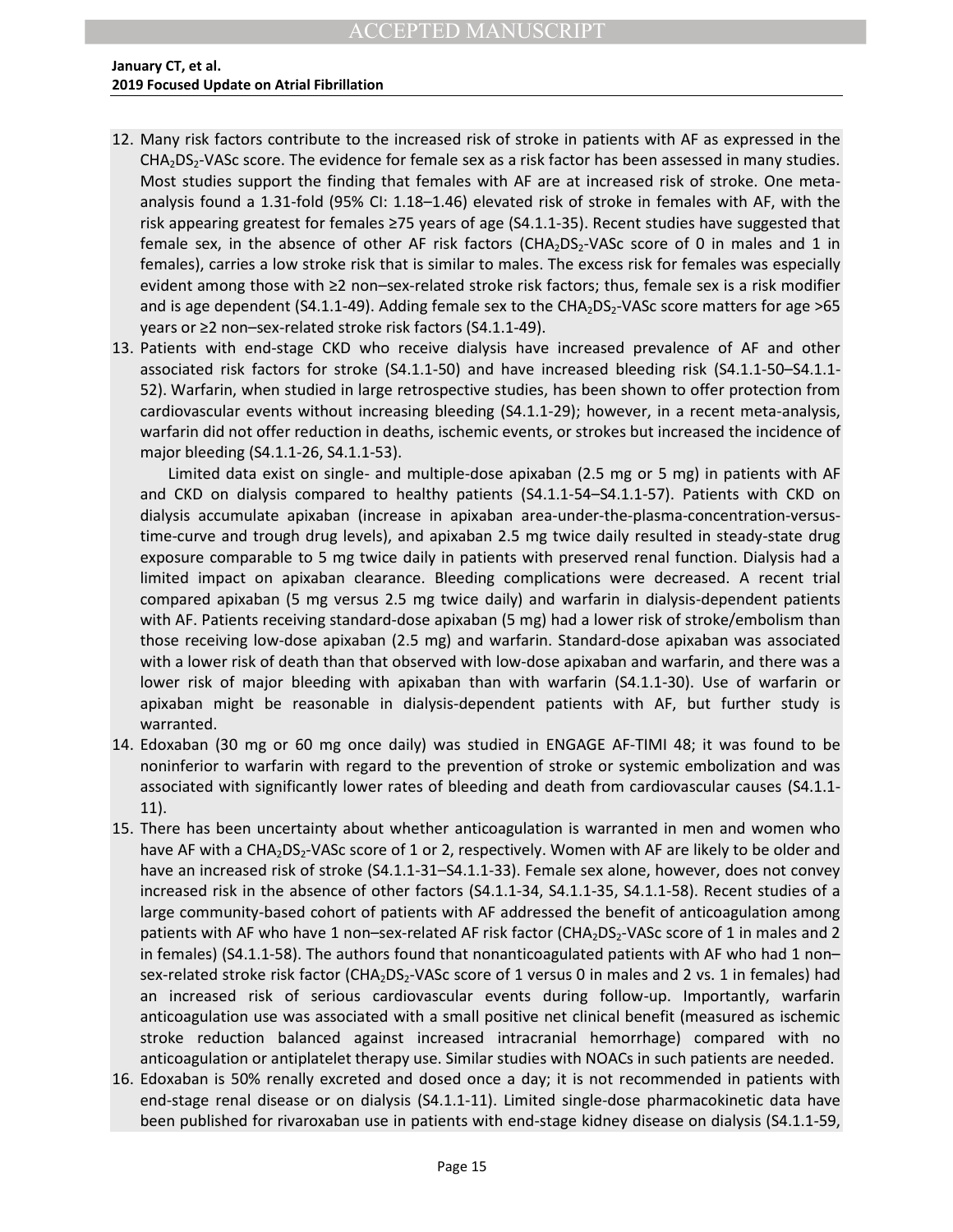12. Many risk factors contribute to the increased risk of stroke in patients with AF as expressed in the $CHA_2DS_2$-VASc score. The evidence for female sex as a risk factor has been assessed in many studies. Most studies support the finding that females with AF are at increased risk of stroke. One meta-analysis found a 1.31-fold (95% CI: 1.18–1.46) elevated risk of stroke in females with AF, with the risk appearing greatest for females ≥75 years of age (S4.1.1-35). Recent studies have suggested that female sex, in the absence of other AF risk factors ($CHA_2DS_2$-VASc score of 0 in males and 1 in females), carries a low stroke risk that is similar to males. The excess risk for females was especially evident among those with ≥2 non–sex-related stroke risk factors; thus, female sex is a risk modifier and is age dependent (S4.1.1-49). Adding female sex to the $CHA_2DS_2$-VASc score matters for age >65 years or ≥2 non–sex-related stroke risk factors (S4.1.1-49).
13. Patients with end-stage CKD who receive dialysis have increased prevalence of AF and other associated risk factors for stroke (S4.1.1-50) and have increased bleeding risk (S4.1.1-50–S4.1.1-52). Warfarin, when studied in large retrospective studies, has been shown to offer protection from cardiovascular events without increasing bleeding (S4.1.1-29); however, in a recent meta-analysis, warfarin did not offer reduction in deaths, ischemic events, or strokes but increased the incidence of major bleeding (S4.1.1-26, S4.1.1-53).

    Limited data exist on single- and multiple-dose apixaban (2.5 mg or 5 mg) in patients with AF and CKD on dialysis compared to healthy patients (S4.1.1-54–S4.1.1-57). Patients with CKD on dialysis accumulate apixaban (increase in apixaban area-under-the-plasma-concentration-versus-time-curve and trough drug levels), and apixaban 2.5 mg twice daily resulted in steady-state drug exposure comparable to 5 mg twice daily in patients with preserved renal function. Dialysis had a limited impact on apixaban clearance. Bleeding complications were decreased. A recent trial compared apixaban (5 mg versus 2.5 mg twice daily) and warfarin in dialysis-dependent patients with AF. Patients receiving standard-dose apixaban (5 mg) had a lower risk of stroke/embolism than those receiving low-dose apixaban (2.5 mg) and warfarin. Standard-dose apixaban was associated with a lower risk of death than that observed with low-dose apixaban and warfarin, and there was a lower risk of major bleeding with apixaban than with warfarin (S4.1.1-30). Use of warfarin or apixaban might be reasonable in dialysis-dependent patients with AF, but further study is warranted.
14. Edoxaban (30 mg or 60 mg once daily) was studied in ENGAGE AF-TIMI 48; it was found to be noninferior to warfarin with regard to the prevention of stroke or systemic embolization and was associated with significantly lower rates of bleeding and death from cardiovascular causes (S4.1.1-11).
15. There has been uncertainty about whether anticoagulation is warranted in men and women who have AF with a $CHA_2DS_2$-VASc score of 1 or 2, respectively. Women with AF are likely to be older and have an increased risk of stroke (S4.1.1-31–S4.1.1-33). Female sex alone, however, does not convey increased risk in the absence of other factors (S4.1.1-34, S4.1.1-35, S4.1.1-58). Recent studies of a large community-based cohort of patients with AF addressed the benefit of anticoagulation among patients with AF who have 1 non–sex-related AF risk factor ($CHA_2DS_2$-VASc score of 1 in males and 2 in females) (S4.1.1-58). The authors found that nonanticoagulated patients with AF who had 1 non–sex-related stroke risk factor ($CHA_2DS_2$-VASc score of 1 versus 0 in males and 2 vs. 1 in females) had an increased risk of serious cardiovascular events during follow-up. Importantly, warfarin anticoagulation use was associated with a small positive net clinical benefit (measured as ischemic stroke reduction balanced against increased intracranial hemorrhage) compared with no anticoagulation or antiplatelet therapy use. Similar studies with NOACs in such patients are needed.
16. Edoxaban is 50% renally excreted and dosed once a day; it is not recommended in patients with end-stage renal disease or on dialysis (S4.1.1-11). Limited single-dose pharmacokinetic data have been published for rivaroxaban use in patients with end-stage kidney disease on dialysis (S4.1.1-59,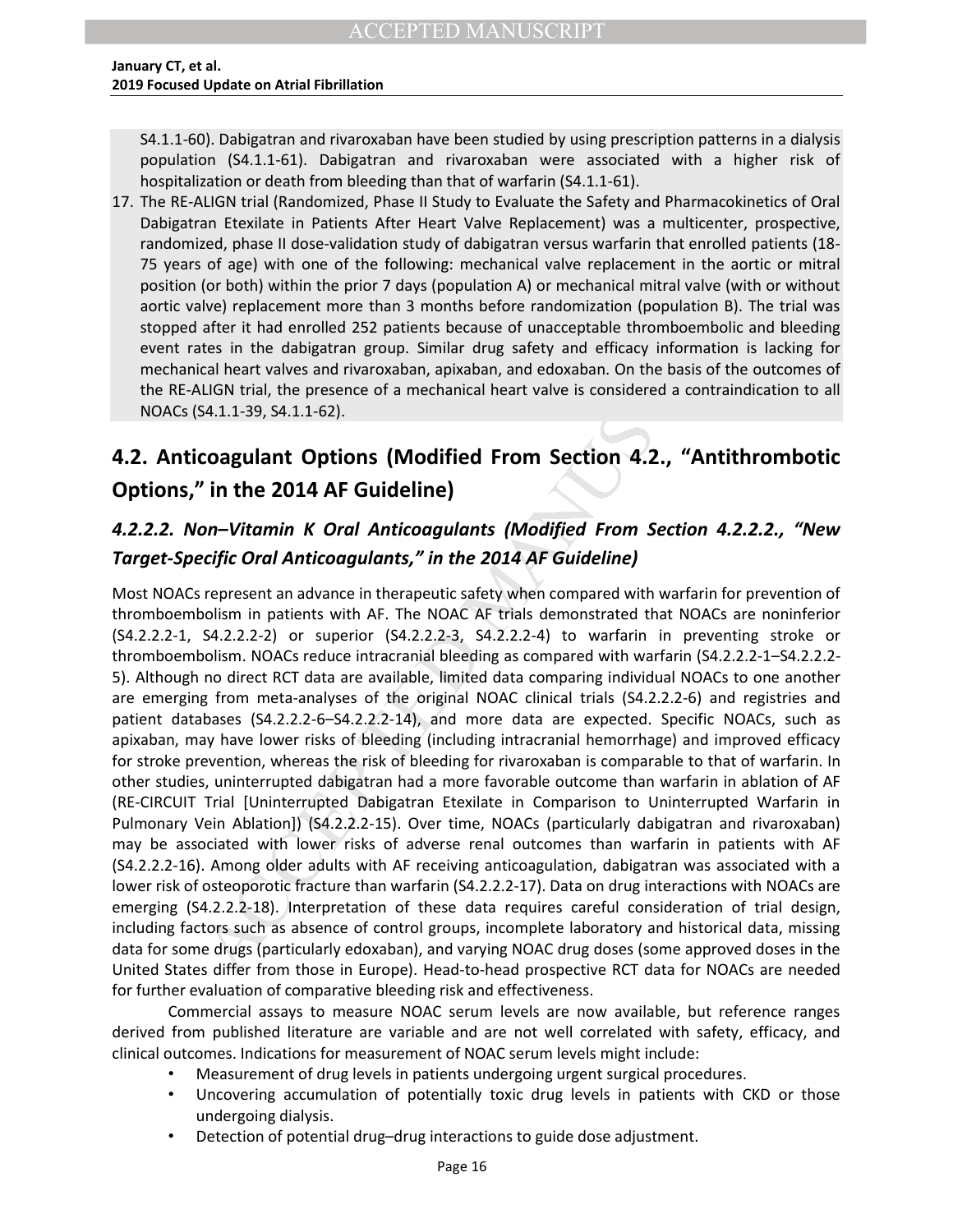S4.1.1-60). Dabigatran and rivaroxaban have been studied by using prescription patterns in a dialysis population (S4.1.1-61). Dabigatran and rivaroxaban were associated with a higher risk of hospitalization or death from bleeding than that of warfarin (S4.1.1-61).

17. The RE-ALIGN trial (Randomized, Phase II Study to Evaluate the Safety and Pharmacokinetics of Oral Dabigatran Etexilate in Patients After Heart Valve Replacement) was a multicenter, prospective, randomized, phase II dose-validation study of dabigatran versus warfarin that enrolled patients (18-75 years of age) with one of the following: mechanical valve replacement in the aortic or mitral position (or both) within the prior 7 days (population A) or mechanical mitral valve (with or without aortic valve) replacement more than 3 months before randomization (population B). The trial was stopped after it had enrolled 252 patients because of unacceptable thromboembolic and bleeding event rates in the dabigatran group. Similar drug safety and efficacy information is lacking for mechanical heart valves and rivaroxaban, apixaban, and edoxaban. On the basis of the outcomes of the RE-ALIGN trial, the presence of a mechanical heart valve is considered a contraindication to all NOACs (S4.1.1-39, S4.1.1-62).

## 4.2. Anticoagulant Options (Modified From Section 4.2., "Antithrombotic Options," in the 2014 AF Guideline)

### *4.2.2.2. Non–Vitamin K Oral Anticoagulants (Modified From Section 4.2.2.2., "New Target-Specific Oral Anticoagulants," in the 2014 AF Guideline)*

Most NOACs represent an advance in therapeutic safety when compared with warfarin for prevention of thromboembolism in patients with AF. The NOAC AF trials demonstrated that NOACs are noninferior (S4.2.2.2-1, S4.2.2.2-2) or superior (S4.2.2.2-3, S4.2.2.2-4) to warfarin in preventing stroke or thromboembolism. NOACs reduce intracranial bleeding as compared with warfarin (S4.2.2.2-1–S4.2.2.2-5). Although no direct RCT data are available, limited data comparing individual NOACs to one another are emerging from meta-analyses of the original NOAC clinical trials (S4.2.2.2-6) and registries and patient databases (S4.2.2.2-6–S4.2.2.2-14), and more data are expected. Specific NOACs, such as apixaban, may have lower risks of bleeding (including intracranial hemorrhage) and improved efficacy for stroke prevention, whereas the risk of bleeding for rivaroxaban is comparable to that of warfarin. In other studies, uninterrupted dabigatran had a more favorable outcome than warfarin in ablation of AF (RE-CIRCUIT Trial [Uninterrupted Dabigatran Etexilate in Comparison to Uninterrupted Warfarin in Pulmonary Vein Ablation]) (S4.2.2.2-15). Over time, NOACs (particularly dabigatran and rivaroxaban) may be associated with lower risks of adverse renal outcomes than warfarin in patients with AF (S4.2.2.2-16). Among older adults with AF receiving anticoagulation, dabigatran was associated with a lower risk of osteoporotic fracture than warfarin (S4.2.2.2-17). Data on drug interactions with NOACs are emerging (S4.2.2.2-18). Interpretation of these data requires careful consideration of trial design, including factors such as absence of control groups, incomplete laboratory and historical data, missing data for some drugs (particularly edoxaban), and varying NOAC drug doses (some approved doses in the United States differ from those in Europe). Head-to-head prospective RCT data for NOACs are needed for further evaluation of comparative bleeding risk and effectiveness.

Commercial assays to measure NOAC serum levels are now available, but reference ranges derived from published literature are variable and are not well correlated with safety, efficacy, and clinical outcomes. Indications for measurement of NOAC serum levels might include:

- Measurement of drug levels in patients undergoing urgent surgical procedures.
- Uncovering accumulation of potentially toxic drug levels in patients with CKD or those undergoing dialysis.
- Detection of potential drug–drug interactions to guide dose adjustment.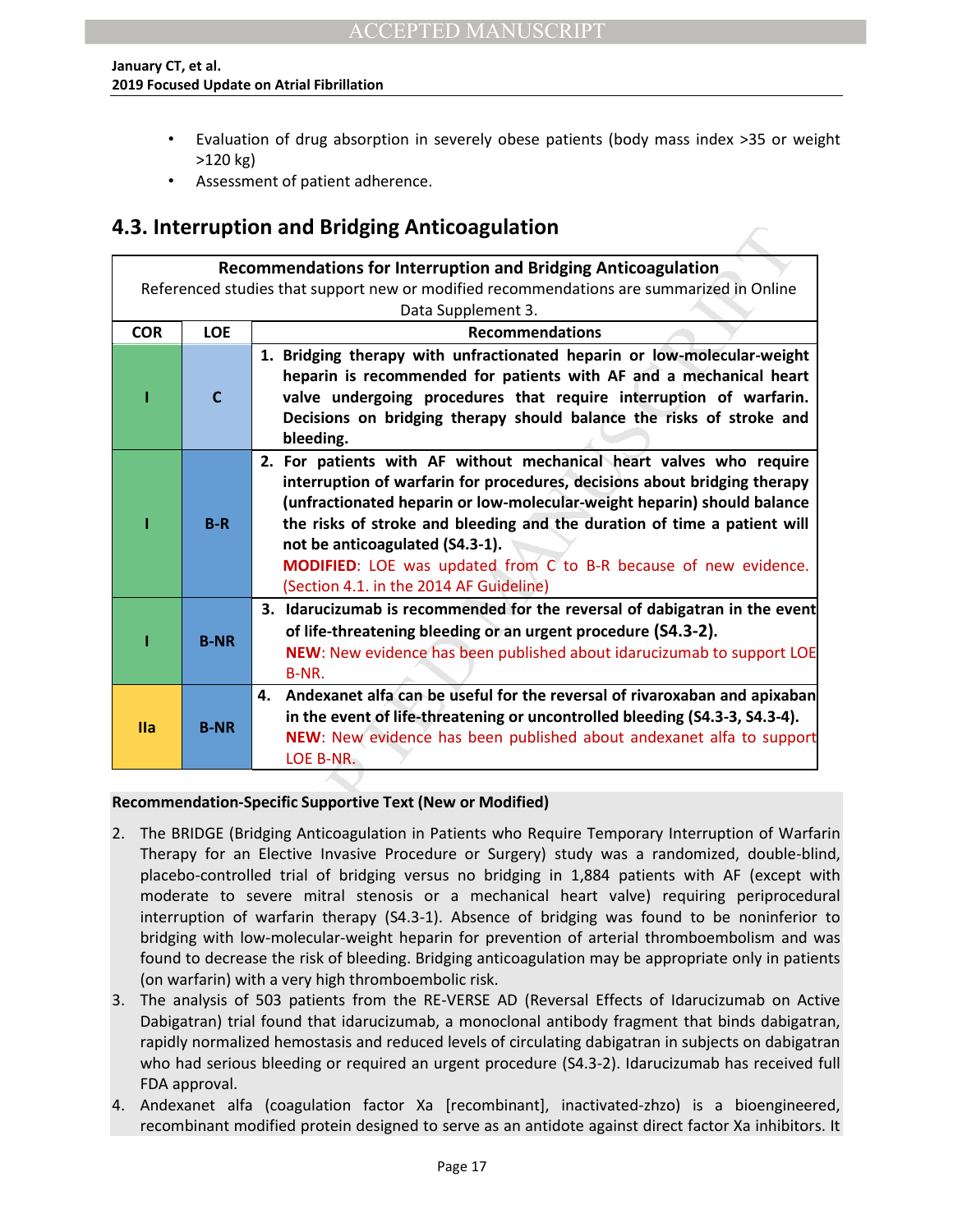- Evaluation of drug absorption in severely obese patients (body mass index >35 or weight >120 kg)
- Assessment of patient adherence.

## 4.3. Interruption and Bridging Anticoagulation

| Recommendations for Interruption and Bridging Anticoagulation<br>Referenced studies that support new or modified recommendations are summarized in Online Data Supplement 3. | | |
|---|---|---|
| **COR** | **LOE** | **Recommendations** |
| **I** | **C** | **1. Bridging therapy with unfractionated heparin or low-molecular-weight heparin is recommended for patients with AF and a mechanical heart valve undergoing procedures that require interruption of warfarin. Decisions on bridging therapy should balance the risks of stroke and bleeding.** |
| **I** | **B-R** | **2. For patients with AF without mechanical heart valves who require interruption of warfarin for procedures, decisions about bridging therapy (unfractionated heparin or low-molecular-weight heparin) should balance the risks of stroke and bleeding and the duration of time a patient will not be anticoagulated (S4.3-1).**<br>**MODIFIED**: LOE was updated from C to B-R because of new evidence. (Section 4.1. in the 2014 AF Guideline) |
| **I** | **B-NR** | **3. Idarucizumab is recommended for the reversal of dabigatran in the event of life-threatening bleeding or an urgent procedure (S4.3-2).**<br>**NEW**: New evidence has been published about idarucizumab to support LOE B-NR. |
| **IIa** | **B-NR** | **4. Andexanet alfa can be useful for the reversal of rivaroxaban and apixaban in the event of life-threatening or uncontrolled bleeding (S4.3-3, S4.3-4).**<br>**NEW**: New evidence has been published about andexanet alfa to support LOE B-NR. |

**Recommendation-Specific Supportive Text (New or Modified)**

2. The BRIDGE (Bridging Anticoagulation in Patients who Require Temporary Interruption of Warfarin Therapy for an Elective Invasive Procedure or Surgery) study was a randomized, double-blind, placebo-controlled trial of bridging versus no bridging in 1,884 patients with AF (except with moderate to severe mitral stenosis or a mechanical heart valve) requiring periprocedural interruption of warfarin therapy (S4.3-1). Absence of bridging was found to be noninferior to bridging with low-molecular-weight heparin for prevention of arterial thromboembolism and was found to decrease the risk of bleeding. Bridging anticoagulation may be appropriate only in patients (on warfarin) with a very high thromboembolic risk.
3. The analysis of 503 patients from the RE-VERSE AD (Reversal Effects of Idarucizumab on Active Dabigatran) trial found that idarucizumab, a monoclonal antibody fragment that binds dabigatran, rapidly normalized hemostasis and reduced levels of circulating dabigatran in subjects on dabigatran who had serious bleeding or required an urgent procedure (S4.3-2). Idarucizumab has received full FDA approval.
4. Andexanet alfa (coagulation factor Xa [recombinant], inactivated-zhzo) is a bioengineered, recombinant modified protein designed to serve as an antidote against direct factor Xa inhibitors. It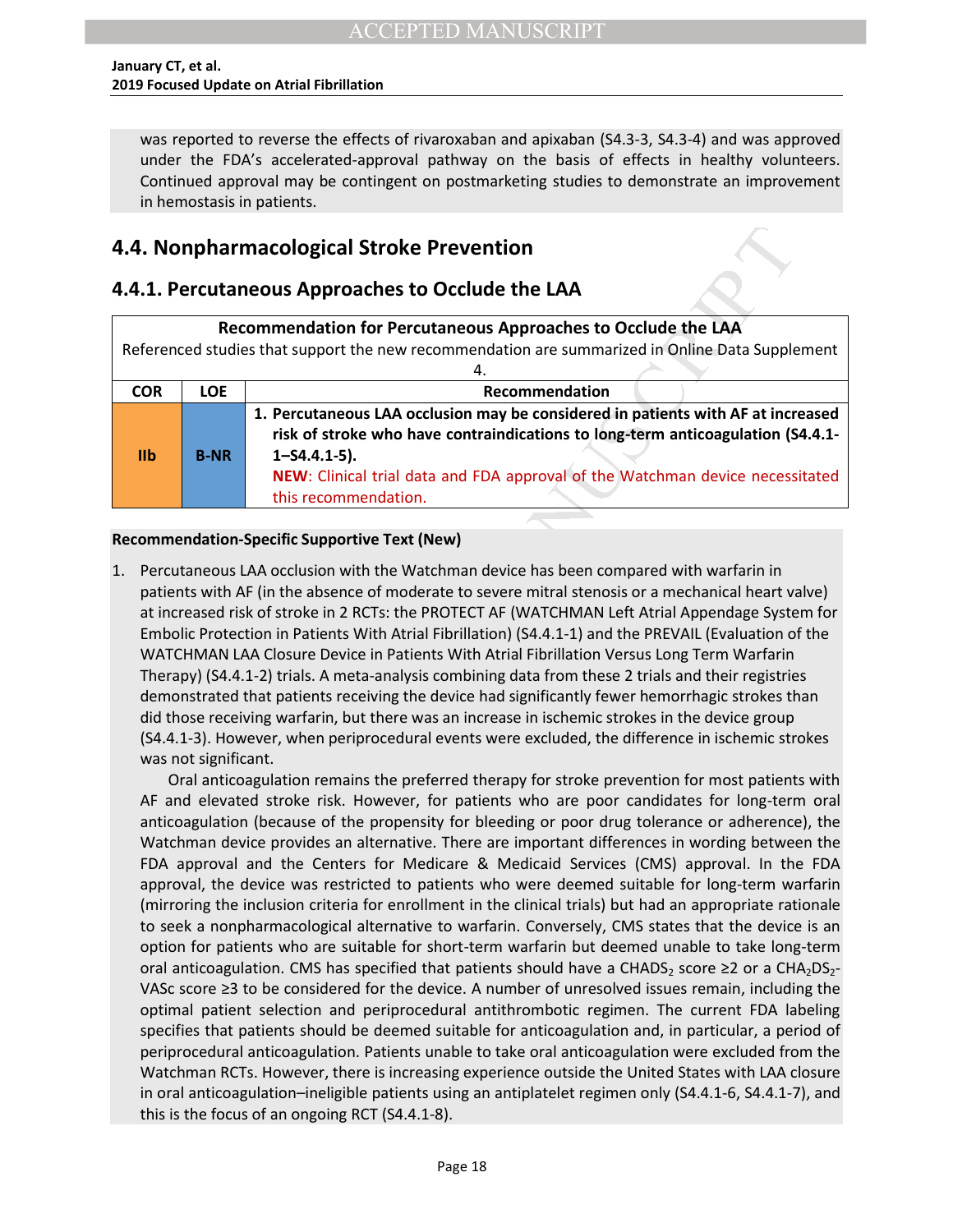was reported to reverse the effects of rivaroxaban and apixaban (S4.3-3, S4.3-4) and was approved under the FDA's accelerated-approval pathway on the basis of effects in healthy volunteers. Continued approval may be contingent on postmarketing studies to demonstrate an improvement in hemostasis in patients.

## 4.4. Nonpharmacological Stroke Prevention

### 4.4.1. Percutaneous Approaches to Occlude the LAA

| **Recommendation for Percutaneous Approaches to Occlude the LAA**<br>Referenced studies that support the new recommendation are summarized in Online Data Supplement 4. | | |
|---|---|---|
| **COR** | **LOE** | **Recommendation** |
| **IIb** | **B-NR** | **1. Percutaneous LAA occlusion may be considered in patients with AF at increased risk of stroke who have contraindications to long-term anticoagulation (S4.4.1-1–S4.4.1-5).**<br>**NEW**: Clinical trial data and FDA approval of the Watchman device necessitated this recommendation. |

**Recommendation-Specific Supportive Text (New)**

1. Percutaneous LAA occlusion with the Watchman device has been compared with warfarin in patients with AF (in the absence of moderate to severe mitral stenosis or a mechanical heart valve) at increased risk of stroke in 2 RCTs: the PROTECT AF (WATCHMAN Left Atrial Appendage System for Embolic Protection in Patients With Atrial Fibrillation) (S4.4.1-1) and the PREVAIL (Evaluation of the WATCHMAN LAA Closure Device in Patients With Atrial Fibrillation Versus Long Term Warfarin Therapy) (S4.4.1-2) trials. A meta-analysis combining data from these 2 trials and their registries demonstrated that patients receiving the device had significantly fewer hemorrhagic strokes than did those receiving warfarin, but there was an increase in ischemic strokes in the device group (S4.4.1-3). However, when periprocedural events were excluded, the difference in ischemic strokes was not significant.

   Oral anticoagulation remains the preferred therapy for stroke prevention for most patients with AF and elevated stroke risk. However, for patients who are poor candidates for long-term oral anticoagulation (because of the propensity for bleeding or poor drug tolerance or adherence), the Watchman device provides an alternative. There are important differences in wording between the FDA approval and the Centers for Medicare & Medicaid Services (CMS) approval. In the FDA approval, the device was restricted to patients who were deemed suitable for long-term warfarin (mirroring the inclusion criteria for enrollment in the clinical trials) but had an appropriate rationale to seek a nonpharmacological alternative to warfarin. Conversely, CMS states that the device is an option for patients who are suitable for short-term warfarin but deemed unable to take long-term oral anticoagulation. CMS has specified that patients should have a $CHADS_2$ score ≥2 or a $CHA_2DS_2$-VASc score ≥3 to be considered for the device. A number of unresolved issues remain, including the optimal patient selection and periprocedural antithrombotic regimen. The current FDA labeling specifies that patients should be deemed suitable for anticoagulation and, in particular, a period of periprocedural anticoagulation. Patients unable to take oral anticoagulation were excluded from the Watchman RCTs. However, there is increasing experience outside the United States with LAA closure in oral anticoagulation–ineligible patients using an antiplatelet regimen only (S4.4.1-6, S4.4.1-7), and this is the focus of an ongoing RCT (S4.4.1-8).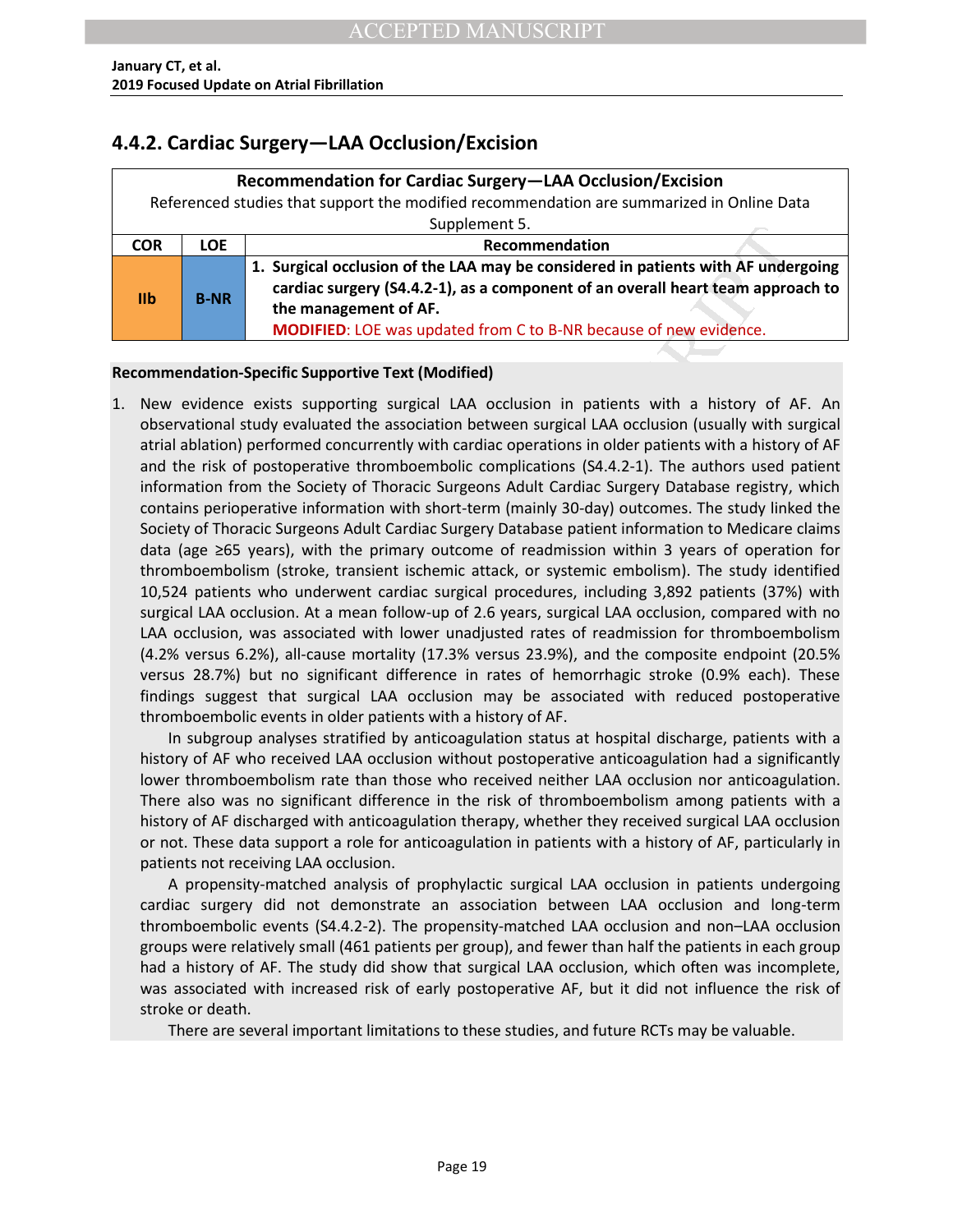## 4.4.2. Cardiac Surgery—LAA Occlusion/Excision

| Recommendation for Cardiac Surgery—LAA Occlusion/Excision | | |
|---|---|---|
| Referenced studies that support the modified recommendation are summarized in Online Data Supplement 5. | | |
| **COR** | **LOE** | **Recommendation** |
| **IIb** | **B-NR** | **1. Surgical occlusion of the LAA may be considered in patients with AF undergoing cardiac surgery (S4.4.2-1), as a component of an overall heart team approach to the management of AF.** **MODIFIED**: LOE was updated from C to B-NR because of new evidence. |

**Recommendation-Specific Supportive Text (Modified)**

1. New evidence exists supporting surgical LAA occlusion in patients with a history of AF. An observational study evaluated the association between surgical LAA occlusion (usually with surgical atrial ablation) performed concurrently with cardiac operations in older patients with a history of AF and the risk of postoperative thromboembolic complications (S4.4.2-1). The authors used patient information from the Society of Thoracic Surgeons Adult Cardiac Surgery Database registry, which contains perioperative information with short-term (mainly 30-day) outcomes. The study linked the Society of Thoracic Surgeons Adult Cardiac Surgery Database patient information to Medicare claims data (age ≥65 years), with the primary outcome of readmission within 3 years of operation for thromboembolism (stroke, transient ischemic attack, or systemic embolism). The study identified 10,524 patients who underwent cardiac surgical procedures, including 3,892 patients (37%) with surgical LAA occlusion. At a mean follow-up of 2.6 years, surgical LAA occlusion, compared with no LAA occlusion, was associated with lower unadjusted rates of readmission for thromboembolism (4.2% versus 6.2%), all-cause mortality (17.3% versus 23.9%), and the composite endpoint (20.5% versus 28.7%) but no significant difference in rates of hemorrhagic stroke (0.9% each). These findings suggest that surgical LAA occlusion may be associated with reduced postoperative thromboembolic events in older patients with a history of AF.

   In subgroup analyses stratified by anticoagulation status at hospital discharge, patients with a history of AF who received LAA occlusion without postoperative anticoagulation had a significantly lower thromboembolism rate than those who received neither LAA occlusion nor anticoagulation. There also was no significant difference in the risk of thromboembolism among patients with a history of AF discharged with anticoagulation therapy, whether they received surgical LAA occlusion or not. These data support a role for anticoagulation in patients with a history of AF, particularly in patients not receiving LAA occlusion.

   A propensity-matched analysis of prophylactic surgical LAA occlusion in patients undergoing cardiac surgery did not demonstrate an association between LAA occlusion and long-term thromboembolic events (S4.4.2-2). The propensity-matched LAA occlusion and non–LAA occlusion groups were relatively small (461 patients per group), and fewer than half the patients in each group had a history of AF. The study did show that surgical LAA occlusion, which often was incomplete, was associated with increased risk of early postoperative AF, but it did not influence the risk of stroke or death.

   There are several important limitations to these studies, and future RCTs may be valuable.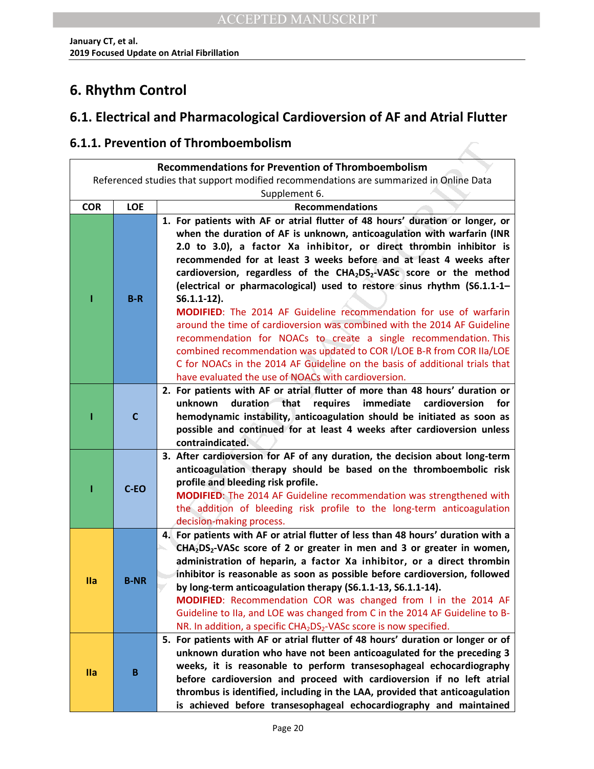# 6. Rhythm Control

## 6.1. Electrical and Pharmacological Cardioversion of AF and Atrial Flutter

### 6.1.1. Prevention of Thromboembolism

| Recommendations for Prevention of Thromboembolism<br>Referenced studies that support modified recommendations are summarized in Online Data Supplement 6. | | |
|---|---|---|
| **COR** | **LOE** | **Recommendations** |
| I | B-R | **1. For patients with AF or atrial flutter of 48 hours' duration or longer, or when the duration of AF is unknown, anticoagulation with warfarin (INR 2.0 to 3.0), a factor Xa inhibitor, or direct thrombin inhibitor is recommended for at least 3 weeks before and at least 4 weeks after cardioversion, regardless of the $CHA_2DS_2$-VASc score or the method (electrical or pharmacological) used to restore sinus rhythm (S6.1.1-1–S6.1.1-12).**<br>MODIFIED: The 2014 AF Guideline recommendation for use of warfarin around the time of cardioversion was combined with the 2014 AF Guideline recommendation for NOACs to create a single recommendation. This combined recommendation was updated to COR I/LOE B-R from COR IIa/LOE C for NOACs in the 2014 AF Guideline on the basis of additional trials that have evaluated the use of NOACs with cardioversion. |
| I | C | **2. For patients with AF or atrial flutter of more than 48 hours' duration or unknown duration that requires immediate cardioversion for hemodynamic instability, anticoagulation should be initiated as soon as possible and continued for at least 4 weeks after cardioversion unless contraindicated.** |
| I | C-EO | **3. After cardioversion for AF of any duration, the decision about long-term anticoagulation therapy should be based on the thromboembolic risk profile and bleeding risk profile.**<br>MODIFIED: The 2014 AF Guideline recommendation was strengthened with the addition of bleeding risk profile to the long-term anticoagulation decision-making process. |
| IIa | B-NR | **4. For patients with AF or atrial flutter of less than 48 hours' duration with a $CHA_2DS_2$-VASc score of 2 or greater in men and 3 or greater in women, administration of heparin, a factor Xa inhibitor, or a direct thrombin inhibitor is reasonable as soon as possible before cardioversion, followed by long-term anticoagulation therapy (S6.1.1-13, S6.1.1-14).**<br>MODIFIED: Recommendation COR was changed from I in the 2014 AF Guideline to IIa, and LOE was changed from C in the 2014 AF Guideline to B-NR. In addition, a specific $CHA_2DS_2$-VASc score is now specified. |
| IIa | B | **5. For patients with AF or atrial flutter of 48 hours' duration or longer or of unknown duration who have not been anticoagulated for the preceding 3 weeks, it is reasonable to perform transesophageal echocardiography before cardioversion and proceed with cardioversion if no left atrial thrombus is identified, including in the LAA, provided that anticoagulation is achieved before transesophageal echocardiography and maintained** |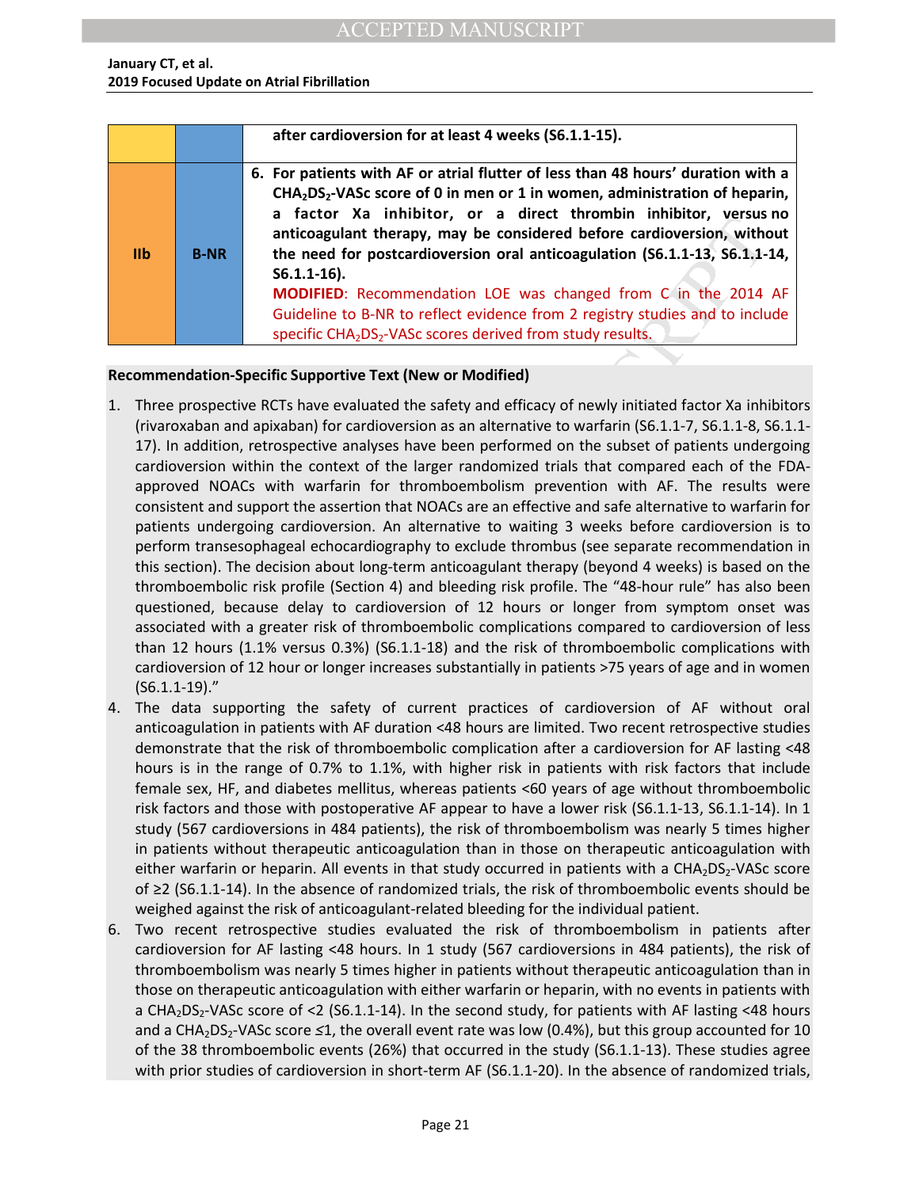| | | |
|---|---|---|
| | | after cardioversion for at least 4 weeks (S6.1.1-15). |
| IIb | B-NR | 6. For patients with AF or atrial flutter of less than 48 hours' duration with a $CHA_2DS_2$-VASc score of 0 in men or 1 in women, administration of heparin, a factor Xa inhibitor, or a direct thrombin inhibitor, versus no anticoagulant therapy, may be considered before cardioversion, without the need for postcardioversion oral anticoagulation (S6.1.1-13, S6.1.1-14, S6.1.1-16).<br>MODIFIED: Recommendation LOE was changed from C in the 2014 AF Guideline to B-NR to reflect evidence from 2 registry studies and to include specific $CHA_2DS_2$-VASc scores derived from study results. |

**Recommendation-Specific Supportive Text (New or Modified)**

1. Three prospective RCTs have evaluated the safety and efficacy of newly initiated factor Xa inhibitors (rivaroxaban and apixaban) for cardioversion as an alternative to warfarin (S6.1.1-7, S6.1.1-8, S6.1.1-17). In addition, retrospective analyses have been performed on the subset of patients undergoing cardioversion within the context of the larger randomized trials that compared each of the FDA-approved NOACs with warfarin for thromboembolism prevention with AF. The results were consistent and support the assertion that NOACs are an effective and safe alternative to warfarin for patients undergoing cardioversion. An alternative to waiting 3 weeks before cardioversion is to perform transesophageal echocardiography to exclude thrombus (see separate recommendation in this section). The decision about long-term anticoagulant therapy (beyond 4 weeks) is based on the thromboembolic risk profile (Section 4) and bleeding risk profile. The "48-hour rule" has also been questioned, because delay to cardioversion of 12 hours or longer from symptom onset was associated with a greater risk of thromboembolic complications compared to cardioversion of less than 12 hours (1.1% versus 0.3%) (S6.1.1-18) and the risk of thromboembolic complications with cardioversion of 12 hour or longer increases substantially in patients >75 years of age and in women (S6.1.1-19)."

4. The data supporting the safety of current practices of cardioversion of AF without oral anticoagulation in patients with AF duration <48 hours are limited. Two recent retrospective studies demonstrate that the risk of thromboembolic complication after a cardioversion for AF lasting <48 hours is in the range of 0.7% to 1.1%, with higher risk in patients with risk factors that include female sex, HF, and diabetes mellitus, whereas patients <60 years of age without thromboembolic risk factors and those with postoperative AF appear to have a lower risk (S6.1.1-13, S6.1.1-14). In 1 study (567 cardioversions in 484 patients), the risk of thromboembolism was nearly 5 times higher in patients without therapeutic anticoagulation than in those on therapeutic anticoagulation with either warfarin or heparin. All events in that study occurred in patients with a $CHA_2DS_2$-VASc score of ≥2 (S6.1.1-14). In the absence of randomized trials, the risk of thromboembolic events should be weighed against the risk of anticoagulant-related bleeding for the individual patient.

6. Two recent retrospective studies evaluated the risk of thromboembolism in patients after cardioversion for AF lasting <48 hours. In 1 study (567 cardioversions in 484 patients), the risk of thromboembolism was nearly 5 times higher in patients without therapeutic anticoagulation than in those on therapeutic anticoagulation with either warfarin or heparin, with no events in patients with a $CHA_2DS_2$-VASc score of <2 (S6.1.1-14). In the second study, for patients with AF lasting <48 hours and a $CHA_2DS_2$-VASc score ≤1, the overall event rate was low (0.4%), but this group accounted for 10 of the 38 thromboembolic events (26%) that occurred in the study (S6.1.1-13). These studies agree with prior studies of cardioversion in short-term AF (S6.1.1-20). In the absence of randomized trials,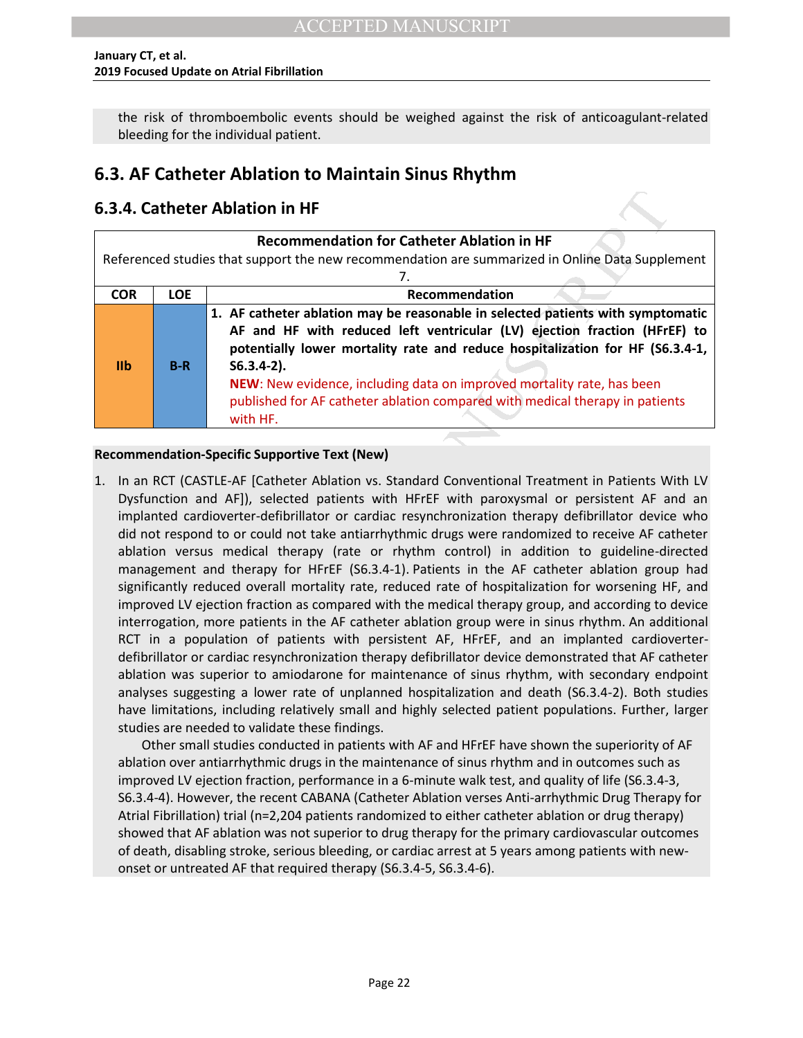the risk of thromboembolic events should be weighed against the risk of anticoagulant-related bleeding for the individual patient.

## 6.3. AF Catheter Ablation to Maintain Sinus Rhythm

### 6.3.4. Catheter Ablation in HF

| Recommendation for Catheter Ablation in HF | | |
|---|---|---|
| Referenced studies that support the new recommendation are summarized in Online Data Supplement 7. | | |
| **COR** | **LOE** | **Recommendation** |
| **IIb** | **B-R** | **1. AF catheter ablation may be reasonable in selected patients with symptomatic AF and HF with reduced left ventricular (LV) ejection fraction (HFrEF) to potentially lower mortality rate and reduce hospitalization for HF (S6.3.4-1, S6.3.4-2).** **NEW**: New evidence, including data on improved mortality rate, has been published for AF catheter ablation compared with medical therapy in patients with HF. |

**Recommendation-Specific Supportive Text (New)**

1. In an RCT (CASTLE-AF [Catheter Ablation vs. Standard Conventional Treatment in Patients With LV Dysfunction and AF]), selected patients with HFrEF with paroxysmal or persistent AF and an implanted cardioverter-defibrillator or cardiac resynchronization therapy defibrillator device who did not respond to or could not take antiarrhythmic drugs were randomized to receive AF catheter ablation versus medical therapy (rate or rhythm control) in addition to guideline-directed management and therapy for HFrEF (S6.3.4-1). Patients in the AF catheter ablation group had significantly reduced overall mortality rate, reduced rate of hospitalization for worsening HF, and improved LV ejection fraction as compared with the medical therapy group, and according to device interrogation, more patients in the AF catheter ablation group were in sinus rhythm. An additional RCT in a population of patients with persistent AF, HFrEF, and an implanted cardioverter-defibrillator or cardiac resynchronization therapy defibrillator device demonstrated that AF catheter ablation was superior to amiodarone for maintenance of sinus rhythm, with secondary endpoint analyses suggesting a lower rate of unplanned hospitalization and death (S6.3.4-2). Both studies have limitations, including relatively small and highly selected patient populations. Further, larger studies are needed to validate these findings.

   Other small studies conducted in patients with AF and HFrEF have shown the superiority of AF ablation over antiarrhythmic drugs in the maintenance of sinus rhythm and in outcomes such as improved LV ejection fraction, performance in a 6-minute walk test, and quality of life (S6.3.4-3, S6.3.4-4). However, the recent CABANA (Catheter Ablation verses Anti-arrhythmic Drug Therapy for Atrial Fibrillation) trial (n=2,204 patients randomized to either catheter ablation or drug therapy) showed that AF ablation was not superior to drug therapy for the primary cardiovascular outcomes of death, disabling stroke, serious bleeding, or cardiac arrest at 5 years among patients with new-onset or untreated AF that required therapy (S6.3.4-5, S6.3.4-6).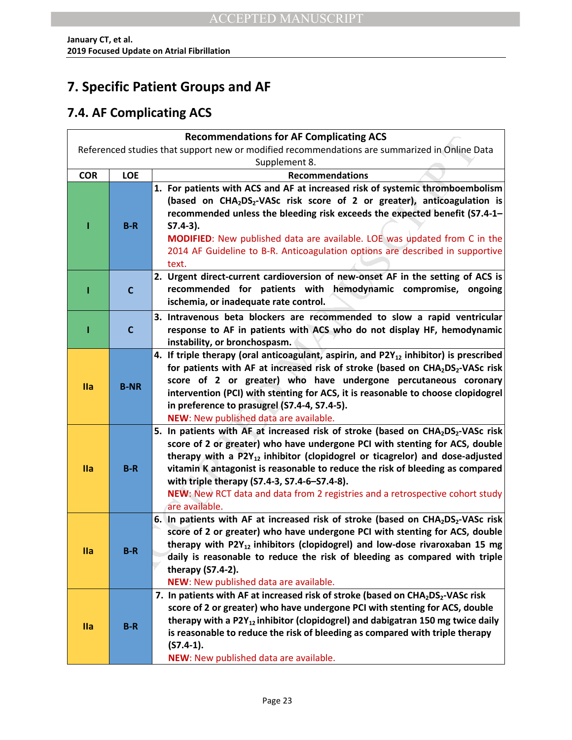## 7. Specific Patient Groups and AF

### 7.4. AF Complicating ACS

| Recommendations for AF Complicating ACS | | |
|---|---|---|
| Referenced studies that support new or modified recommendations are summarized in Online Data Supplement 8. | | |
| **COR** | **LOE** | **Recommendations** |
| **I** | **B-R** | **1. For patients with ACS and AF at increased risk of systemic thromboembolism (based on $CHA_2DS_2$-VASc risk score of 2 or greater), anticoagulation is recommended unless the bleeding risk exceeds the expected benefit (S7.4-1–S7.4-3).** **MODIFIED**: New published data are available. LOE was updated from C in the 2014 AF Guideline to B-R. Anticoagulation options are described in supportive text. |
| **I** | **C** | **2. Urgent direct-current cardioversion of new-onset AF in the setting of ACS is recommended for patients with hemodynamic compromise, ongoing ischemia, or inadequate rate control.** |
| **I** | **C** | **3. Intravenous beta blockers are recommended to slow a rapid ventricular response to AF in patients with ACS who do not display HF, hemodynamic instability, or bronchospasm.** |
| **IIa** | **B-NR** | **4. If triple therapy (oral anticoagulant, aspirin, and $P2Y_{12}$ inhibitor) is prescribed for patients with AF at increased risk of stroke (based on $CHA_2DS_2$-VASc risk score of 2 or greater) who have undergone percutaneous coronary intervention (PCI) with stenting for ACS, it is reasonable to choose clopidogrel in preference to prasugrel (S7.4-4, S7.4-5).** **NEW**: New published data are available. |
| **IIa** | **B-R** | **5. In patients with AF at increased risk of stroke (based on $CHA_2DS_2$-VASc risk score of 2 or greater) who have undergone PCI with stenting for ACS, double therapy with a $P2Y_{12}$ inhibitor (clopidogrel or ticagrelor) and dose-adjusted vitamin K antagonist is reasonable to reduce the risk of bleeding as compared with triple therapy (S7.4-3, S7.4-6–S7.4-8).** **NEW**: New RCT data and data from 2 registries and a retrospective cohort study are available. |
| **IIa** | **B-R** | **6. In patients with AF at increased risk of stroke (based on $CHA_2DS_2$-VASc risk score of 2 or greater) who have undergone PCI with stenting for ACS, double therapy with $P2Y_{12}$ inhibitors (clopidogrel) and low-dose rivaroxaban 15 mg daily is reasonable to reduce the risk of bleeding as compared with triple therapy (S7.4-2).** **NEW**: New published data are available. |
| **IIa** | **B-R** | **7. In patients with AF at increased risk of stroke (based on $CHA_2DS_2$-VASc risk score of 2 or greater) who have undergone PCI with stenting for ACS, double therapy with a $P2Y_{12}$ inhibitor (clopidogrel) and dabigatran 150 mg twice daily is reasonable to reduce the risk of bleeding as compared with triple therapy (S7.4-1).** **NEW**: New published data are available. |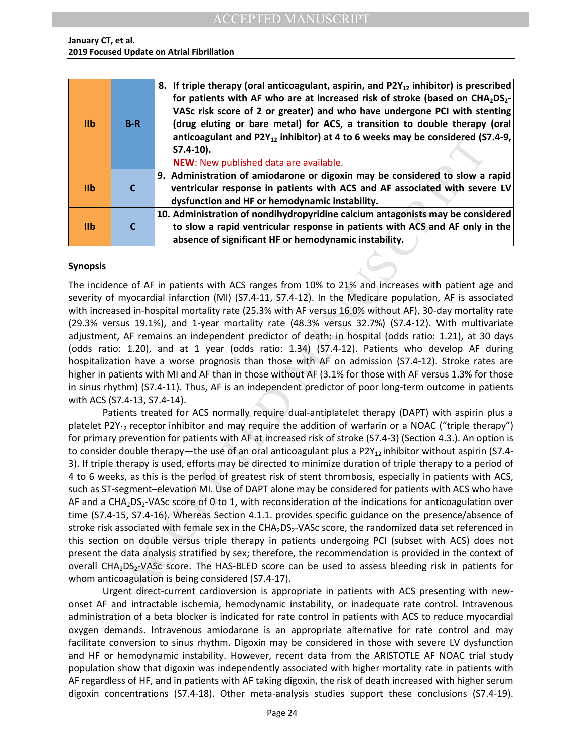| | | |
|---|---|---|
| IIb | B-R | **8. If triple therapy (oral anticoagulant, aspirin, and $P2Y_{12}$ inhibitor) is prescribed for patients with AF who are at increased risk of stroke (based on $CHA_2DS_2$-VASc risk score of 2 or greater) and who have undergone PCI with stenting (drug eluting or bare metal) for ACS, a transition to double therapy (oral anticoagulant and $P2Y_{12}$ inhibitor) at 4 to 6 weeks may be considered (S7.4-9, S7.4-10).** NEW: New published data are available. |
| IIb | C | **9. Administration of amiodarone or digoxin may be considered to slow a rapid ventricular response in patients with ACS and AF associated with severe LV dysfunction and HF or hemodynamic instability.** |
| IIb | C | **10. Administration of nondihydropyridine calcium antagonists may be considered to slow a rapid ventricular response in patients with ACS and AF only in the absence of significant HF or hemodynamic instability.** |

**Synopsis**

The incidence of AF in patients with ACS ranges from 10% to 21% and increases with patient age and severity of myocardial infarction (MI) (S7.4-11, S7.4-12). In the Medicare population, AF is associated with increased in-hospital mortality rate (25.3% with AF versus 16.0% without AF), 30-day mortality rate (29.3% versus 19.1%), and 1-year mortality rate (48.3% versus 32.7%) (S7.4-12). With multivariate adjustment, AF remains an independent predictor of death: in hospital (odds ratio: 1.21), at 30 days (odds ratio: 1.20), and at 1 year (odds ratio: 1.34) (S7.4-12). Patients who develop AF during hospitalization have a worse prognosis than those with AF on admission (S7.4-12). Stroke rates are higher in patients with MI and AF than in those without AF (3.1% for those with AF versus 1.3% for those in sinus rhythm) (S7.4-11). Thus, AF is an independent predictor of poor long-term outcome in patients with ACS (S7.4-13, S7.4-14).

Patients treated for ACS normally require dual-antiplatelet therapy (DAPT) with aspirin plus a platelet $P2Y_{12}$ receptor inhibitor and may require the addition of warfarin or a NOAC ("triple therapy") for primary prevention for patients with AF at increased risk of stroke (S7.4-3) (Section 4.3.). An option is to consider double therapy—the use of an oral anticoagulant plus a $P2Y_{12}$ inhibitor without aspirin (S7.4-3). If triple therapy is used, efforts may be directed to minimize duration of triple therapy to a period of 4 to 6 weeks, as this is the period of greatest risk of stent thrombosis, especially in patients with ACS, such as ST-segment–elevation MI. Use of DAPT alone may be considered for patients with ACS who have AF and a $CHA_2DS_2$-VASc score of 0 to 1, with reconsideration of the indications for anticoagulation over time (S7.4-15, S7.4-16). Whereas Section 4.1.1. provides specific guidance on the presence/absence of stroke risk associated with female sex in the $CHA_2DS_2$-VASc score, the randomized data set referenced in this section on double versus triple therapy in patients undergoing PCI (subset with ACS) does not present the data analysis stratified by sex; therefore, the recommendation is provided in the context of overall $CHA_2DS_2$-VASc score. The HAS-BLED score can be used to assess bleeding risk in patients for whom anticoagulation is being considered (S7.4-17).

Urgent direct-current cardioversion is appropriate in patients with ACS presenting with new-onset AF and intractable ischemia, hemodynamic instability, or inadequate rate control. Intravenous administration of a beta blocker is indicated for rate control in patients with ACS to reduce myocardial oxygen demands. Intravenous amiodarone is an appropriate alternative for rate control and may facilitate conversion to sinus rhythm. Digoxin may be considered in those with severe LV dysfunction and HF or hemodynamic instability. However, recent data from the ARISTOTLE AF NOAC trial study population show that digoxin was independently associated with higher mortality rate in patients with AF regardless of HF, and in patients with AF taking digoxin, the risk of death increased with higher serum digoxin concentrations (S7.4-18). Other meta-analysis studies support these conclusions (S7.4-19).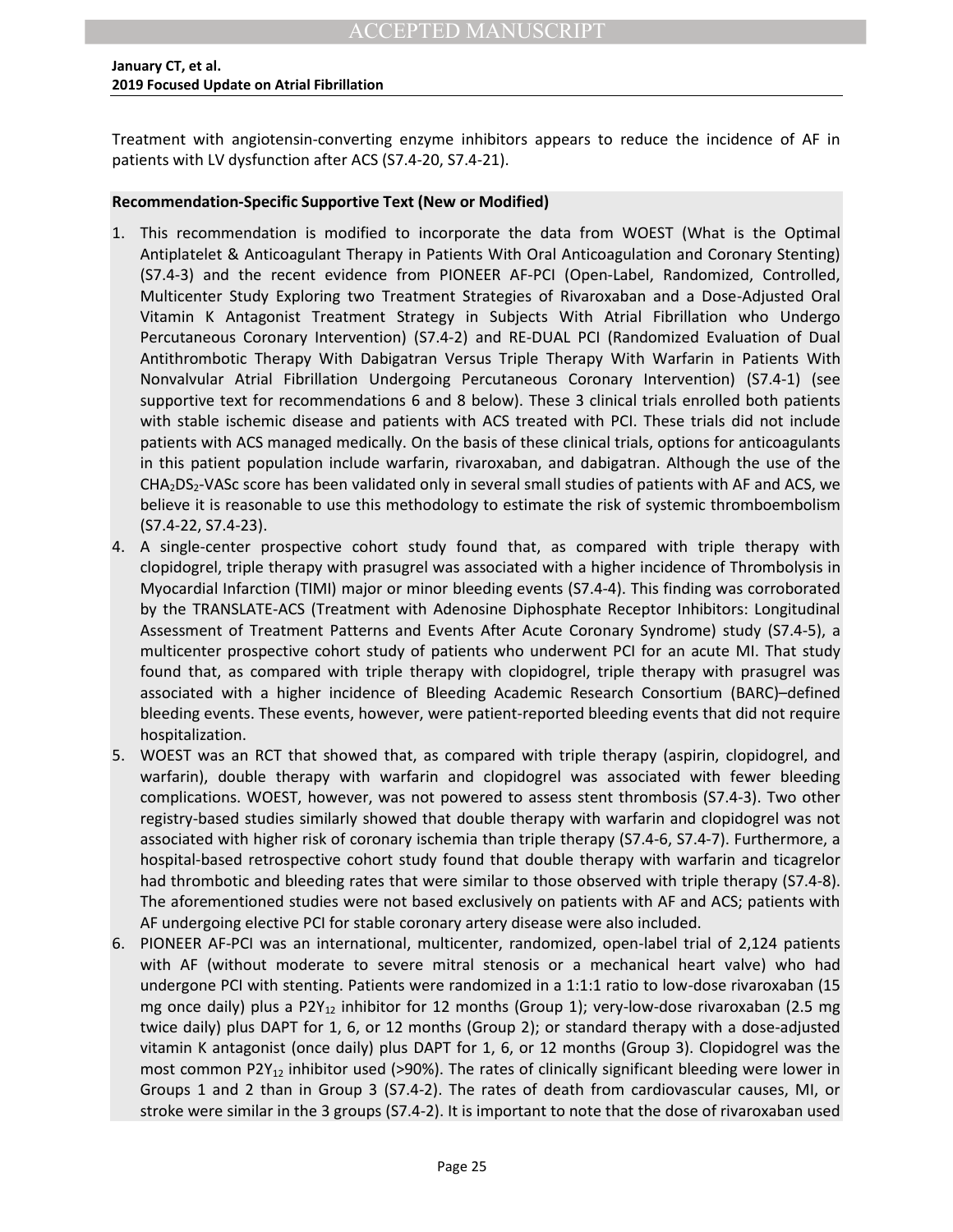Treatment with angiotensin-converting enzyme inhibitors appears to reduce the incidence of AF in patients with LV dysfunction after ACS (S7.4-20, S7.4-21).

**Recommendation-Specific Supportive Text (New or Modified)**

1. This recommendation is modified to incorporate the data from WOEST (What is the Optimal Antiplatelet & Anticoagulant Therapy in Patients With Oral Anticoagulation and Coronary Stenting) (S7.4-3) and the recent evidence from PIONEER AF-PCI (Open-Label, Randomized, Controlled, Multicenter Study Exploring two Treatment Strategies of Rivaroxaban and a Dose-Adjusted Oral Vitamin K Antagonist Treatment Strategy in Subjects With Atrial Fibrillation who Undergo Percutaneous Coronary Intervention) (S7.4-2) and RE-DUAL PCI (Randomized Evaluation of Dual Antithrombotic Therapy With Dabigatran Versus Triple Therapy With Warfarin in Patients With Nonvalvular Atrial Fibrillation Undergoing Percutaneous Coronary Intervention) (S7.4-1) (see supportive text for recommendations 6 and 8 below). These 3 clinical trials enrolled both patients with stable ischemic disease and patients with ACS treated with PCI. These trials did not include patients with ACS managed medically. On the basis of these clinical trials, options for anticoagulants in this patient population include warfarin, rivaroxaban, and dabigatran. Although the use of the $CHA_2DS_2$-VASc score has been validated only in several small studies of patients with AF and ACS, we believe it is reasonable to use this methodology to estimate the risk of systemic thromboembolism (S7.4-22, S7.4-23).
4. A single-center prospective cohort study found that, as compared with triple therapy with clopidogrel, triple therapy with prasugrel was associated with a higher incidence of Thrombolysis in Myocardial Infarction (TIMI) major or minor bleeding events (S7.4-4). This finding was corroborated by the TRANSLATE-ACS (Treatment with Adenosine Diphosphate Receptor Inhibitors: Longitudinal Assessment of Treatment Patterns and Events After Acute Coronary Syndrome) study (S7.4-5), a multicenter prospective cohort study of patients who underwent PCI for an acute MI. That study found that, as compared with triple therapy with clopidogrel, triple therapy with prasugrel was associated with a higher incidence of Bleeding Academic Research Consortium (BARC)–defined bleeding events. These events, however, were patient-reported bleeding events that did not require hospitalization.
5. WOEST was an RCT that showed that, as compared with triple therapy (aspirin, clopidogrel, and warfarin), double therapy with warfarin and clopidogrel was associated with fewer bleeding complications. WOEST, however, was not powered to assess stent thrombosis (S7.4-3). Two other registry-based studies similarly showed that double therapy with warfarin and clopidogrel was not associated with higher risk of coronary ischemia than triple therapy (S7.4-6, S7.4-7). Furthermore, a hospital-based retrospective cohort study found that double therapy with warfarin and ticagrelor had thrombotic and bleeding rates that were similar to those observed with triple therapy (S7.4-8). The aforementioned studies were not based exclusively on patients with AF and ACS; patients with AF undergoing elective PCI for stable coronary artery disease were also included.
6. PIONEER AF-PCI was an international, multicenter, randomized, open-label trial of 2,124 patients with AF (without moderate to severe mitral stenosis or a mechanical heart valve) who had undergone PCI with stenting. Patients were randomized in a 1:1:1 ratio to low-dose rivaroxaban (15 mg once daily) plus a $P2Y_{12}$ inhibitor for 12 months (Group 1); very-low-dose rivaroxaban (2.5 mg twice daily) plus DAPT for 1, 6, or 12 months (Group 2); or standard therapy with a dose-adjusted vitamin K antagonist (once daily) plus DAPT for 1, 6, or 12 months (Group 3). Clopidogrel was the most common $P2Y_{12}$ inhibitor used (>90%). The rates of clinically significant bleeding were lower in Groups 1 and 2 than in Group 3 (S7.4-2). The rates of death from cardiovascular causes, MI, or stroke were similar in the 3 groups (S7.4-2). It is important to note that the dose of rivaroxaban used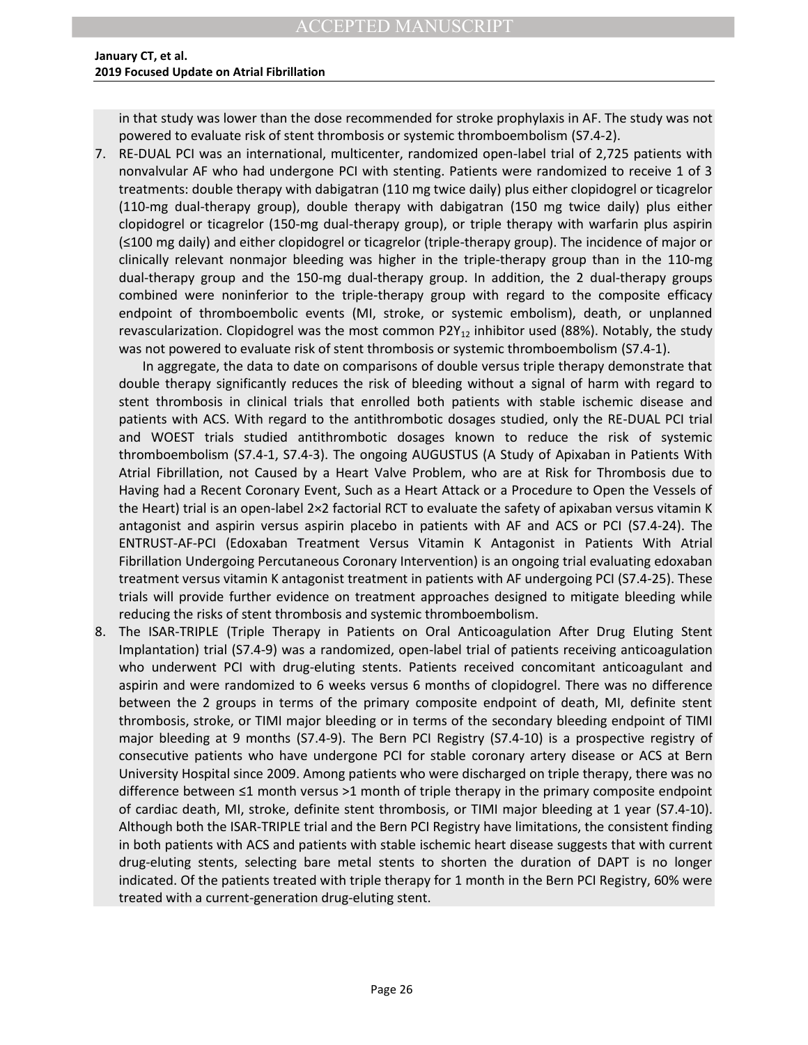in that study was lower than the dose recommended for stroke prophylaxis in AF. The study was not powered to evaluate risk of stent thrombosis or systemic thromboembolism (S7.4-2).

7. RE-DUAL PCI was an international, multicenter, randomized open-label trial of 2,725 patients with nonvalvular AF who had undergone PCI with stenting. Patients were randomized to receive 1 of 3 treatments: double therapy with dabigatran (110 mg twice daily) plus either clopidogrel or ticagrelor (110-mg dual-therapy group), double therapy with dabigatran (150 mg twice daily) plus either clopidogrel or ticagrelor (150-mg dual-therapy group), or triple therapy with warfarin plus aspirin (≤100 mg daily) and either clopidogrel or ticagrelor (triple-therapy group). The incidence of major or clinically relevant nonmajor bleeding was higher in the triple-therapy group than in the 110-mg dual-therapy group and the 150-mg dual-therapy group. In addition, the 2 dual-therapy groups combined were noninferior to the triple-therapy group with regard to the composite efficacy endpoint of thromboembolic events (MI, stroke, or systemic embolism), death, or unplanned revascularization. Clopidogrel was the most common $P2Y_{12}$ inhibitor used (88%). Notably, the study was not powered to evaluate risk of stent thrombosis or systemic thromboembolism (S7.4-1).

   In aggregate, the data to date on comparisons of double versus triple therapy demonstrate that double therapy significantly reduces the risk of bleeding without a signal of harm with regard to stent thrombosis in clinical trials that enrolled both patients with stable ischemic disease and patients with ACS. With regard to the antithrombotic dosages studied, only the RE-DUAL PCI trial and WOEST trials studied antithrombotic dosages known to reduce the risk of systemic thromboembolism (S7.4-1, S7.4-3). The ongoing AUGUSTUS (A Study of Apixaban in Patients With Atrial Fibrillation, not Caused by a Heart Valve Problem, who are at Risk for Thrombosis due to Having had a Recent Coronary Event, Such as a Heart Attack or a Procedure to Open the Vessels of the Heart) trial is an open-label 2×2 factorial RCT to evaluate the safety of apixaban versus vitamin K antagonist and aspirin versus aspirin placebo in patients with AF and ACS or PCI (S7.4-24). The ENTRUST-AF-PCI (Edoxaban Treatment Versus Vitamin K Antagonist in Patients With Atrial Fibrillation Undergoing Percutaneous Coronary Intervention) is an ongoing trial evaluating edoxaban treatment versus vitamin K antagonist treatment in patients with AF undergoing PCI (S7.4-25). These trials will provide further evidence on treatment approaches designed to mitigate bleeding while reducing the risks of stent thrombosis and systemic thromboembolism.

8. The ISAR-TRIPLE (Triple Therapy in Patients on Oral Anticoagulation After Drug Eluting Stent Implantation) trial (S7.4-9) was a randomized, open-label trial of patients receiving anticoagulation who underwent PCI with drug-eluting stents. Patients received concomitant anticoagulant and aspirin and were randomized to 6 weeks versus 6 months of clopidogrel. There was no difference between the 2 groups in terms of the primary composite endpoint of death, MI, definite stent thrombosis, stroke, or TIMI major bleeding or in terms of the secondary bleeding endpoint of TIMI major bleeding at 9 months (S7.4-9). The Bern PCI Registry (S7.4-10) is a prospective registry of consecutive patients who have undergone PCI for stable coronary artery disease or ACS at Bern University Hospital since 2009. Among patients who were discharged on triple therapy, there was no difference between ≤1 month versus >1 month of triple therapy in the primary composite endpoint of cardiac death, MI, stroke, definite stent thrombosis, or TIMI major bleeding at 1 year (S7.4-10). Although both the ISAR-TRIPLE trial and the Bern PCI Registry have limitations, the consistent finding in both patients with ACS and patients with stable ischemic heart disease suggests that with current drug-eluting stents, selecting bare metal stents to shorten the duration of DAPT is no longer indicated. Of the patients treated with triple therapy for 1 month in the Bern PCI Registry, 60% were treated with a current-generation drug-eluting stent.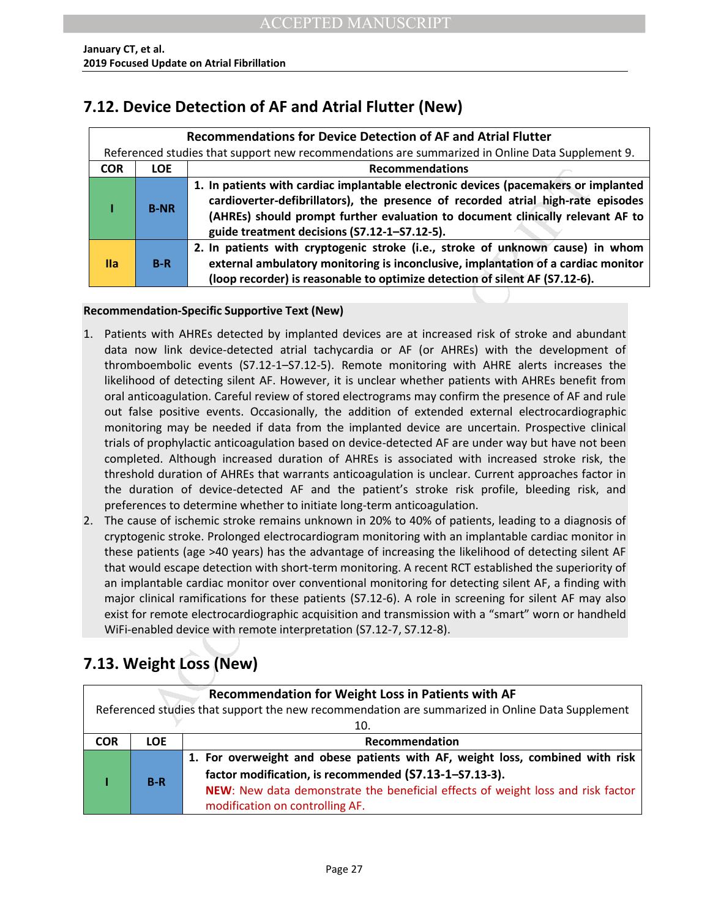## 7.12. Device Detection of AF and Atrial Flutter (New)

| Recommendations for Device Detection of AF and Atrial Flutter | | |
|---|---|---|
| Referenced studies that support new recommendations are summarized in Online Data Supplement 9. | | |
| **COR** | **LOE** | **Recommendations** |
| **I** | **B-NR** | **1. In patients with cardiac implantable electronic devices (pacemakers or implanted cardioverter-defibrillators), the presence of recorded atrial high-rate episodes (AHREs) should prompt further evaluation to document clinically relevant AF to guide treatment decisions (S7.12-1–S7.12-5).** |
| **IIa** | **B-R** | **2. In patients with cryptogenic stroke (i.e., stroke of unknown cause) in whom external ambulatory monitoring is inconclusive, implantation of a cardiac monitor (loop recorder) is reasonable to optimize detection of silent AF (S7.12-6).** |

**Recommendation-Specific Supportive Text (New)**

1. Patients with AHREs detected by implanted devices are at increased risk of stroke and abundant data now link device-detected atrial tachycardia or AF (or AHREs) with the development of thromboembolic events (S7.12-1–S7.12-5). Remote monitoring with AHRE alerts increases the likelihood of detecting silent AF. However, it is unclear whether patients with AHREs benefit from oral anticoagulation. Careful review of stored electrograms may confirm the presence of AF and rule out false positive events. Occasionally, the addition of extended external electrocardiographic monitoring may be needed if data from the implanted device are uncertain. Prospective clinical trials of prophylactic anticoagulation based on device-detected AF are under way but have not been completed. Although increased duration of AHREs is associated with increased stroke risk, the threshold duration of AHREs that warrants anticoagulation is unclear. Current approaches factor in the duration of device-detected AF and the patient's stroke risk profile, bleeding risk, and preferences to determine whether to initiate long-term anticoagulation.
2. The cause of ischemic stroke remains unknown in 20% to 40% of patients, leading to a diagnosis of cryptogenic stroke. Prolonged electrocardiogram monitoring with an implantable cardiac monitor in these patients (age >40 years) has the advantage of increasing the likelihood of detecting silent AF that would escape detection with short-term monitoring. A recent RCT established the superiority of an implantable cardiac monitor over conventional monitoring for detecting silent AF, a finding with major clinical ramifications for these patients (S7.12-6). A role in screening for silent AF may also exist for remote electrocardiographic acquisition and transmission with a "smart" worn or handheld WiFi-enabled device with remote interpretation (S7.12-7, S7.12-8).

## 7.13. Weight Loss (New)

| Recommendation for Weight Loss in Patients with AF | | |
|---|---|---|
| Referenced studies that support the new recommendation are summarized in Online Data Supplement 10. | | |
| **COR** | **LOE** | **Recommendation** |
| **I** | **B-R** | **1. For overweight and obese patients with AF, weight loss, combined with risk factor modification, is recommended (S7.13-1–S7.13-3).** <br> **NEW**: New data demonstrate the beneficial effects of weight loss and risk factor modification on controlling AF. |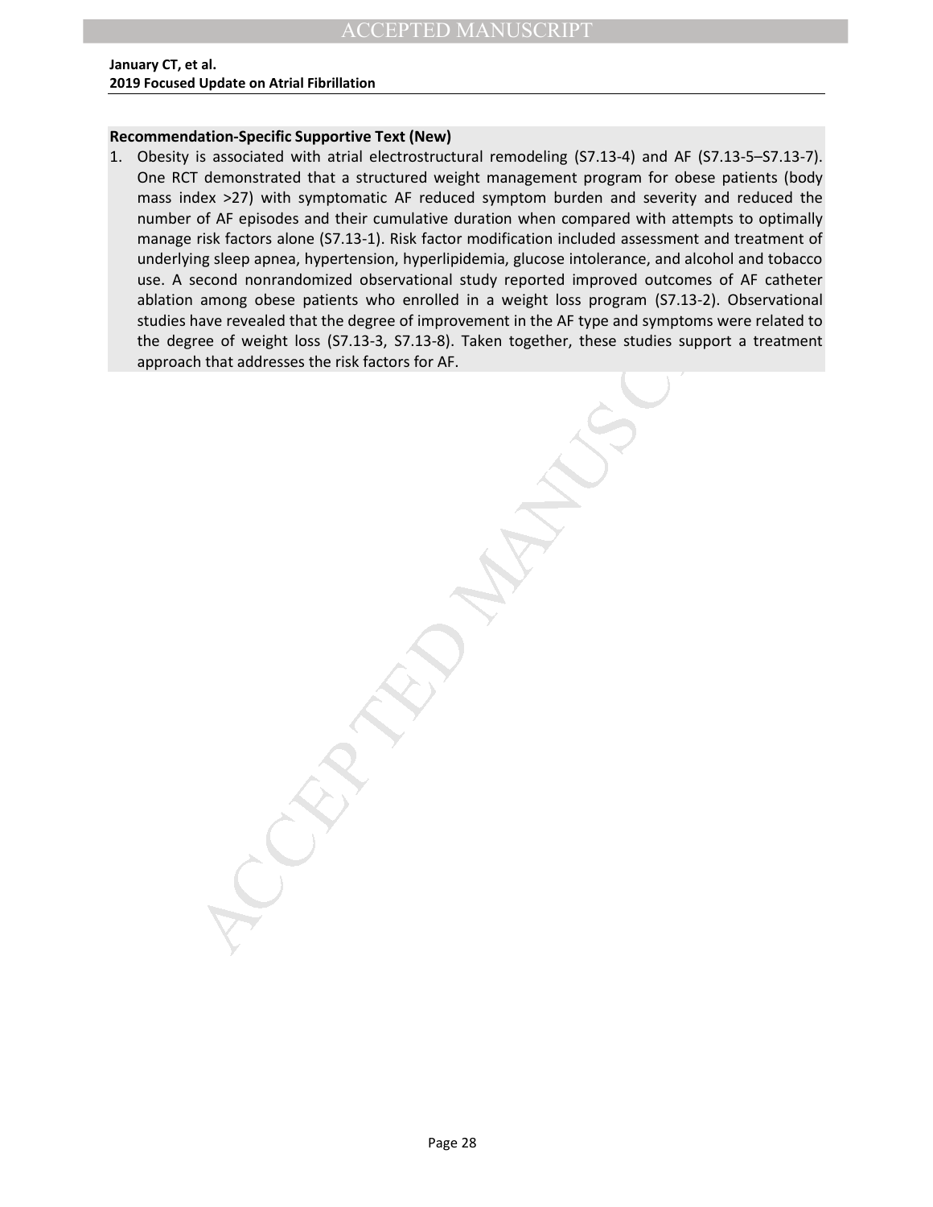**Recommendation-Specific Supportive Text (New)**

1. Obesity is associated with atrial electrostructural remodeling (S7.13-4) and AF (S7.13-5–S7.13-7). One RCT demonstrated that a structured weight management program for obese patients (body mass index >27) with symptomatic AF reduced symptom burden and severity and reduced the number of AF episodes and their cumulative duration when compared with attempts to optimally manage risk factors alone (S7.13-1). Risk factor modification included assessment and treatment of underlying sleep apnea, hypertension, hyperlipidemia, glucose intolerance, and alcohol and tobacco use. A second nonrandomized observational study reported improved outcomes of AF catheter ablation among obese patients who enrolled in a weight loss program (S7.13-2). Observational studies have revealed that the degree of improvement in the AF type and symptoms were related to the degree of weight loss (S7.13-3, S7.13-8). Taken together, these studies support a treatment approach that addresses the risk factors for AF.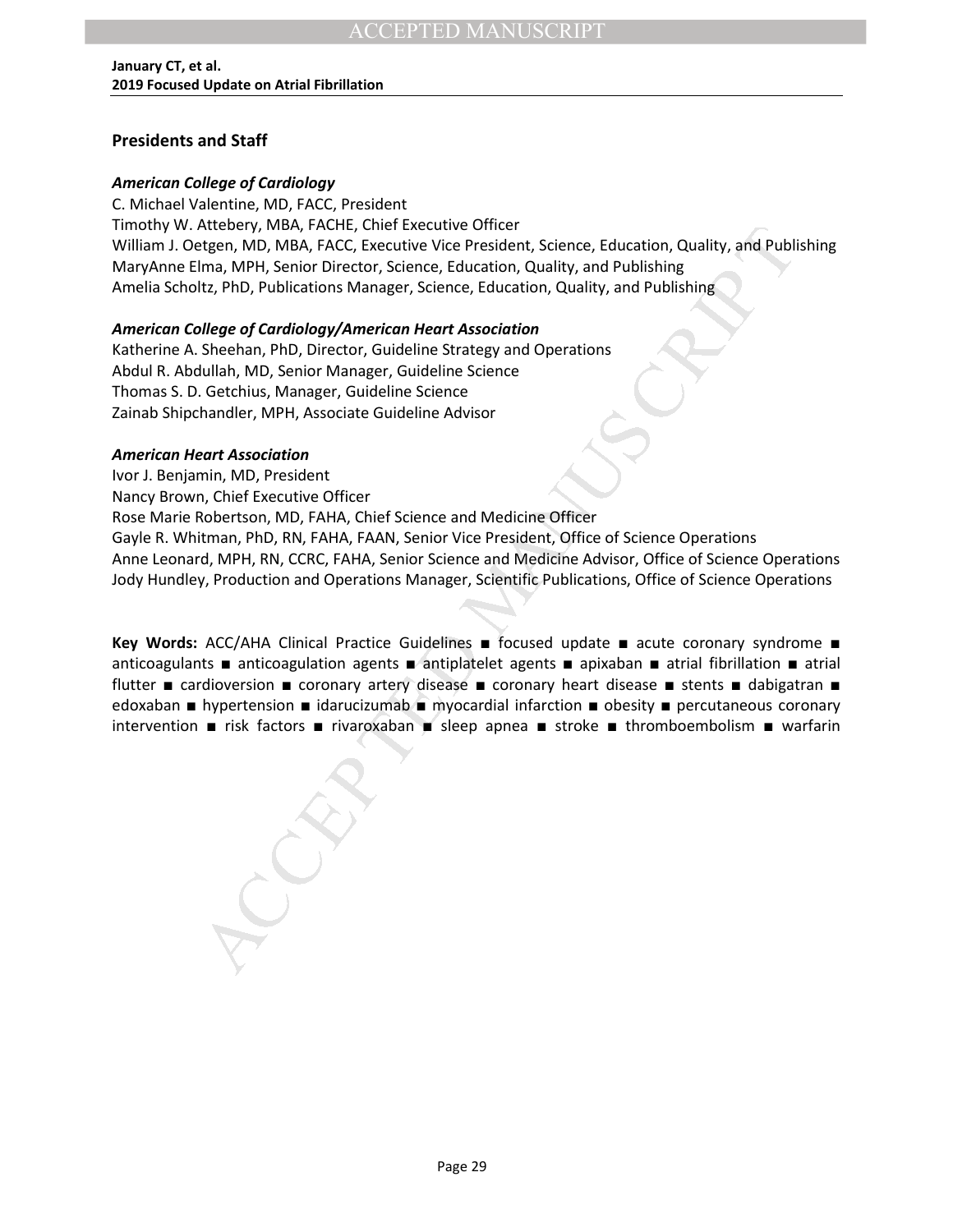## Presidents and Staff

### *American College of Cardiology*

C. Michael Valentine, MD, FACC, President
Timothy W. Attebery, MBA, FACHE, Chief Executive Officer
William J. Oetgen, MD, MBA, FACC, Executive Vice President, Science, Education, Quality, and Publishing
MaryAnne Elma, MPH, Senior Director, Science, Education, Quality, and Publishing
Amelia Scholtz, PhD, Publications Manager, Science, Education, Quality, and Publishing

### *American College of Cardiology/American Heart Association*

Katherine A. Sheehan, PhD, Director, Guideline Strategy and Operations
Abdul R. Abdullah, MD, Senior Manager, Guideline Science
Thomas S. D. Getchius, Manager, Guideline Science
Zainab Shipchandler, MPH, Associate Guideline Advisor

### *American Heart Association*

Ivor J. Benjamin, MD, President
Nancy Brown, Chief Executive Officer
Rose Marie Robertson, MD, FAHA, Chief Science and Medicine Officer
Gayle R. Whitman, PhD, RN, FAHA, FAAN, Senior Vice President, Office of Science Operations
Anne Leonard, MPH, RN, CCRC, FAHA, Senior Science and Medicine Advisor, Office of Science Operations
Jody Hundley, Production and Operations Manager, Scientific Publications, Office of Science Operations

**Key Words:** ACC/AHA Clinical Practice Guidelines ■ focused update ■ acute coronary syndrome ■ anticoagulants ■ anticoagulation agents ■ antiplatelet agents ■ apixaban ■ atrial fibrillation ■ atrial flutter ■ cardioversion ■ coronary artery disease ■ coronary heart disease ■ stents ■ dabigatran ■ edoxaban ■ hypertension ■ idarucizumab ■ myocardial infarction ■ obesity ■ percutaneous coronary intervention ■ risk factors ■ rivaroxaban ■ sleep apnea ■ stroke ■ thromboembolism ■ warfarin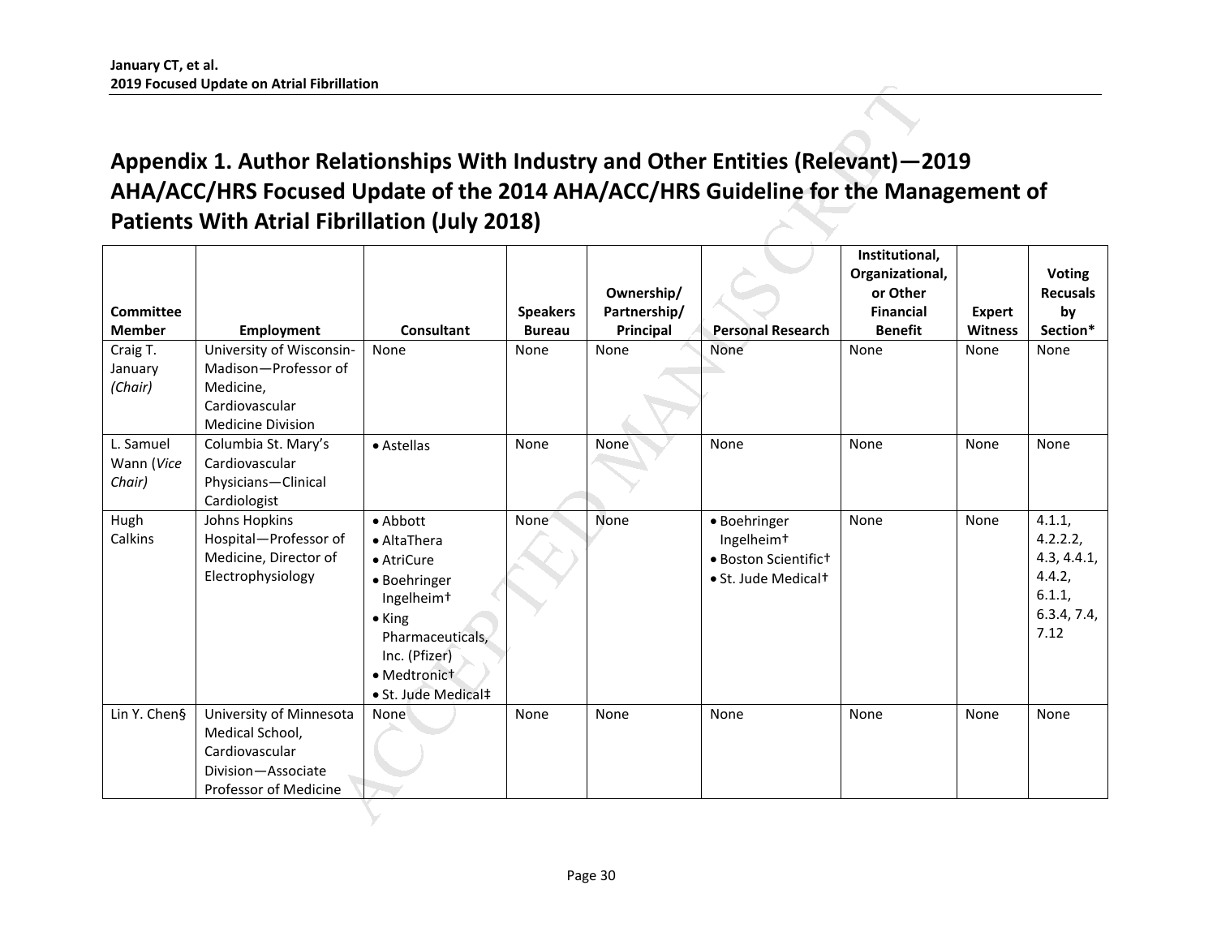# Appendix 1. Author Relationships With Industry and Other Entities (Relevant)—2019 AHA/ACC/HRS Focused Update of the 2014 AHA/ACC/HRS Guideline for the Management of Patients With Atrial Fibrillation (July 2018)

| Committee Member | Employment | Consultant | Speakers Bureau | Ownership/ Partnership/ Principal | Personal Research | Institutional, Organizational, or Other Financial Benefit | Expert Witness | Voting Recusals by Section* |
|---|---|---|---|---|---|---|---|---|
| Craig T. January *(Chair)* | University of Wisconsin-Madison—Professor of Medicine, Cardiovascular Medicine Division | None | None | None | None | None | None | None |
| L. Samuel Wann (*Vice Chair)* | Columbia St. Mary's Cardiovascular Physicians—Clinical Cardiologist | • Astellas | None | None | None | None | None | None |
| Hugh Calkins | Johns Hopkins Hospital—Professor of Medicine, Director of Electrophysiology | • Abbott<br>• AltaThera<br>• AtriCure<br>• Boehringer Ingelheim†<br>• King Pharmaceuticals, Inc. (Pfizer)<br>• Medtronic†<br>• St. Jude Medical‡ | None | None | • Boehringer Ingelheim†<br>• Boston Scientific†<br>• St. Jude Medical† | None | None | 4.1.1, 4.2.2.2, 4.3, 4.4.1, 4.4.2, 6.1.1, 6.3.4, 7.4, 7.12 |
| Lin Y. Chen§ | University of Minnesota Medical School, Cardiovascular Division—Associate Professor of Medicine | None | None | None | None | None | None | None |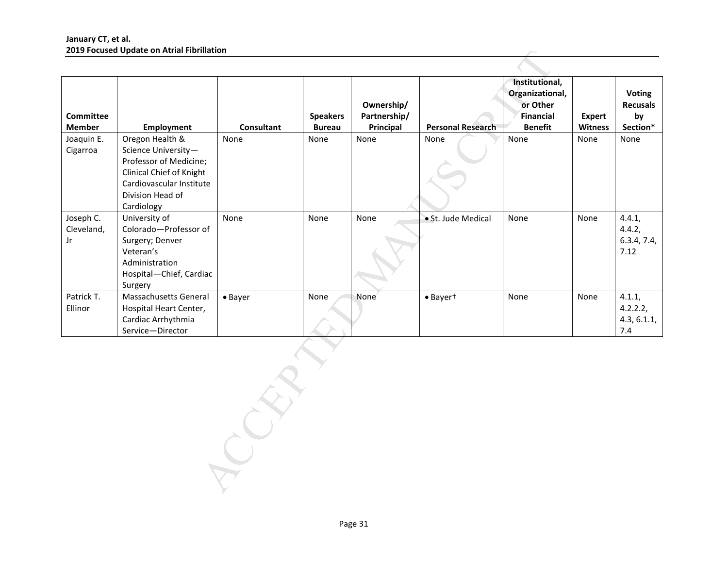| Committee Member | Employment | Consultant | Speakers Bureau | Ownership/ Partnership/ Principal | Personal Research | Institutional, Organizational, or Other Financial Benefit | Expert Witness | Voting Recusals by Section* |
|---|---|---|---|---|---|---|---|---|
| Joaquin E. Cigarroa | Oregon Health & Science University—Professor of Medicine; Clinical Chief of Knight Cardiovascular Institute Division Head of Cardiology | None | None | None | None | None | None | None |
| Joseph C. Cleveland, Jr | University of Colorado—Professor of Surgery; Denver Veteran's Administration Hospital—Chief, Cardiac Surgery | None | None | None | • St. Jude Medical | None | None | 4.4.1, 4.4.2, 6.3.4, 7.4, 7.12 |
| Patrick T. Ellinor | Massachusetts General Hospital Heart Center, Cardiac Arrhythmia Service—Director | • Bayer | None | None | • Bayer† | None | None | 4.1.1, 4.2.2.2, 4.3, 6.1.1, 7.4 |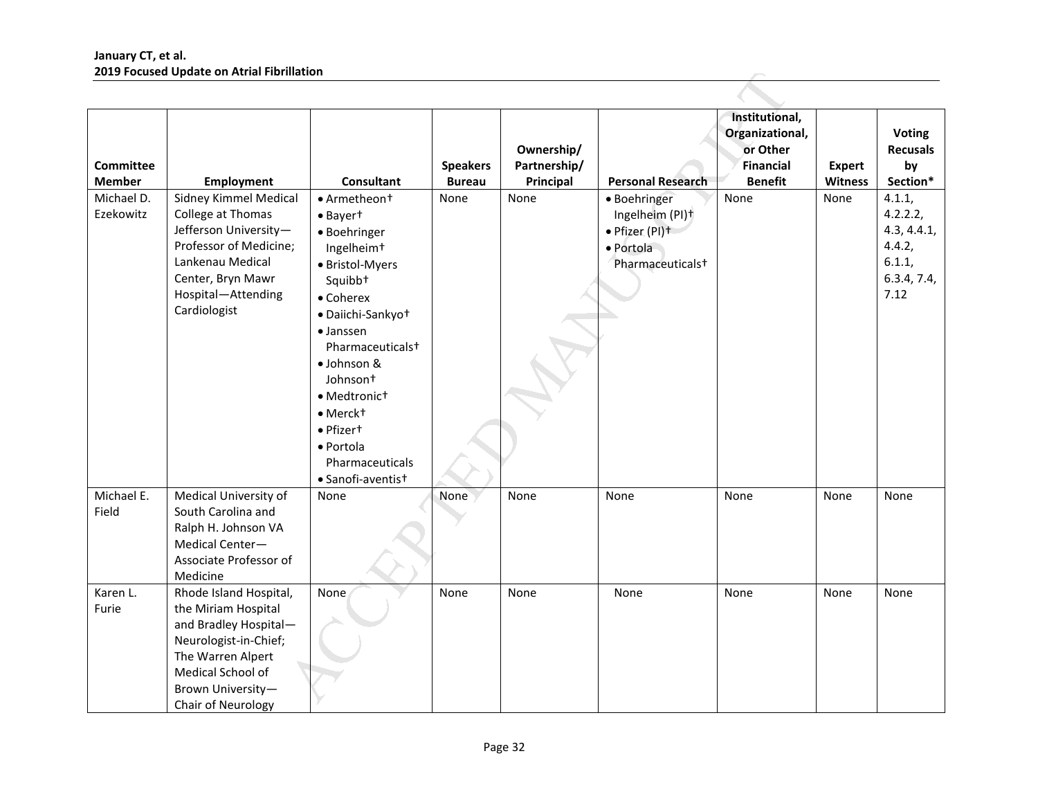| Committee Member | Employment | Consultant | Speakers Bureau | Ownership/ Partnership/ Principal | Personal Research | Institutional, Organizational, or Other Financial Benefit | Expert Witness | Voting Recusals by Section* |
|---|---|---|---|---|---|---|---|---|
| Michael D. Ezekowitz | Sidney Kimmel Medical College at Thomas Jefferson University—Professor of Medicine; Lankenau Medical Center, Bryn Mawr Hospital—Attending Cardiologist | • Armetheon† • Bayer† • Boehringer Ingelheim† • Bristol-Myers Squibb† • Coherex • Daiichi-Sankyo† • Janssen Pharmaceuticals† • Johnson & Johnson† • Medtronic† • Merck† • Pfizer† • Portola Pharmaceuticals • Sanofi-aventis† | None | None | • Boehringer Ingelheim (PI)† • Pfizer (PI)† • Portola Pharmaceuticals† | None | None | 4.1.1, 4.2.2.2, 4.3, 4.4.1, 4.4.2, 6.1.1, 6.3.4, 7.4, 7.12 |
| Michael E. Field | Medical University of South Carolina and Ralph H. Johnson VA Medical Center—Associate Professor of Medicine | None | None | None | None | None | None | None |
| Karen L. Furie | Rhode Island Hospital, the Miriam Hospital and Bradley Hospital—Neurologist-in-Chief; The Warren Alpert Medical School of Brown University—Chair of Neurology | None | None | None | None | None | None | None |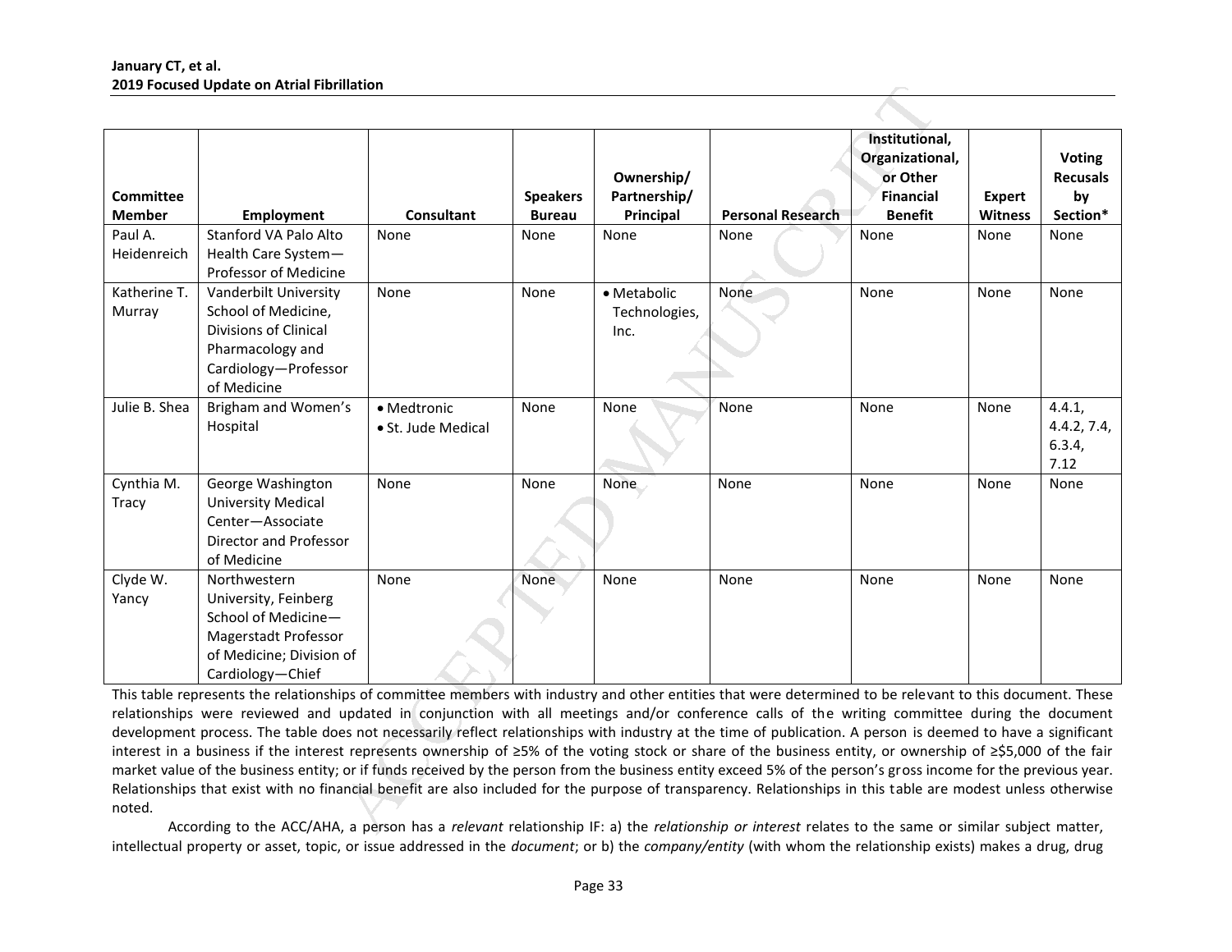| Committee Member | Employment | Consultant | Speakers Bureau | Ownership/ Partnership/ Principal | Personal Research | Institutional, Organizational, or Other Financial Benefit | Expert Witness | Voting Recusals by Section* |
|---|---|---|---|---|---|---|---|---|
| Paul A. Heidenreich | Stanford VA Palo Alto Health Care System—Professor of Medicine | None | None | None | None | None | None | None |
| Katherine T. Murray | Vanderbilt University School of Medicine, Divisions of Clinical Pharmacology and Cardiology—Professor of Medicine | None | None | • Metabolic Technologies, Inc. | None | None | None | None |
| Julie B. Shea | Brigham and Women's Hospital | • Medtronic<br>• St. Jude Medical | None | None | None | None | None | 4.4.1, 4.4.2, 7.4, 6.3.4, 7.12 |
| Cynthia M. Tracy | George Washington University Medical Center—Associate Director and Professor of Medicine | None | None | None | None | None | None | None |
| Clyde W. Yancy | Northwestern University, Feinberg School of Medicine—Magerstadt Professor of Medicine; Division of Cardiology—Chief | None | None | None | None | None | None | None |

This table represents the relationships of committee members with industry and other entities that were determined to be relevant to this document. These relationships were reviewed and updated in conjunction with all meetings and/or conference calls of the writing committee during the document development process. The table does not necessarily reflect relationships with industry at the time of publication. A person is deemed to have a significant interest in a business if the interest represents ownership of ≥5% of the voting stock or share of the business entity, or ownership of ≥$5,000 of the fair market value of the business entity; or if funds received by the person from the business entity exceed 5% of the person's gross income for the previous year. Relationships that exist with no financial benefit are also included for the purpose of transparency. Relationships in this table are modest unless otherwise noted.

According to the ACC/AHA, a person has a *relevant* relationship IF: a) the *relationship or interest* relates to the same or similar subject matter, intellectual property or asset, topic, or issue addressed in the *document*; or b) the *company/entity* (with whom the relationship exists) makes a drug, drug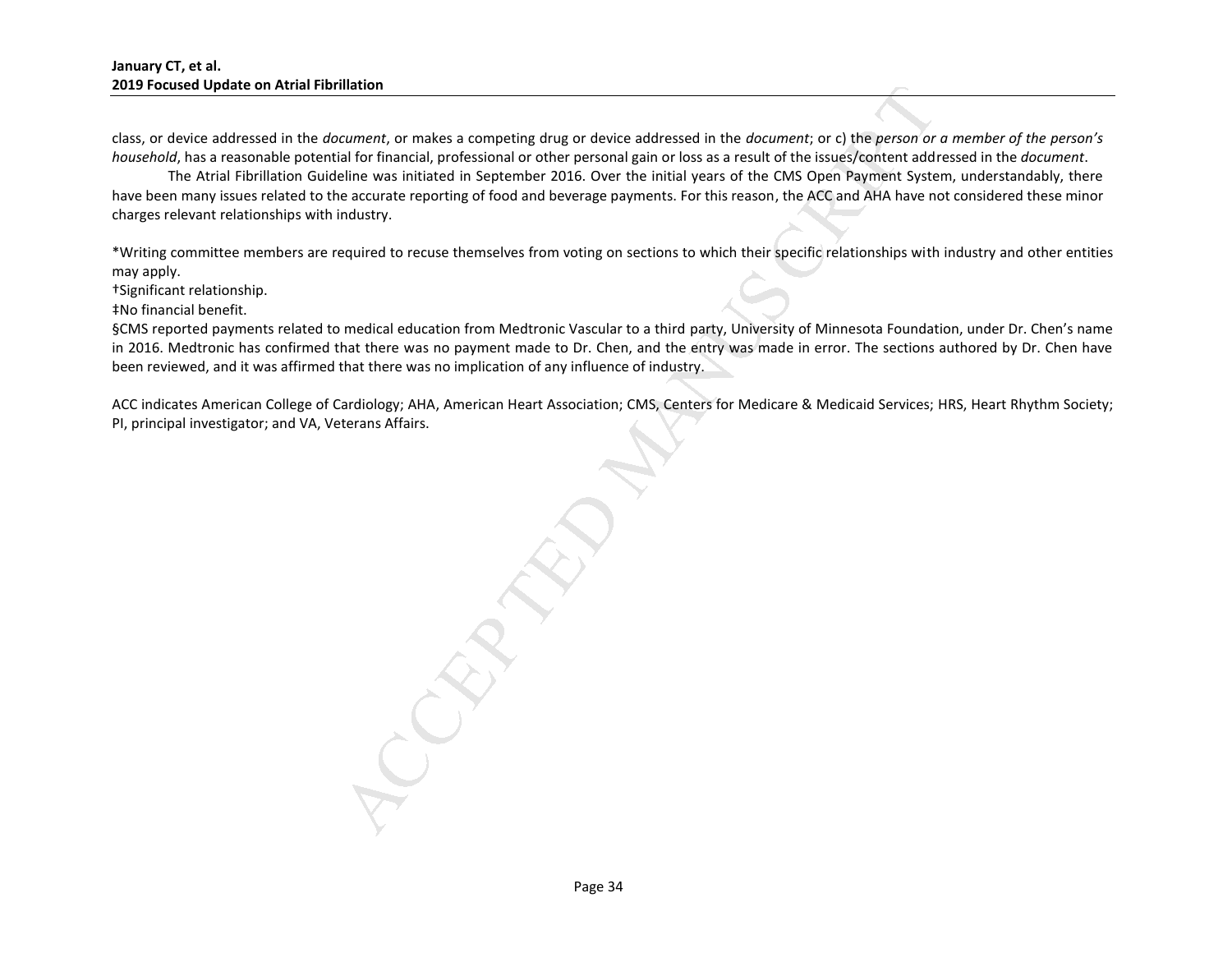class, or device addressed in the *document*, or makes a competing drug or device addressed in the *document*; or c) the *person or a member of the person's household*, has a reasonable potential for financial, professional or other personal gain or loss as a result of the issues/content addressed in the *document*.

The Atrial Fibrillation Guideline was initiated in September 2016. Over the initial years of the CMS Open Payment System, understandably, there have been many issues related to the accurate reporting of food and beverage payments. For this reason, the ACC and AHA have not considered these minor charges relevant relationships with industry.

*Writing committee members are required to recuse themselves from voting on sections to which their specific relationships with industry and other entities may apply.

†Significant relationship.

‡No financial benefit.

§CMS reported payments related to medical education from Medtronic Vascular to a third party, University of Minnesota Foundation, under Dr. Chen's name in 2016. Medtronic has confirmed that there was no payment made to Dr. Chen, and the entry was made in error. The sections authored by Dr. Chen have been reviewed, and it was affirmed that there was no implication of any influence of industry.

ACC indicates American College of Cardiology; AHA, American Heart Association; CMS, Centers for Medicare & Medicaid Services; HRS, Heart Rhythm Society; PI, principal investigator; and VA, Veterans Affairs.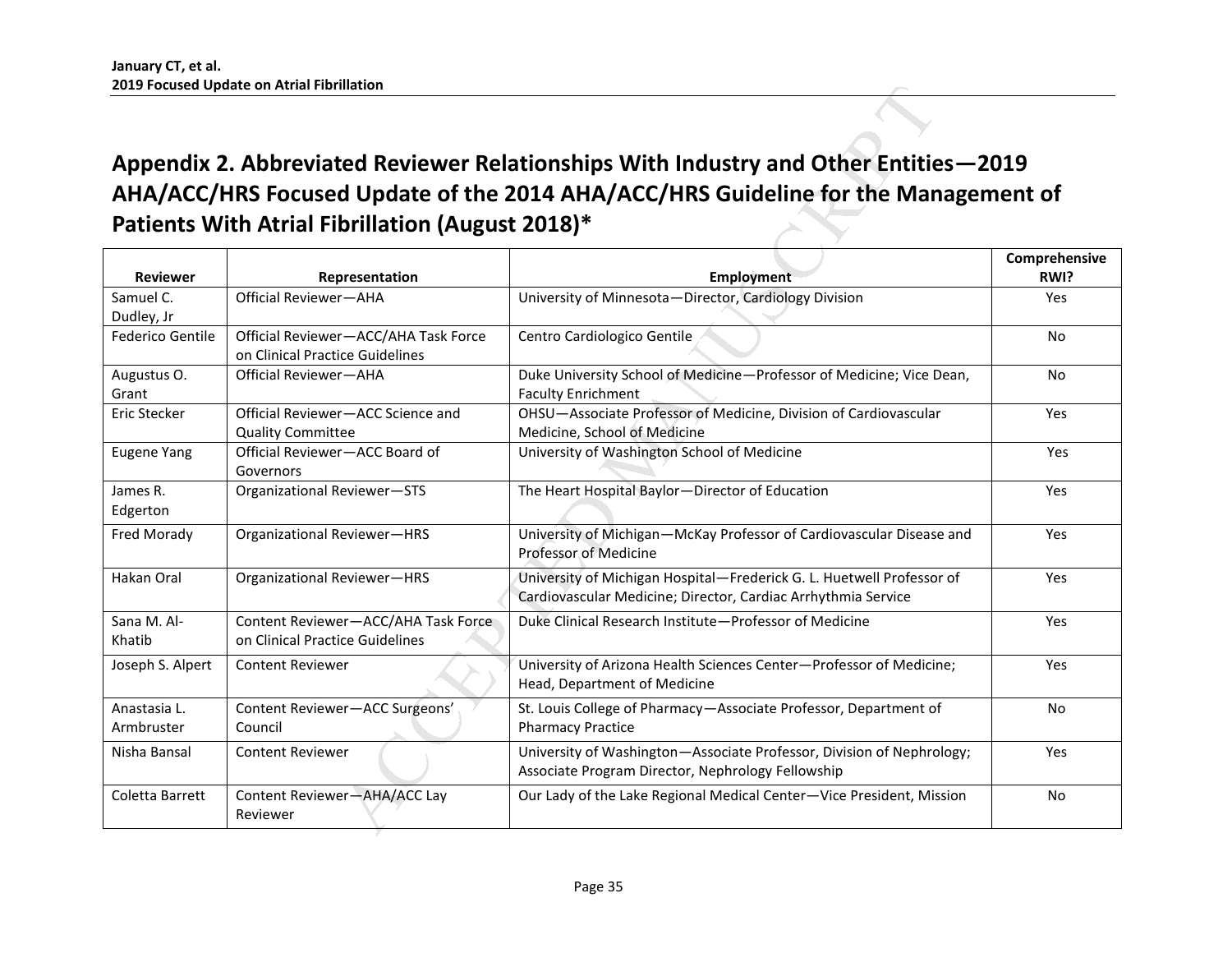## Appendix 2. Abbreviated Reviewer Relationships With Industry and Other Entities—2019 AHA/ACC/HRS Focused Update of the 2014 AHA/ACC/HRS Guideline for the Management of Patients With Atrial Fibrillation (August 2018)*

| Reviewer | Representation | Employment | Comprehensive RWI? |
|---|---|---|---|
| Samuel C. Dudley, Jr | Official Reviewer—AHA | University of Minnesota—Director, Cardiology Division | Yes |
| Federico Gentile | Official Reviewer—ACC/AHA Task Force on Clinical Practice Guidelines | Centro Cardiologico Gentile | No |
| Augustus O. Grant | Official Reviewer—AHA | Duke University School of Medicine—Professor of Medicine; Vice Dean, Faculty Enrichment | No |
| Eric Stecker | Official Reviewer—ACC Science and Quality Committee | OHSU—Associate Professor of Medicine, Division of Cardiovascular Medicine, School of Medicine | Yes |
| Eugene Yang | Official Reviewer—ACC Board of Governors | University of Washington School of Medicine | Yes |
| James R. Edgerton | Organizational Reviewer—STS | The Heart Hospital Baylor—Director of Education | Yes |
| Fred Morady | Organizational Reviewer—HRS | University of Michigan—McKay Professor of Cardiovascular Disease and Professor of Medicine | Yes |
| Hakan Oral | Organizational Reviewer—HRS | University of Michigan Hospital—Frederick G. L. Huetwell Professor of Cardiovascular Medicine; Director, Cardiac Arrhythmia Service | Yes |
| Sana M. Al-Khatib | Content Reviewer—ACC/AHA Task Force on Clinical Practice Guidelines | Duke Clinical Research Institute—Professor of Medicine | Yes |
| Joseph S. Alpert | Content Reviewer | University of Arizona Health Sciences Center—Professor of Medicine; Head, Department of Medicine | Yes |
| Anastasia L. Armbruster | Content Reviewer—ACC Surgeons' Council | St. Louis College of Pharmacy—Associate Professor, Department of Pharmacy Practice | No |
| Nisha Bansal | Content Reviewer | University of Washington—Associate Professor, Division of Nephrology; Associate Program Director, Nephrology Fellowship | Yes |
| Coletta Barrett | Content Reviewer—AHA/ACC Lay Reviewer | Our Lady of the Lake Regional Medical Center—Vice President, Mission | No |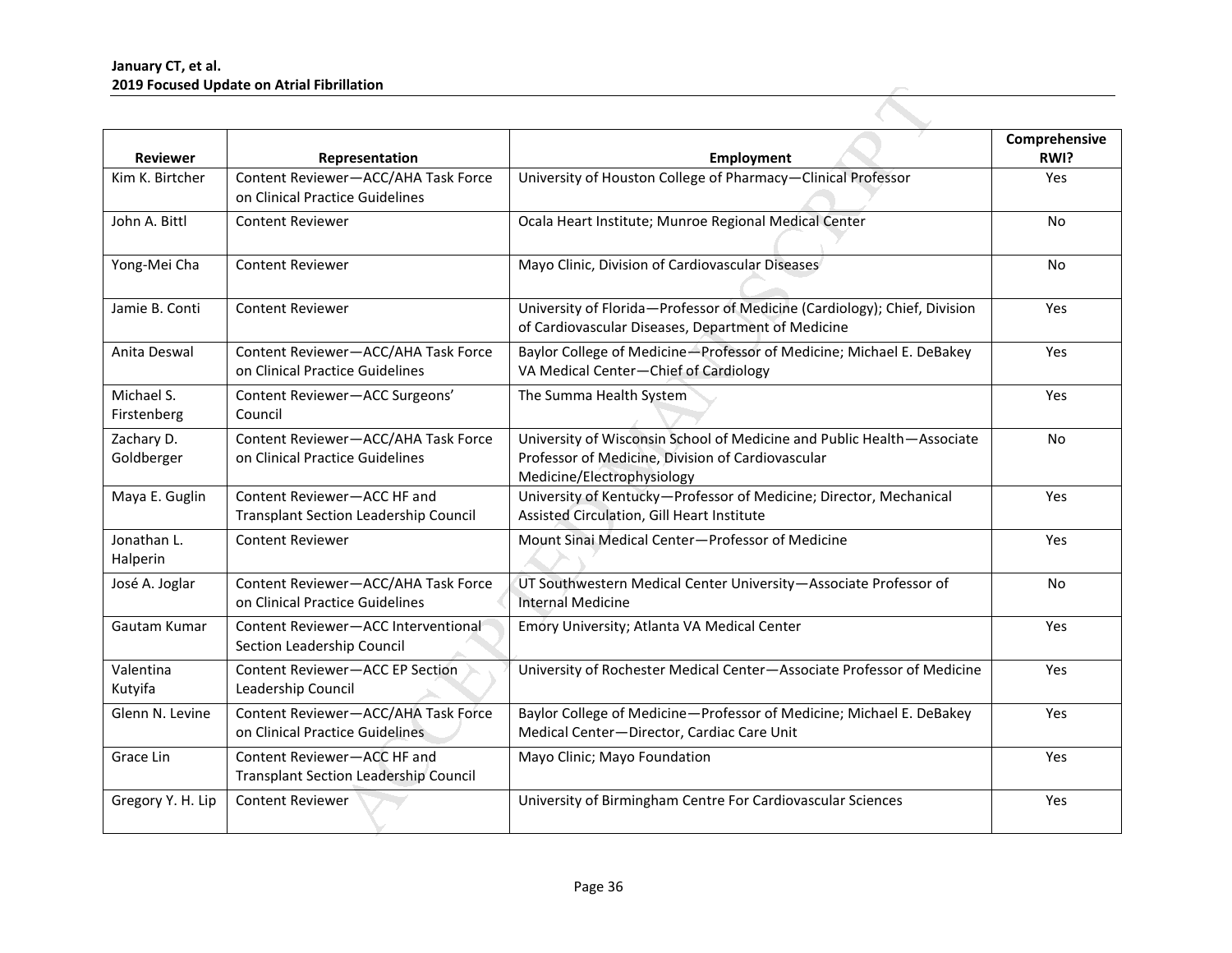| Reviewer | Representation | Employment | Comprehensive RWI? |
| --- | --- | --- | --- |
| Kim K. Birtcher | Content Reviewer—ACC/AHA Task Force on Clinical Practice Guidelines | University of Houston College of Pharmacy—Clinical Professor | Yes |
| John A. Bittl | Content Reviewer | Ocala Heart Institute; Munroe Regional Medical Center | No |
| Yong-Mei Cha | Content Reviewer | Mayo Clinic, Division of Cardiovascular Diseases | No |
| Jamie B. Conti | Content Reviewer | University of Florida—Professor of Medicine (Cardiology); Chief, Division of Cardiovascular Diseases, Department of Medicine | Yes |
| Anita Deswal | Content Reviewer—ACC/AHA Task Force on Clinical Practice Guidelines | Baylor College of Medicine—Professor of Medicine; Michael E. DeBakey VA Medical Center—Chief of Cardiology | Yes |
| Michael S. Firstenberg | Content Reviewer—ACC Surgeons' Council | The Summa Health System | Yes |
| Zachary D. Goldberger | Content Reviewer—ACC/AHA Task Force on Clinical Practice Guidelines | University of Wisconsin School of Medicine and Public Health—Associate Professor of Medicine, Division of Cardiovascular Medicine/Electrophysiology | No |
| Maya E. Guglin | Content Reviewer—ACC HF and Transplant Section Leadership Council | University of Kentucky—Professor of Medicine; Director, Mechanical Assisted Circulation, Gill Heart Institute | Yes |
| Jonathan L. Halperin | Content Reviewer | Mount Sinai Medical Center—Professor of Medicine | Yes |
| José A. Joglar | Content Reviewer—ACC/AHA Task Force on Clinical Practice Guidelines | UT Southwestern Medical Center University—Associate Professor of Internal Medicine | No |
| Gautam Kumar | Content Reviewer—ACC Interventional Section Leadership Council | Emory University; Atlanta VA Medical Center | Yes |
| Valentina Kutyifa | Content Reviewer—ACC EP Section Leadership Council | University of Rochester Medical Center—Associate Professor of Medicine | Yes |
| Glenn N. Levine | Content Reviewer—ACC/AHA Task Force on Clinical Practice Guidelines | Baylor College of Medicine—Professor of Medicine; Michael E. DeBakey Medical Center—Director, Cardiac Care Unit | Yes |
| Grace Lin | Content Reviewer—ACC HF and Transplant Section Leadership Council | Mayo Clinic; Mayo Foundation | Yes |
| Gregory Y. H. Lip | Content Reviewer | University of Birmingham Centre For Cardiovascular Sciences | Yes |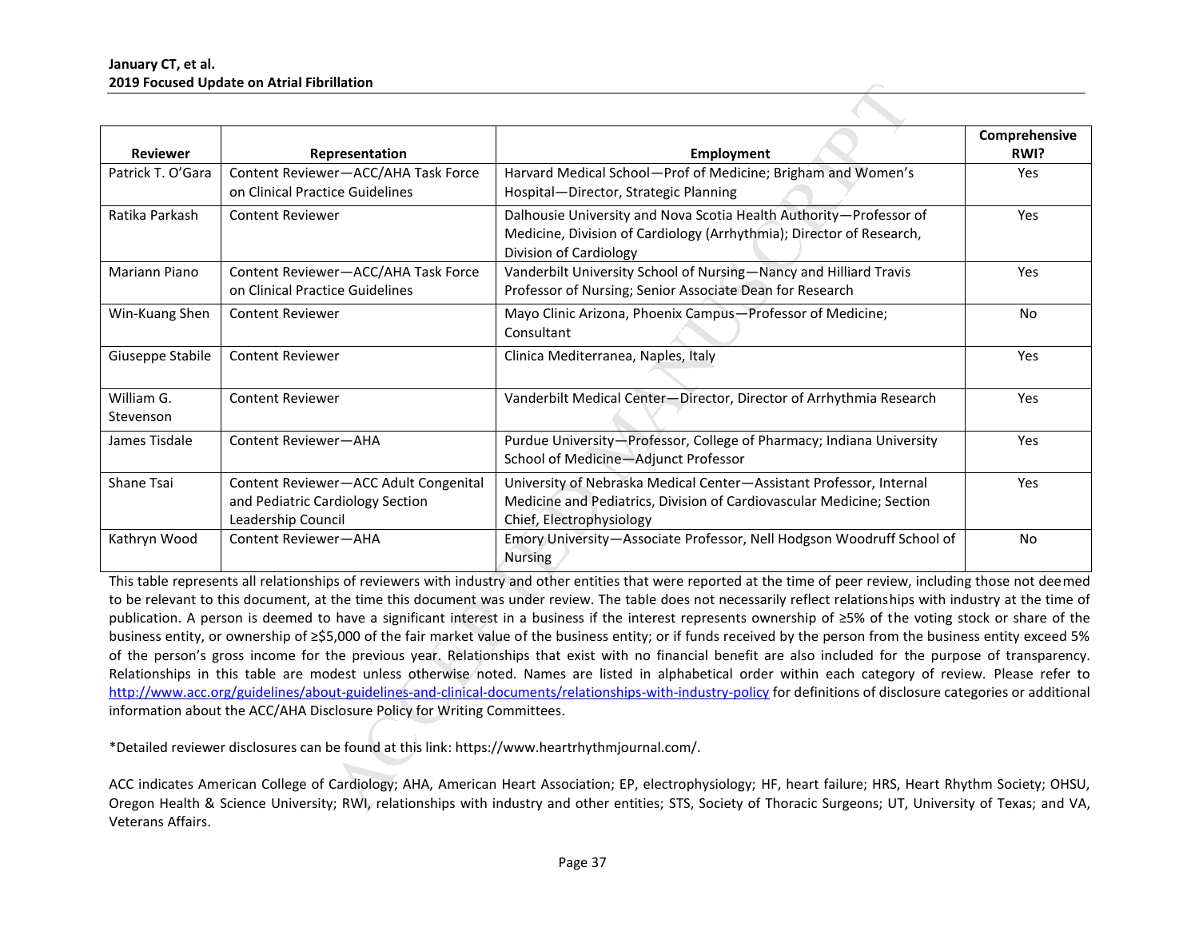| Reviewer | Representation | Employment | Comprehensive RWI? |
|---|---|---|---|
| Patrick T. O'Gara | Content Reviewer—ACC/AHA Task Force on Clinical Practice Guidelines | Harvard Medical School—Prof of Medicine; Brigham and Women's Hospital—Director, Strategic Planning | Yes |
| Ratika Parkash | Content Reviewer | Dalhousie University and Nova Scotia Health Authority—Professor of Medicine, Division of Cardiology (Arrhythmia); Director of Research, Division of Cardiology | Yes |
| Mariann Piano | Content Reviewer—ACC/AHA Task Force on Clinical Practice Guidelines | Vanderbilt University School of Nursing—Nancy and Hilliard Travis Professor of Nursing; Senior Associate Dean for Research | Yes |
| Win-Kuang Shen | Content Reviewer | Mayo Clinic Arizona, Phoenix Campus—Professor of Medicine; Consultant | No |
| Giuseppe Stabile | Content Reviewer | Clinica Mediterranea, Naples, Italy | Yes |
| William G. Stevenson | Content Reviewer | Vanderbilt Medical Center—Director, Director of Arrhythmia Research | Yes |
| James Tisdale | Content Reviewer—AHA | Purdue University—Professor, College of Pharmacy; Indiana University School of Medicine—Adjunct Professor | Yes |
| Shane Tsai | Content Reviewer—ACC Adult Congenital and Pediatric Cardiology Section Leadership Council | University of Nebraska Medical Center—Assistant Professor, Internal Medicine and Pediatrics, Division of Cardiovascular Medicine; Section Chief, Electrophysiology | Yes |
| Kathryn Wood | Content Reviewer—AHA | Emory University—Associate Professor, Nell Hodgson Woodruff School of Nursing | No |

This table represents all relationships of reviewers with industry and other entities that were reported at the time of peer review, including those not deemed to be relevant to this document, at the time this document was under review. The table does not necessarily reflect relationships with industry at the time of publication. A person is deemed to have a significant interest in a business if the interest represents ownership of ≥5% of the voting stock or share of the business entity, or ownership of ≥$5,000 of the fair market value of the business entity; or if funds received by the person from the business entity exceed 5% of the person's gross income for the previous year. Relationships that exist with no financial benefit are also included for the purpose of transparency. Relationships in this table are modest unless otherwise noted. Names are listed in alphabetical order within each category of review. Please refer to http://www.acc.org/guidelines/about-guidelines-and-clinical-documents/relationships-with-industry-policy for definitions of disclosure categories or additional information about the ACC/AHA Disclosure Policy for Writing Committees.

*Detailed reviewer disclosures can be found at this link: https://www.heartrhythmjournal.com/.

ACC indicates American College of Cardiology; AHA, American Heart Association; EP, electrophysiology; HF, heart failure; HRS, Heart Rhythm Society; OHSU, Oregon Health & Science University; RWI, relationships with industry and other entities; STS, Society of Thoracic Surgeons; UT, University of Texas; and VA, Veterans Affairs.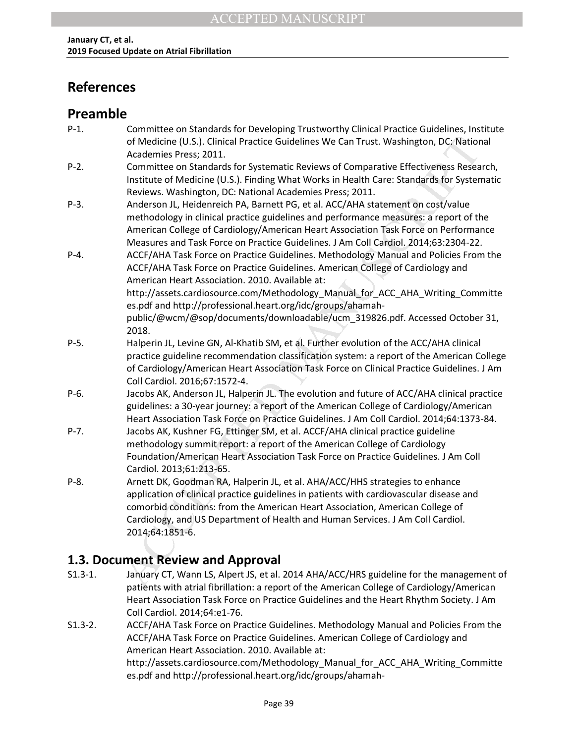# References

## Preamble

P-1. Committee on Standards for Developing Trustworthy Clinical Practice Guidelines, Institute of Medicine (U.S.). Clinical Practice Guidelines We Can Trust. Washington, DC: National Academies Press; 2011.

P-2. Committee on Standards for Systematic Reviews of Comparative Effectiveness Research, Institute of Medicine (U.S.). Finding What Works in Health Care: Standards for Systematic Reviews. Washington, DC: National Academies Press; 2011.

P-3. Anderson JL, Heidenreich PA, Barnett PG, et al. ACC/AHA statement on cost/value methodology in clinical practice guidelines and performance measures: a report of the American College of Cardiology/American Heart Association Task Force on Performance Measures and Task Force on Practice Guidelines. J Am Coll Cardiol. 2014;63:2304-22.

P-4. ACCF/AHA Task Force on Practice Guidelines. Methodology Manual and Policies From the ACCF/AHA Task Force on Practice Guidelines. American College of Cardiology and American Heart Association. 2010. Available at: http://assets.cardiosource.com/Methodology_Manual_for_ACC_AHA_Writing_Committees.pdf and http://professional.heart.org/idc/groups/ahamah-public/@wcm/@sop/documents/downloadable/ucm_319826.pdf. Accessed October 31, 2018.

P-5. Halperin JL, Levine GN, Al-Khatib SM, et al. Further evolution of the ACC/AHA clinical practice guideline recommendation classification system: a report of the American College of Cardiology/American Heart Association Task Force on Clinical Practice Guidelines. J Am Coll Cardiol. 2016;67:1572-4.

P-6. Jacobs AK, Anderson JL, Halperin JL. The evolution and future of ACC/AHA clinical practice guidelines: a 30-year journey: a report of the American College of Cardiology/American Heart Association Task Force on Practice Guidelines. J Am Coll Cardiol. 2014;64:1373-84.

P-7. Jacobs AK, Kushner FG, Ettinger SM, et al. ACCF/AHA clinical practice guideline methodology summit report: a report of the American College of Cardiology Foundation/American Heart Association Task Force on Practice Guidelines. J Am Coll Cardiol. 2013;61:213-65.

P-8. Arnett DK, Goodman RA, Halperin JL, et al. AHA/ACC/HHS strategies to enhance application of clinical practice guidelines in patients with cardiovascular disease and comorbid conditions: from the American Heart Association, American College of Cardiology, and US Department of Health and Human Services. J Am Coll Cardiol. 2014;64:1851-6.

## 1.3. Document Review and Approval

S1.3-1. January CT, Wann LS, Alpert JS, et al. 2014 AHA/ACC/HRS guideline for the management of patients with atrial fibrillation: a report of the American College of Cardiology/American Heart Association Task Force on Practice Guidelines and the Heart Rhythm Society. J Am Coll Cardiol. 2014;64:e1-76.

S1.3-2. ACCF/AHA Task Force on Practice Guidelines. Methodology Manual and Policies From the ACCF/AHA Task Force on Practice Guidelines. American College of Cardiology and American Heart Association. 2010. Available at: http://assets.cardiosource.com/Methodology_Manual_for_ACC_AHA_Writing_Committees.pdf and http://professional.heart.org/idc/groups/ahamah-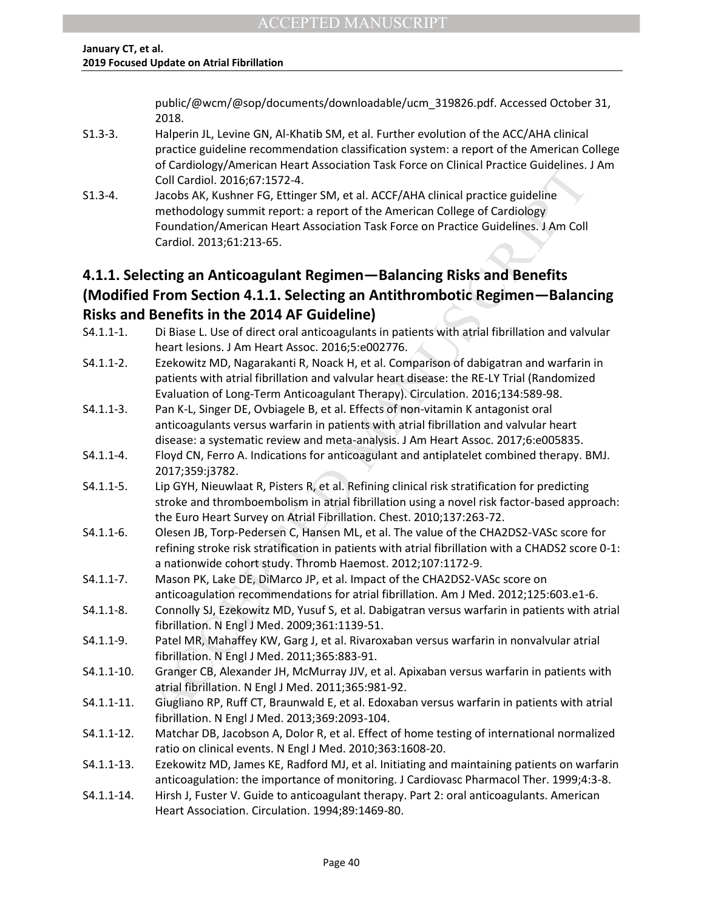public/@wcm/@sop/documents/downloadable/ucm_319826.pdf. Accessed October 31, 2018.

S1.3-3. Halperin JL, Levine GN, Al-Khatib SM, et al. Further evolution of the ACC/AHA clinical practice guideline recommendation classification system: a report of the American College of Cardiology/American Heart Association Task Force on Clinical Practice Guidelines. J Am Coll Cardiol. 2016;67:1572-4.

S1.3-4. Jacobs AK, Kushner FG, Ettinger SM, et al. ACCF/AHA clinical practice guideline methodology summit report: a report of the American College of Cardiology Foundation/American Heart Association Task Force on Practice Guidelines. J Am Coll Cardiol. 2013;61:213-65.

## 4.1.1. Selecting an Anticoagulant Regimen—Balancing Risks and Benefits (Modified From Section 4.1.1. Selecting an Antithrombotic Regimen—Balancing Risks and Benefits in the 2014 AF Guideline)

S4.1.1-1. Di Biase L. Use of direct oral anticoagulants in patients with atrial fibrillation and valvular heart lesions. J Am Heart Assoc. 2016;5:e002776.

S4.1.1-2. Ezekowitz MD, Nagarakanti R, Noack H, et al. Comparison of dabigatran and warfarin in patients with atrial fibrillation and valvular heart disease: the RE-LY Trial (Randomized Evaluation of Long-Term Anticoagulant Therapy). Circulation. 2016;134:589-98.

S4.1.1-3. Pan K-L, Singer DE, Ovbiagele B, et al. Effects of non-vitamin K antagonist oral anticoagulants versus warfarin in patients with atrial fibrillation and valvular heart disease: a systematic review and meta-analysis. J Am Heart Assoc. 2017;6:e005835.

S4.1.1-4. Floyd CN, Ferro A. Indications for anticoagulant and antiplatelet combined therapy. BMJ. 2017;359:j3782.

S4.1.1-5. Lip GYH, Nieuwlaat R, Pisters R, et al. Refining clinical risk stratification for predicting stroke and thromboembolism in atrial fibrillation using a novel risk factor-based approach: the Euro Heart Survey on Atrial Fibrillation. Chest. 2010;137:263-72.

S4.1.1-6. Olesen JB, Torp-Pedersen C, Hansen ML, et al. The value of the CHA2DS2-VASc score for refining stroke risk stratification in patients with atrial fibrillation with a CHADS2 score 0-1: a nationwide cohort study. Thromb Haemost. 2012;107:1172-9.

S4.1.1-7. Mason PK, Lake DE, DiMarco JP, et al. Impact of the CHA2DS2-VASc score on anticoagulation recommendations for atrial fibrillation. Am J Med. 2012;125:603.e1-6.

S4.1.1-8. Connolly SJ, Ezekowitz MD, Yusuf S, et al. Dabigatran versus warfarin in patients with atrial fibrillation. N Engl J Med. 2009;361:1139-51.

S4.1.1-9. Patel MR, Mahaffey KW, Garg J, et al. Rivaroxaban versus warfarin in nonvalvular atrial fibrillation. N Engl J Med. 2011;365:883-91.

S4.1.1-10. Granger CB, Alexander JH, McMurray JJV, et al. Apixaban versus warfarin in patients with atrial fibrillation. N Engl J Med. 2011;365:981-92.

S4.1.1-11. Giugliano RP, Ruff CT, Braunwald E, et al. Edoxaban versus warfarin in patients with atrial fibrillation. N Engl J Med. 2013;369:2093-104.

S4.1.1-12. Matchar DB, Jacobson A, Dolor R, et al. Effect of home testing of international normalized ratio on clinical events. N Engl J Med. 2010;363:1608-20.

S4.1.1-13. Ezekowitz MD, James KE, Radford MJ, et al. Initiating and maintaining patients on warfarin anticoagulation: the importance of monitoring. J Cardiovasc Pharmacol Ther. 1999;4:3-8.

S4.1.1-14. Hirsh J, Fuster V. Guide to anticoagulant therapy. Part 2: oral anticoagulants. American Heart Association. Circulation. 1994;89:1469-80.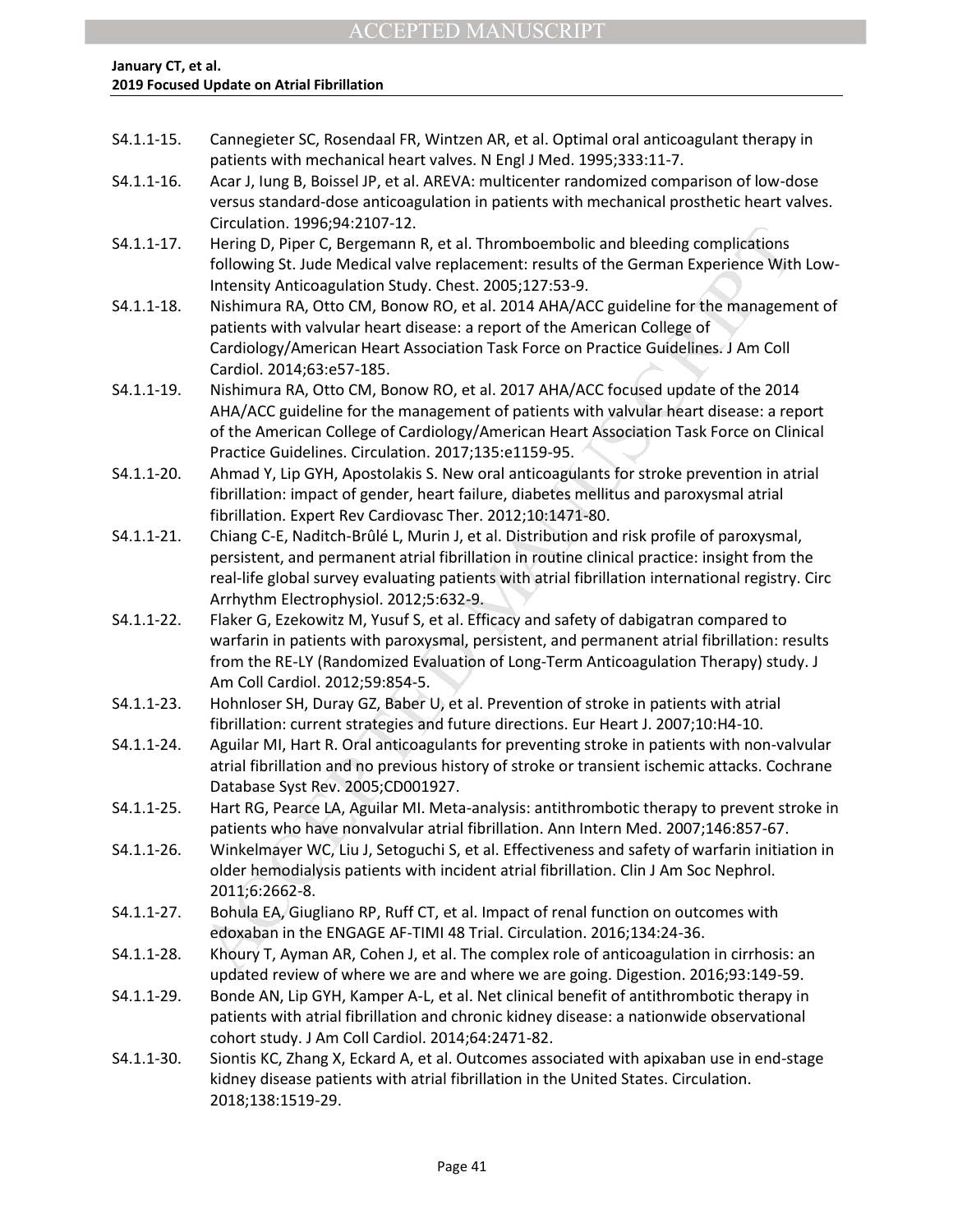S4.1.1-15. Cannegieter SC, Rosendaal FR, Wintzen AR, et al. Optimal oral anticoagulant therapy in patients with mechanical heart valves. N Engl J Med. 1995;333:11-7.

S4.1.1-16. Acar J, Iung B, Boissel JP, et al. AREVA: multicenter randomized comparison of low-dose versus standard-dose anticoagulation in patients with mechanical prosthetic heart valves. Circulation. 1996;94:2107-12.

S4.1.1-17. Hering D, Piper C, Bergemann R, et al. Thromboembolic and bleeding complications following St. Jude Medical valve replacement: results of the German Experience With Low-Intensity Anticoagulation Study. Chest. 2005;127:53-9.

S4.1.1-18. Nishimura RA, Otto CM, Bonow RO, et al. 2014 AHA/ACC guideline for the management of patients with valvular heart disease: a report of the American College of Cardiology/American Heart Association Task Force on Practice Guidelines. J Am Coll Cardiol. 2014;63:e57-185.

S4.1.1-19. Nishimura RA, Otto CM, Bonow RO, et al. 2017 AHA/ACC focused update of the 2014 AHA/ACC guideline for the management of patients with valvular heart disease: a report of the American College of Cardiology/American Heart Association Task Force on Clinical Practice Guidelines. Circulation. 2017;135:e1159-95.

S4.1.1-20. Ahmad Y, Lip GYH, Apostolakis S. New oral anticoagulants for stroke prevention in atrial fibrillation: impact of gender, heart failure, diabetes mellitus and paroxysmal atrial fibrillation. Expert Rev Cardiovasc Ther. 2012;10:1471-80.

S4.1.1-21. Chiang C-E, Naditch-Brûlé L, Murin J, et al. Distribution and risk profile of paroxysmal, persistent, and permanent atrial fibrillation in routine clinical practice: insight from the real-life global survey evaluating patients with atrial fibrillation international registry. Circ Arrhythm Electrophysiol. 2012;5:632-9.

S4.1.1-22. Flaker G, Ezekowitz M, Yusuf S, et al. Efficacy and safety of dabigatran compared to warfarin in patients with paroxysmal, persistent, and permanent atrial fibrillation: results from the RE-LY (Randomized Evaluation of Long-Term Anticoagulation Therapy) study. J Am Coll Cardiol. 2012;59:854-5.

S4.1.1-23. Hohnloser SH, Duray GZ, Baber U, et al. Prevention of stroke in patients with atrial fibrillation: current strategies and future directions. Eur Heart J. 2007;10:H4-10.

S4.1.1-24. Aguilar MI, Hart R. Oral anticoagulants for preventing stroke in patients with non-valvular atrial fibrillation and no previous history of stroke or transient ischemic attacks. Cochrane Database Syst Rev. 2005;CD001927.

S4.1.1-25. Hart RG, Pearce LA, Aguilar MI. Meta-analysis: antithrombotic therapy to prevent stroke in patients who have nonvalvular atrial fibrillation. Ann Intern Med. 2007;146:857-67.

S4.1.1-26. Winkelmayer WC, Liu J, Setoguchi S, et al. Effectiveness and safety of warfarin initiation in older hemodialysis patients with incident atrial fibrillation. Clin J Am Soc Nephrol. 2011;6:2662-8.

S4.1.1-27. Bohula EA, Giugliano RP, Ruff CT, et al. Impact of renal function on outcomes with edoxaban in the ENGAGE AF-TIMI 48 Trial. Circulation. 2016;134:24-36.

S4.1.1-28. Khoury T, Ayman AR, Cohen J, et al. The complex role of anticoagulation in cirrhosis: an updated review of where we are and where we are going. Digestion. 2016;93:149-59.

S4.1.1-29. Bonde AN, Lip GYH, Kamper A-L, et al. Net clinical benefit of antithrombotic therapy in patients with atrial fibrillation and chronic kidney disease: a nationwide observational cohort study. J Am Coll Cardiol. 2014;64:2471-82.

S4.1.1-30. Siontis KC, Zhang X, Eckard A, et al. Outcomes associated with apixaban use in end-stage kidney disease patients with atrial fibrillation in the United States. Circulation. 2018;138:1519-29.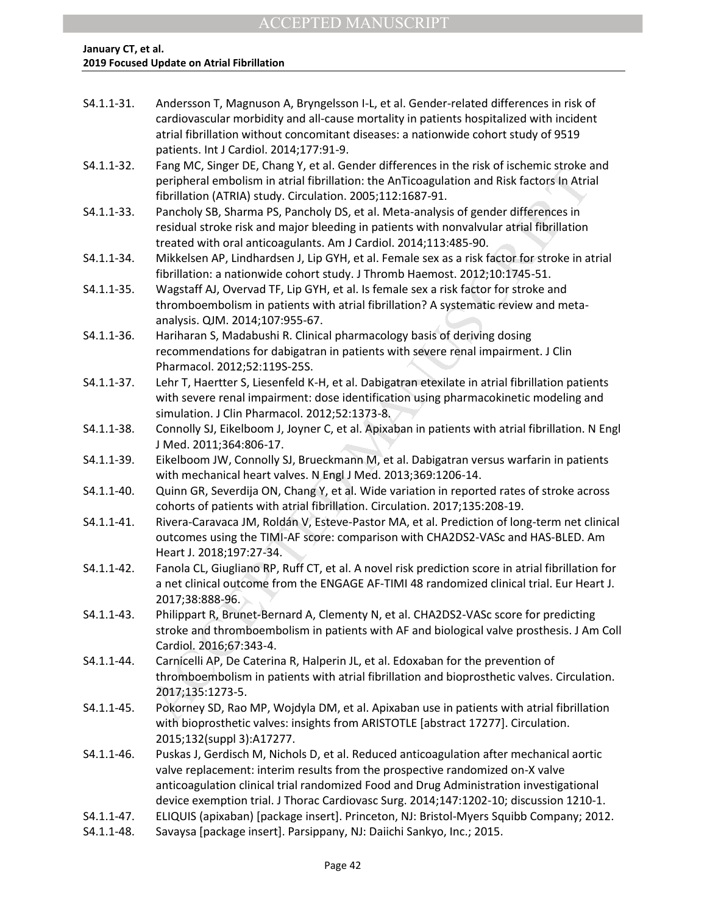S4.1.1-31. Andersson T, Magnuson A, Bryngelsson I-L, et al. Gender-related differences in risk of cardiovascular morbidity and all-cause mortality in patients hospitalized with incident atrial fibrillation without concomitant diseases: a nationwide cohort study of 9519 patients. Int J Cardiol. 2014;177:91-9.

S4.1.1-32. Fang MC, Singer DE, Chang Y, et al. Gender differences in the risk of ischemic stroke and peripheral embolism in atrial fibrillation: the AnTicoagulation and Risk factors In Atrial fibrillation (ATRIA) study. Circulation. 2005;112:1687-91.

S4.1.1-33. Pancholy SB, Sharma PS, Pancholy DS, et al. Meta-analysis of gender differences in residual stroke risk and major bleeding in patients with nonvalvular atrial fibrillation treated with oral anticoagulants. Am J Cardiol. 2014;113:485-90.

S4.1.1-34. Mikkelsen AP, Lindhardsen J, Lip GYH, et al. Female sex as a risk factor for stroke in atrial fibrillation: a nationwide cohort study. J Thromb Haemost. 2012;10:1745-51.

S4.1.1-35. Wagstaff AJ, Overvad TF, Lip GYH, et al. Is female sex a risk factor for stroke and thromboembolism in patients with atrial fibrillation? A systematic review and meta-analysis. QJM. 2014;107:955-67.

S4.1.1-36. Hariharan S, Madabushi R. Clinical pharmacology basis of deriving dosing recommendations for dabigatran in patients with severe renal impairment. J Clin Pharmacol. 2012;52:119S-25S.

S4.1.1-37. Lehr T, Haertter S, Liesenfeld K-H, et al. Dabigatran etexilate in atrial fibrillation patients with severe renal impairment: dose identification using pharmacokinetic modeling and simulation. J Clin Pharmacol. 2012;52:1373-8.

S4.1.1-38. Connolly SJ, Eikelboom J, Joyner C, et al. Apixaban in patients with atrial fibrillation. N Engl J Med. 2011;364:806-17.

S4.1.1-39. Eikelboom JW, Connolly SJ, Brueckmann M, et al. Dabigatran versus warfarin in patients with mechanical heart valves. N Engl J Med. 2013;369:1206-14.

S4.1.1-40. Quinn GR, Severdija ON, Chang Y, et al. Wide variation in reported rates of stroke across cohorts of patients with atrial fibrillation. Circulation. 2017;135:208-19.

S4.1.1-41. Rivera-Caravaca JM, Roldán V, Esteve-Pastor MA, et al. Prediction of long-term net clinical outcomes using the TIMI-AF score: comparison with CHA2DS2-VASc and HAS-BLED. Am Heart J. 2018;197:27-34.

S4.1.1-42. Fanola CL, Giugliano RP, Ruff CT, et al. A novel risk prediction score in atrial fibrillation for a net clinical outcome from the ENGAGE AF-TIMI 48 randomized clinical trial. Eur Heart J. 2017;38:888-96.

S4.1.1-43. Philippart R, Brunet-Bernard A, Clementy N, et al. CHA2DS2-VASc score for predicting stroke and thromboembolism in patients with AF and biological valve prosthesis. J Am Coll Cardiol. 2016;67:343-4.

S4.1.1-44. Carnicelli AP, De Caterina R, Halperin JL, et al. Edoxaban for the prevention of thromboembolism in patients with atrial fibrillation and bioprosthetic valves. Circulation. 2017;135:1273-5.

S4.1.1-45. Pokorney SD, Rao MP, Wojdyla DM, et al. Apixaban use in patients with atrial fibrillation with bioprosthetic valves: insights from ARISTOTLE [abstract 17277]. Circulation. 2015;132(suppl 3):A17277.

S4.1.1-46. Puskas J, Gerdisch M, Nichols D, et al. Reduced anticoagulation after mechanical aortic valve replacement: interim results from the prospective randomized on-X valve anticoagulation clinical trial randomized Food and Drug Administration investigational device exemption trial. J Thorac Cardiovasc Surg. 2014;147:1202-10; discussion 1210-1.

S4.1.1-47. ELIQUIS (apixaban) [package insert]. Princeton, NJ: Bristol-Myers Squibb Company; 2012.

S4.1.1-48. Savaysa [package insert]. Parsippany, NJ: Daiichi Sankyo, Inc.; 2015.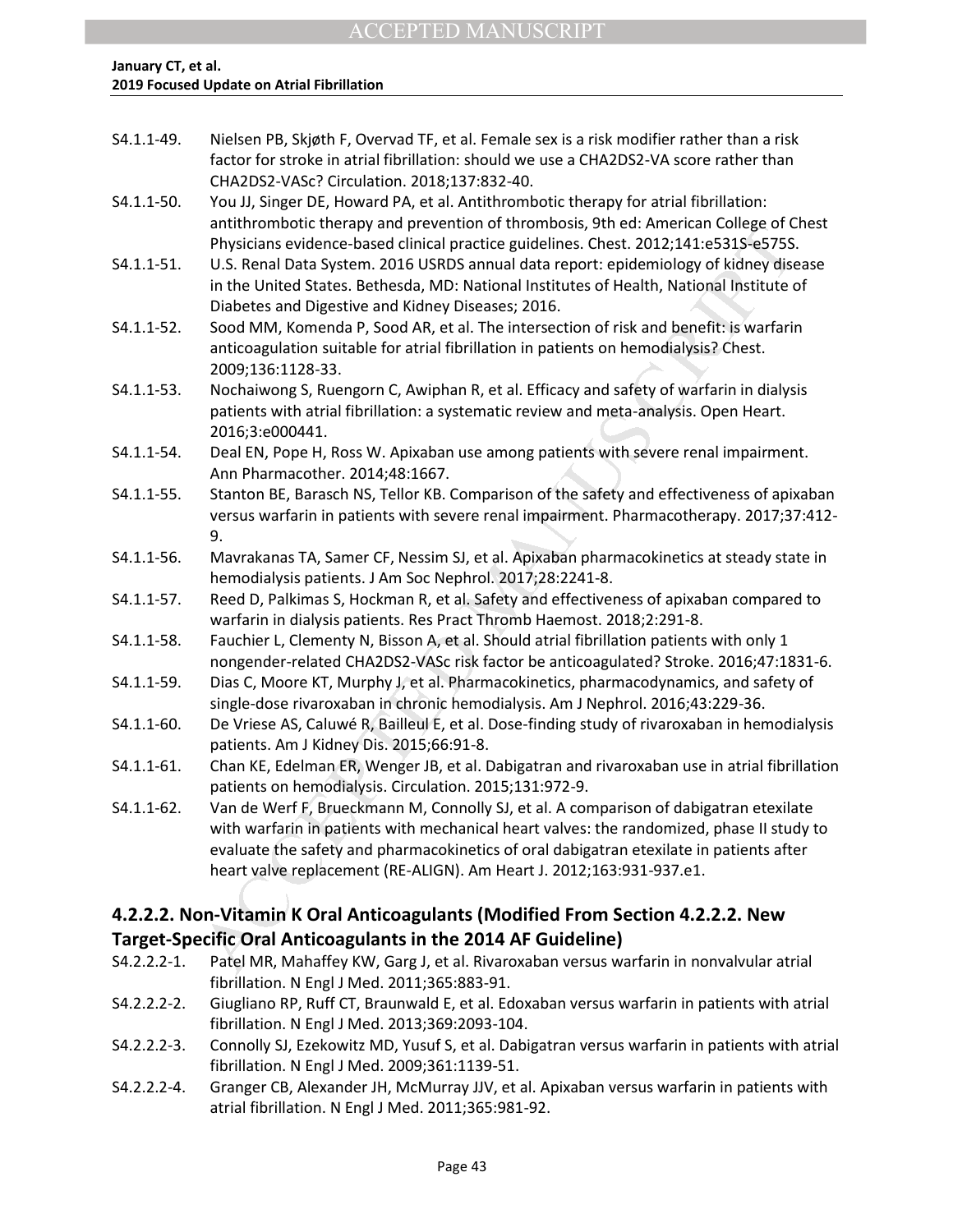S4.1.1-49. Nielsen PB, Skjøth F, Overvad TF, et al. Female sex is a risk modifier rather than a risk factor for stroke in atrial fibrillation: should we use a CHA2DS2-VA score rather than CHA2DS2-VASc? Circulation. 2018;137:832-40.

S4.1.1-50. You JJ, Singer DE, Howard PA, et al. Antithrombotic therapy for atrial fibrillation: antithrombotic therapy and prevention of thrombosis, 9th ed: American College of Chest Physicians evidence-based clinical practice guidelines. Chest. 2012;141:e531S-e575S.

S4.1.1-51. U.S. Renal Data System. 2016 USRDS annual data report: epidemiology of kidney disease in the United States. Bethesda, MD: National Institutes of Health, National Institute of Diabetes and Digestive and Kidney Diseases; 2016.

S4.1.1-52. Sood MM, Komenda P, Sood AR, et al. The intersection of risk and benefit: is warfarin anticoagulation suitable for atrial fibrillation in patients on hemodialysis? Chest. 2009;136:1128-33.

S4.1.1-53. Nochaiwong S, Ruengorn C, Awiphan R, et al. Efficacy and safety of warfarin in dialysis patients with atrial fibrillation: a systematic review and meta-analysis. Open Heart. 2016;3:e000441.

S4.1.1-54. Deal EN, Pope H, Ross W. Apixaban use among patients with severe renal impairment. Ann Pharmacother. 2014;48:1667.

S4.1.1-55. Stanton BE, Barasch NS, Tellor KB. Comparison of the safety and effectiveness of apixaban versus warfarin in patients with severe renal impairment. Pharmacotherapy. 2017;37:412-9.

S4.1.1-56. Mavrakanas TA, Samer CF, Nessim SJ, et al. Apixaban pharmacokinetics at steady state in hemodialysis patients. J Am Soc Nephrol. 2017;28:2241-8.

S4.1.1-57. Reed D, Palkimas S, Hockman R, et al. Safety and effectiveness of apixaban compared to warfarin in dialysis patients. Res Pract Thromb Haemost. 2018;2:291-8.

S4.1.1-58. Fauchier L, Clementy N, Bisson A, et al. Should atrial fibrillation patients with only 1 nongender-related CHA2DS2-VASc risk factor be anticoagulated? Stroke. 2016;47:1831-6.

S4.1.1-59. Dias C, Moore KT, Murphy J, et al. Pharmacokinetics, pharmacodynamics, and safety of single-dose rivaroxaban in chronic hemodialysis. Am J Nephrol. 2016;43:229-36.

S4.1.1-60. De Vriese AS, Caluwé R, Bailleul E, et al. Dose-finding study of rivaroxaban in hemodialysis patients. Am J Kidney Dis. 2015;66:91-8.

S4.1.1-61. Chan KE, Edelman ER, Wenger JB, et al. Dabigatran and rivaroxaban use in atrial fibrillation patients on hemodialysis. Circulation. 2015;131:972-9.

S4.1.1-62. Van de Werf F, Brueckmann M, Connolly SJ, et al. A comparison of dabigatran etexilate with warfarin in patients with mechanical heart valves: the randomized, phase II study to evaluate the safety and pharmacokinetics of oral dabigatran etexilate in patients after heart valve replacement (RE-ALIGN). Am Heart J. 2012;163:931-937.e1.

## 4.2.2.2. Non-Vitamin K Oral Anticoagulants (Modified From Section 4.2.2.2. New Target-Specific Oral Anticoagulants in the 2014 AF Guideline)

S4.2.2.2-1. Patel MR, Mahaffey KW, Garg J, et al. Rivaroxaban versus warfarin in nonvalvular atrial fibrillation. N Engl J Med. 2011;365:883-91.

S4.2.2.2-2. Giugliano RP, Ruff CT, Braunwald E, et al. Edoxaban versus warfarin in patients with atrial fibrillation. N Engl J Med. 2013;369:2093-104.

S4.2.2.2-3. Connolly SJ, Ezekowitz MD, Yusuf S, et al. Dabigatran versus warfarin in patients with atrial fibrillation. N Engl J Med. 2009;361:1139-51.

S4.2.2.2-4. Granger CB, Alexander JH, McMurray JJV, et al. Apixaban versus warfarin in patients with atrial fibrillation. N Engl J Med. 2011;365:981-92.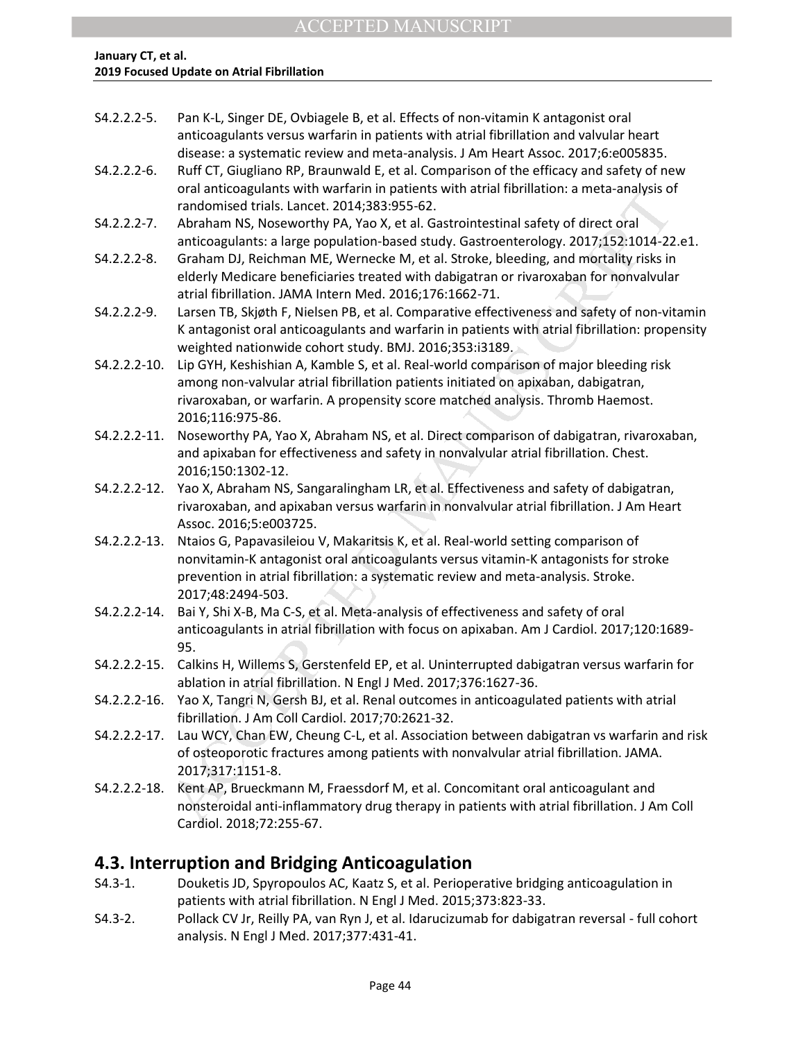S4.2.2.2-5. Pan K-L, Singer DE, Ovbiagele B, et al. Effects of non-vitamin K antagonist oral anticoagulants versus warfarin in patients with atrial fibrillation and valvular heart disease: a systematic review and meta-analysis. J Am Heart Assoc. 2017;6:e005835.

S4.2.2.2-6. Ruff CT, Giugliano RP, Braunwald E, et al. Comparison of the efficacy and safety of new oral anticoagulants with warfarin in patients with atrial fibrillation: a meta-analysis of randomised trials. Lancet. 2014;383:955-62.

S4.2.2.2-7. Abraham NS, Noseworthy PA, Yao X, et al. Gastrointestinal safety of direct oral anticoagulants: a large population-based study. Gastroenterology. 2017;152:1014-22.e1.

S4.2.2.2-8. Graham DJ, Reichman ME, Wernecke M, et al. Stroke, bleeding, and mortality risks in elderly Medicare beneficiaries treated with dabigatran or rivaroxaban for nonvalvular atrial fibrillation. JAMA Intern Med. 2016;176:1662-71.

S4.2.2.2-9. Larsen TB, Skjøth F, Nielsen PB, et al. Comparative effectiveness and safety of non-vitamin K antagonist oral anticoagulants and warfarin in patients with atrial fibrillation: propensity weighted nationwide cohort study. BMJ. 2016;353:i3189.

S4.2.2.2-10. Lip GYH, Keshishian A, Kamble S, et al. Real-world comparison of major bleeding risk among non-valvular atrial fibrillation patients initiated on apixaban, dabigatran, rivaroxaban, or warfarin. A propensity score matched analysis. Thromb Haemost. 2016;116:975-86.

S4.2.2.2-11. Noseworthy PA, Yao X, Abraham NS, et al. Direct comparison of dabigatran, rivaroxaban, and apixaban for effectiveness and safety in nonvalvular atrial fibrillation. Chest. 2016;150:1302-12.

S4.2.2.2-12. Yao X, Abraham NS, Sangaralingham LR, et al. Effectiveness and safety of dabigatran, rivaroxaban, and apixaban versus warfarin in nonvalvular atrial fibrillation. J Am Heart Assoc. 2016;5:e003725.

S4.2.2.2-13. Ntaios G, Papavasileiou V, Makaritsis K, et al. Real-world setting comparison of nonvitamin-K antagonist oral anticoagulants versus vitamin-K antagonists for stroke prevention in atrial fibrillation: a systematic review and meta-analysis. Stroke. 2017;48:2494-503.

S4.2.2.2-14. Bai Y, Shi X-B, Ma C-S, et al. Meta-analysis of effectiveness and safety of oral anticoagulants in atrial fibrillation with focus on apixaban. Am J Cardiol. 2017;120:1689-95.

S4.2.2.2-15. Calkins H, Willems S, Gerstenfeld EP, et al. Uninterrupted dabigatran versus warfarin for ablation in atrial fibrillation. N Engl J Med. 2017;376:1627-36.

S4.2.2.2-16. Yao X, Tangri N, Gersh BJ, et al. Renal outcomes in anticoagulated patients with atrial fibrillation. J Am Coll Cardiol. 2017;70:2621-32.

S4.2.2.2-17. Lau WCY, Chan EW, Cheung C-L, et al. Association between dabigatran vs warfarin and risk of osteoporotic fractures among patients with nonvalvular atrial fibrillation. JAMA. 2017;317:1151-8.

S4.2.2.2-18. Kent AP, Brueckmann M, Fraessdorf M, et al. Concomitant oral anticoagulant and nonsteroidal anti-inflammatory drug therapy in patients with atrial fibrillation. J Am Coll Cardiol. 2018;72:255-67.

## 4.3. Interruption and Bridging Anticoagulation

S4.3-1. Douketis JD, Spyropoulos AC, Kaatz S, et al. Perioperative bridging anticoagulation in patients with atrial fibrillation. N Engl J Med. 2015;373:823-33.

S4.3-2. Pollack CV Jr, Reilly PA, van Ryn J, et al. Idarucizumab for dabigatran reversal - full cohort analysis. N Engl J Med. 2017;377:431-41.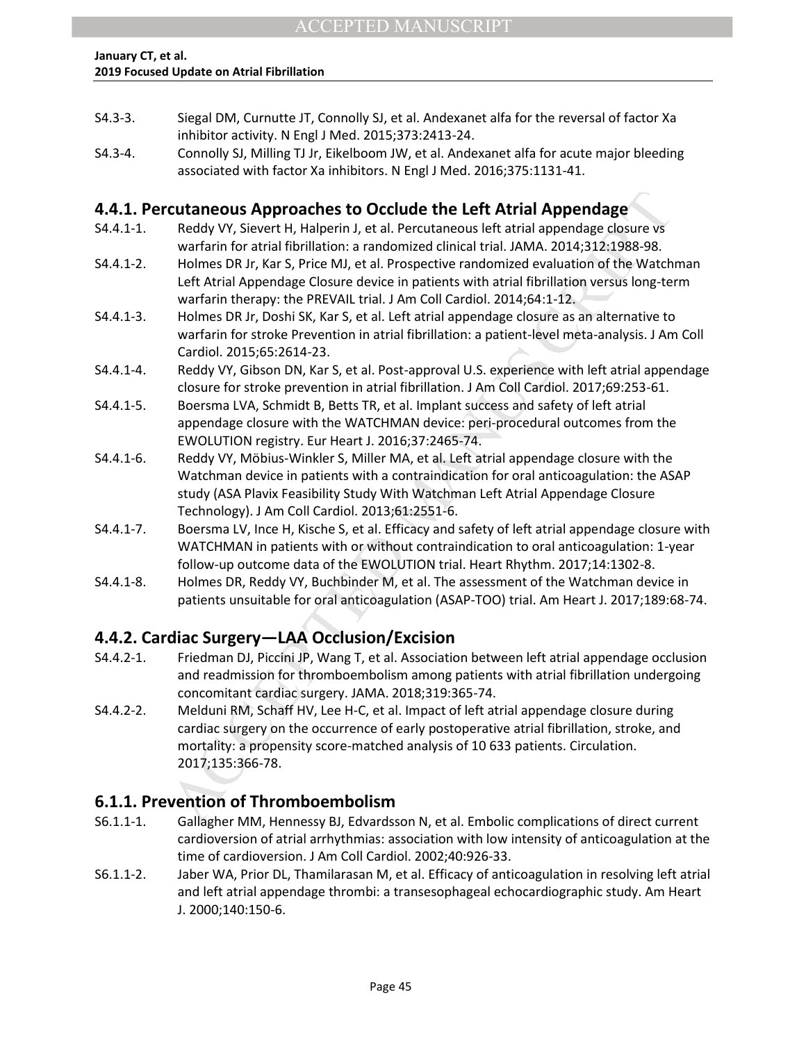S4.3-3. Siegal DM, Curnutte JT, Connolly SJ, et al. Andexanet alfa for the reversal of factor Xa inhibitor activity. N Engl J Med. 2015;373:2413-24.

S4.3-4. Connolly SJ, Milling TJ Jr, Eikelboom JW, et al. Andexanet alfa for acute major bleeding associated with factor Xa inhibitors. N Engl J Med. 2016;375:1131-41.

## 4.4.1. Percutaneous Approaches to Occlude the Left Atrial Appendage

S4.4.1-1. Reddy VY, Sievert H, Halperin J, et al. Percutaneous left atrial appendage closure vs warfarin for atrial fibrillation: a randomized clinical trial. JAMA. 2014;312:1988-98.

S4.4.1-2. Holmes DR Jr, Kar S, Price MJ, et al. Prospective randomized evaluation of the Watchman Left Atrial Appendage Closure device in patients with atrial fibrillation versus long-term warfarin therapy: the PREVAIL trial. J Am Coll Cardiol. 2014;64:1-12.

S4.4.1-3. Holmes DR Jr, Doshi SK, Kar S, et al. Left atrial appendage closure as an alternative to warfarin for stroke Prevention in atrial fibrillation: a patient-level meta-analysis. J Am Coll Cardiol. 2015;65:2614-23.

S4.4.1-4. Reddy VY, Gibson DN, Kar S, et al. Post-approval U.S. experience with left atrial appendage closure for stroke prevention in atrial fibrillation. J Am Coll Cardiol. 2017;69:253-61.

S4.4.1-5. Boersma LVA, Schmidt B, Betts TR, et al. Implant success and safety of left atrial appendage closure with the WATCHMAN device: peri-procedural outcomes from the EWOLUTION registry. Eur Heart J. 2016;37:2465-74.

S4.4.1-6. Reddy VY, Möbius-Winkler S, Miller MA, et al. Left atrial appendage closure with the Watchman device in patients with a contraindication for oral anticoagulation: the ASAP study (ASA Plavix Feasibility Study With Watchman Left Atrial Appendage Closure Technology). J Am Coll Cardiol. 2013;61:2551-6.

S4.4.1-7. Boersma LV, Ince H, Kische S, et al. Efficacy and safety of left atrial appendage closure with WATCHMAN in patients with or without contraindication to oral anticoagulation: 1-year follow-up outcome data of the EWOLUTION trial. Heart Rhythm. 2017;14:1302-8.

S4.4.1-8. Holmes DR, Reddy VY, Buchbinder M, et al. The assessment of the Watchman device in patients unsuitable for oral anticoagulation (ASAP-TOO) trial. Am Heart J. 2017;189:68-74.

## 4.4.2. Cardiac Surgery—LAA Occlusion/Excision

S4.4.2-1. Friedman DJ, Piccini JP, Wang T, et al. Association between left atrial appendage occlusion and readmission for thromboembolism among patients with atrial fibrillation undergoing concomitant cardiac surgery. JAMA. 2018;319:365-74.

S4.4.2-2. Melduni RM, Schaff HV, Lee H-C, et al. Impact of left atrial appendage closure during cardiac surgery on the occurrence of early postoperative atrial fibrillation, stroke, and mortality: a propensity score-matched analysis of 10 633 patients. Circulation. 2017;135:366-78.

## 6.1.1. Prevention of Thromboembolism

S6.1.1-1. Gallagher MM, Hennessy BJ, Edvardsson N, et al. Embolic complications of direct current cardioversion of atrial arrhythmias: association with low intensity of anticoagulation at the time of cardioversion. J Am Coll Cardiol. 2002;40:926-33.

S6.1.1-2. Jaber WA, Prior DL, Thamilarasan M, et al. Efficacy of anticoagulation in resolving left atrial and left atrial appendage thrombi: a transesophageal echocardiographic study. Am Heart J. 2000;140:150-6.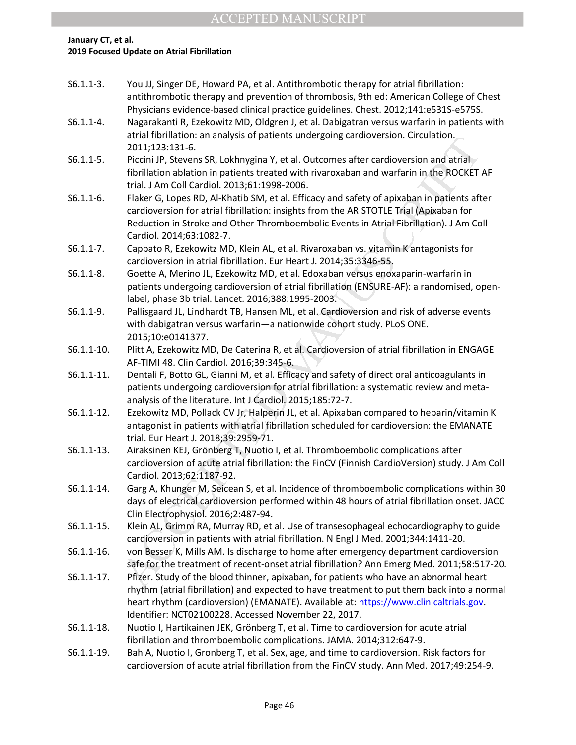S6.1.1-3. You JJ, Singer DE, Howard PA, et al. Antithrombotic therapy for atrial fibrillation: antithrombotic therapy and prevention of thrombosis, 9th ed: American College of Chest Physicians evidence-based clinical practice guidelines. Chest. 2012;141:e531S-e575S.

S6.1.1-4. Nagarakanti R, Ezekowitz MD, Oldgren J, et al. Dabigatran versus warfarin in patients with atrial fibrillation: an analysis of patients undergoing cardioversion. Circulation. 2011;123:131-6.

S6.1.1-5. Piccini JP, Stevens SR, Lokhnygina Y, et al. Outcomes after cardioversion and atrial fibrillation ablation in patients treated with rivaroxaban and warfarin in the ROCKET AF trial. J Am Coll Cardiol. 2013;61:1998-2006.

S6.1.1-6. Flaker G, Lopes RD, Al-Khatib SM, et al. Efficacy and safety of apixaban in patients after cardioversion for atrial fibrillation: insights from the ARISTOTLE Trial (Apixaban for Reduction in Stroke and Other Thromboembolic Events in Atrial Fibrillation). J Am Coll Cardiol. 2014;63:1082-7.

S6.1.1-7. Cappato R, Ezekowitz MD, Klein AL, et al. Rivaroxaban vs. vitamin K antagonists for cardioversion in atrial fibrillation. Eur Heart J. 2014;35:3346-55.

S6.1.1-8. Goette A, Merino JL, Ezekowitz MD, et al. Edoxaban versus enoxaparin-warfarin in patients undergoing cardioversion of atrial fibrillation (ENSURE-AF): a randomised, open-label, phase 3b trial. Lancet. 2016;388:1995-2003.

S6.1.1-9. Pallisgaard JL, Lindhardt TB, Hansen ML, et al. Cardioversion and risk of adverse events with dabigatran versus warfarin—a nationwide cohort study. PLoS ONE. 2015;10:e0141377.

S6.1.1-10. Plitt A, Ezekowitz MD, De Caterina R, et al. Cardioversion of atrial fibrillation in ENGAGE AF-TIMI 48. Clin Cardiol. 2016;39:345-6.

S6.1.1-11. Dentali F, Botto GL, Gianni M, et al. Efficacy and safety of direct oral anticoagulants in patients undergoing cardioversion for atrial fibrillation: a systematic review and meta-analysis of the literature. Int J Cardiol. 2015;185:72-7.

S6.1.1-12. Ezekowitz MD, Pollack CV Jr, Halperin JL, et al. Apixaban compared to heparin/vitamin K antagonist in patients with atrial fibrillation scheduled for cardioversion: the EMANATE trial. Eur Heart J. 2018;39:2959-71.

S6.1.1-13. Airaksinen KEJ, Grönberg T, Nuotio I, et al. Thromboembolic complications after cardioversion of acute atrial fibrillation: the FinCV (Finnish CardioVersion) study. J Am Coll Cardiol. 2013;62:1187-92.

S6.1.1-14. Garg A, Khunger M, Seicean S, et al. Incidence of thromboembolic complications within 30 days of electrical cardioversion performed within 48 hours of atrial fibrillation onset. JACC Clin Electrophysiol. 2016;2:487-94.

S6.1.1-15. Klein AL, Grimm RA, Murray RD, et al. Use of transesophageal echocardiography to guide cardioversion in patients with atrial fibrillation. N Engl J Med. 2001;344:1411-20.

S6.1.1-16. von Besser K, Mills AM. Is discharge to home after emergency department cardioversion safe for the treatment of recent-onset atrial fibrillation? Ann Emerg Med. 2011;58:517-20.

S6.1.1-17. Pfizer. Study of the blood thinner, apixaban, for patients who have an abnormal heart rhythm (atrial fibrillation) and expected to have treatment to put them back into a normal heart rhythm (cardioversion) (EMANATE). Available at: https://www.clinicaltrials.gov. Identifier: NCT02100228. Accessed November 22, 2017.

S6.1.1-18. Nuotio I, Hartikainen JEK, Grönberg T, et al. Time to cardioversion for acute atrial fibrillation and thromboembolic complications. JAMA. 2014;312:647-9.

S6.1.1-19. Bah A, Nuotio I, Gronberg T, et al. Sex, age, and time to cardioversion. Risk factors for cardioversion of acute atrial fibrillation from the FinCV study. Ann Med. 2017;49:254-9.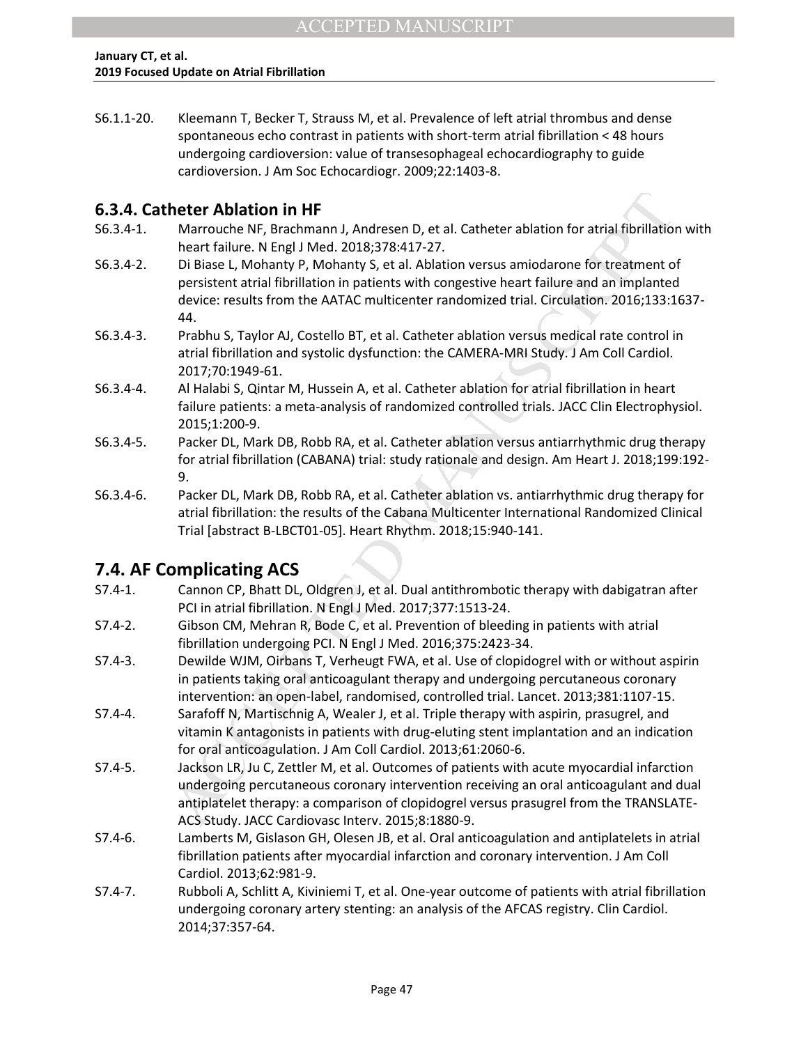S6.1.1-20. Kleemann T, Becker T, Strauss M, et al. Prevalence of left atrial thrombus and dense spontaneous echo contrast in patients with short-term atrial fibrillation < 48 hours undergoing cardioversion: value of transesophageal echocardiography to guide cardioversion. J Am Soc Echocardiogr. 2009;22:1403-8.

## 6.3.4. Catheter Ablation in HF

S6.3.4-1. Marrouche NF, Brachmann J, Andresen D, et al. Catheter ablation for atrial fibrillation with heart failure. N Engl J Med. 2018;378:417-27.

S6.3.4-2. Di Biase L, Mohanty P, Mohanty S, et al. Ablation versus amiodarone for treatment of persistent atrial fibrillation in patients with congestive heart failure and an implanted device: results from the AATAC multicenter randomized trial. Circulation. 2016;133:1637-44.

S6.3.4-3. Prabhu S, Taylor AJ, Costello BT, et al. Catheter ablation versus medical rate control in atrial fibrillation and systolic dysfunction: the CAMERA-MRI Study. J Am Coll Cardiol. 2017;70:1949-61.

S6.3.4-4. Al Halabi S, Qintar M, Hussein A, et al. Catheter ablation for atrial fibrillation in heart failure patients: a meta-analysis of randomized controlled trials. JACC Clin Electrophysiol. 2015;1:200-9.

S6.3.4-5. Packer DL, Mark DB, Robb RA, et al. Catheter ablation versus antiarrhythmic drug therapy for atrial fibrillation (CABANA) trial: study rationale and design. Am Heart J. 2018;199:192-9.

S6.3.4-6. Packer DL, Mark DB, Robb RA, et al. Catheter ablation vs. antiarrhythmic drug therapy for atrial fibrillation: the results of the Cabana Multicenter International Randomized Clinical Trial [abstract B-LBCT01-05]. Heart Rhythm. 2018;15:940-141.

## 7.4. AF Complicating ACS

S7.4-1. Cannon CP, Bhatt DL, Oldgren J, et al. Dual antithrombotic therapy with dabigatran after PCI in atrial fibrillation. N Engl J Med. 2017;377:1513-24.

S7.4-2. Gibson CM, Mehran R, Bode C, et al. Prevention of bleeding in patients with atrial fibrillation undergoing PCI. N Engl J Med. 2016;375:2423-34.

S7.4-3. Dewilde WJM, Oirbans T, Verheugt FWA, et al. Use of clopidogrel with or without aspirin in patients taking oral anticoagulant therapy and undergoing percutaneous coronary intervention: an open-label, randomised, controlled trial. Lancet. 2013;381:1107-15.

S7.4-4. Sarafoff N, Martischnig A, Wealer J, et al. Triple therapy with aspirin, prasugrel, and vitamin K antagonists in patients with drug-eluting stent implantation and an indication for oral anticoagulation. J Am Coll Cardiol. 2013;61:2060-6.

S7.4-5. Jackson LR, Ju C, Zettler M, et al. Outcomes of patients with acute myocardial infarction undergoing percutaneous coronary intervention receiving an oral anticoagulant and dual antiplatelet therapy: a comparison of clopidogrel versus prasugrel from the TRANSLATE-ACS Study. JACC Cardiovasc Interv. 2015;8:1880-9.

S7.4-6. Lamberts M, Gislason GH, Olesen JB, et al. Oral anticoagulation and antiplatelets in atrial fibrillation patients after myocardial infarction and coronary intervention. J Am Coll Cardiol. 2013;62:981-9.

S7.4-7. Rubboli A, Schlitt A, Kiviniemi T, et al. One-year outcome of patients with atrial fibrillation undergoing coronary artery stenting: an analysis of the AFCAS registry. Clin Cardiol. 2014;37:357-64.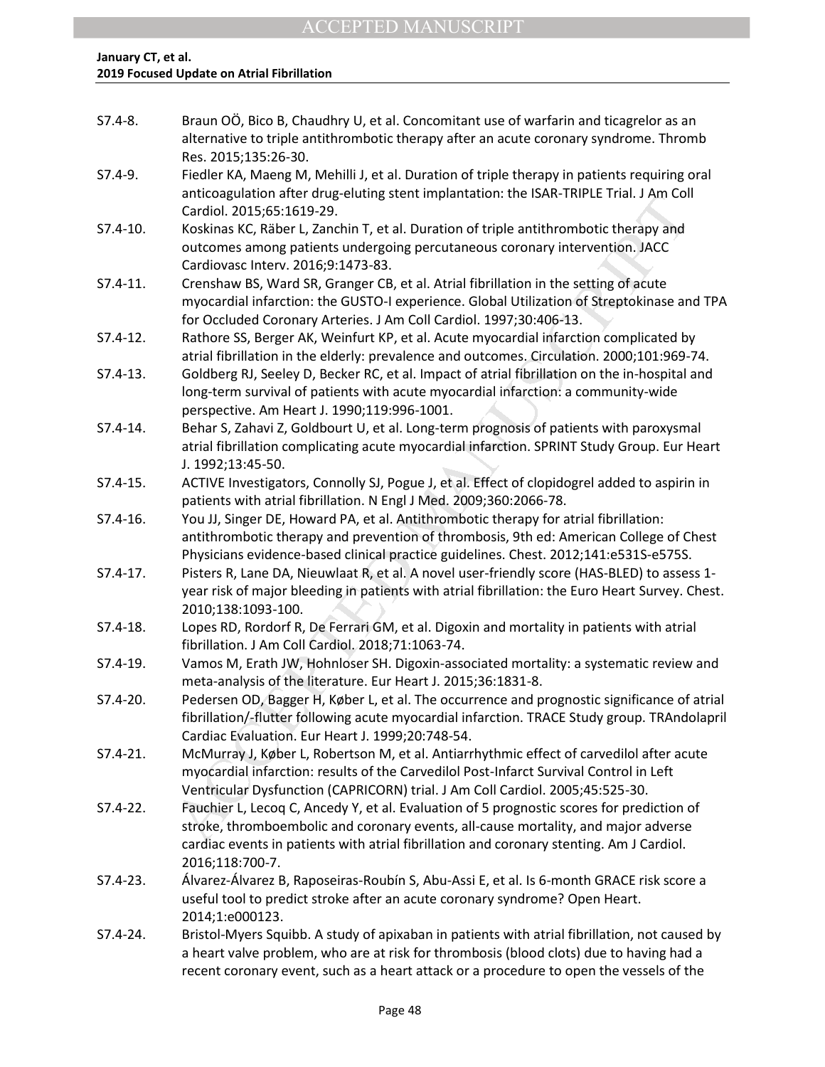S7.4-8. Braun OÖ, Bico B, Chaudhry U, et al. Concomitant use of warfarin and ticagrelor as an alternative to triple antithrombotic therapy after an acute coronary syndrome. Thromb Res. 2015;135:26-30.

S7.4-9. Fiedler KA, Maeng M, Mehilli J, et al. Duration of triple therapy in patients requiring oral anticoagulation after drug-eluting stent implantation: the ISAR-TRIPLE Trial. J Am Coll Cardiol. 2015;65:1619-29.

S7.4-10. Koskinas KC, Räber L, Zanchin T, et al. Duration of triple antithrombotic therapy and outcomes among patients undergoing percutaneous coronary intervention. JACC Cardiovasc Interv. 2016;9:1473-83.

S7.4-11. Crenshaw BS, Ward SR, Granger CB, et al. Atrial fibrillation in the setting of acute myocardial infarction: the GUSTO-I experience. Global Utilization of Streptokinase and TPA for Occluded Coronary Arteries. J Am Coll Cardiol. 1997;30:406-13.

S7.4-12. Rathore SS, Berger AK, Weinfurt KP, et al. Acute myocardial infarction complicated by atrial fibrillation in the elderly: prevalence and outcomes. Circulation. 2000;101:969-74.

S7.4-13. Goldberg RJ, Seeley D, Becker RC, et al. Impact of atrial fibrillation on the in-hospital and long-term survival of patients with acute myocardial infarction: a community-wide perspective. Am Heart J. 1990;119:996-1001.

S7.4-14. Behar S, Zahavi Z, Goldbourt U, et al. Long-term prognosis of patients with paroxysmal atrial fibrillation complicating acute myocardial infarction. SPRINT Study Group. Eur Heart J. 1992;13:45-50.

S7.4-15. ACTIVE Investigators, Connolly SJ, Pogue J, et al. Effect of clopidogrel added to aspirin in patients with atrial fibrillation. N Engl J Med. 2009;360:2066-78.

S7.4-16. You JJ, Singer DE, Howard PA, et al. Antithrombotic therapy for atrial fibrillation: antithrombotic therapy and prevention of thrombosis, 9th ed: American College of Chest Physicians evidence-based clinical practice guidelines. Chest. 2012;141:e531S-e575S.

S7.4-17. Pisters R, Lane DA, Nieuwlaat R, et al. A novel user-friendly score (HAS-BLED) to assess 1-year risk of major bleeding in patients with atrial fibrillation: the Euro Heart Survey. Chest. 2010;138:1093-100.

S7.4-18. Lopes RD, Rordorf R, De Ferrari GM, et al. Digoxin and mortality in patients with atrial fibrillation. J Am Coll Cardiol. 2018;71:1063-74.

S7.4-19. Vamos M, Erath JW, Hohnloser SH. Digoxin-associated mortality: a systematic review and meta-analysis of the literature. Eur Heart J. 2015;36:1831-8.

S7.4-20. Pedersen OD, Bagger H, Køber L, et al. The occurrence and prognostic significance of atrial fibrillation/-flutter following acute myocardial infarction. TRACE Study group. TRAndolapril Cardiac Evaluation. Eur Heart J. 1999;20:748-54.

S7.4-21. McMurray J, Køber L, Robertson M, et al. Antiarrhythmic effect of carvedilol after acute myocardial infarction: results of the Carvedilol Post-Infarct Survival Control in Left Ventricular Dysfunction (CAPRICORN) trial. J Am Coll Cardiol. 2005;45:525-30.

S7.4-22. Fauchier L, Lecoq C, Ancedy Y, et al. Evaluation of 5 prognostic scores for prediction of stroke, thromboembolic and coronary events, all-cause mortality, and major adverse cardiac events in patients with atrial fibrillation and coronary stenting. Am J Cardiol. 2016;118:700-7.

S7.4-23. Álvarez-Álvarez B, Raposeiras-Roubín S, Abu-Assi E, et al. Is 6-month GRACE risk score a useful tool to predict stroke after an acute coronary syndrome? Open Heart. 2014;1:e000123.

S7.4-24. Bristol-Myers Squibb. A study of apixaban in patients with atrial fibrillation, not caused by a heart valve problem, who are at risk for thrombosis (blood clots) due to having had a recent coronary event, such as a heart attack or a procedure to open the vessels of the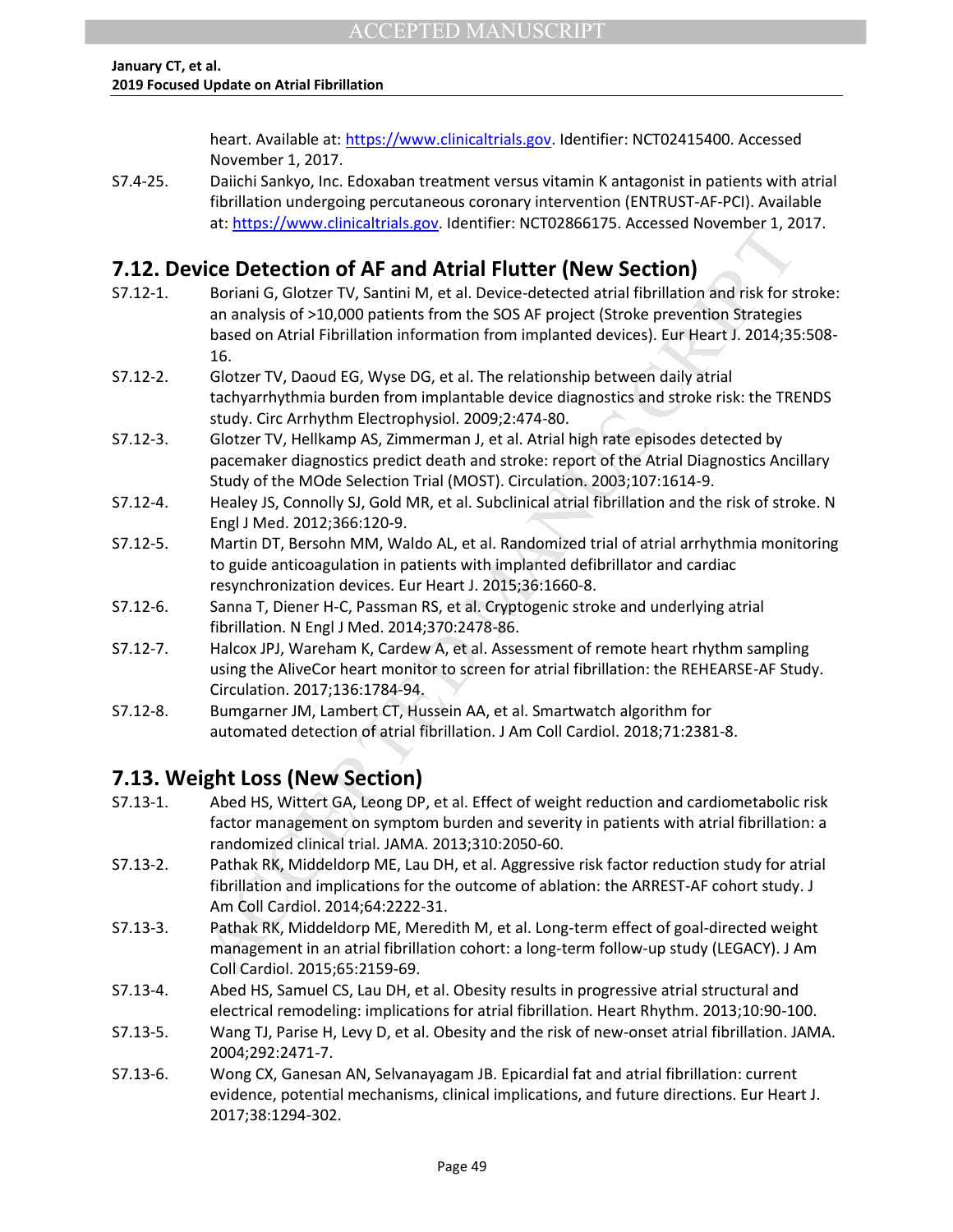heart. Available at: https://www.clinicaltrials.gov. Identifier: NCT02415400. Accessed November 1, 2017.

S7.4-25. Daiichi Sankyo, Inc. Edoxaban treatment versus vitamin K antagonist in patients with atrial fibrillation undergoing percutaneous coronary intervention (ENTRUST-AF-PCI). Available at: https://www.clinicaltrials.gov. Identifier: NCT02866175. Accessed November 1, 2017.

## 7.12. Device Detection of AF and Atrial Flutter (New Section)

S7.12-1. Boriani G, Glotzer TV, Santini M, et al. Device-detected atrial fibrillation and risk for stroke: an analysis of >10,000 patients from the SOS AF project (Stroke prevention Strategies based on Atrial Fibrillation information from implanted devices). Eur Heart J. 2014;35:508-16.

S7.12-2. Glotzer TV, Daoud EG, Wyse DG, et al. The relationship between daily atrial tachyarrhythmia burden from implantable device diagnostics and stroke risk: the TRENDS study. Circ Arrhythm Electrophysiol. 2009;2:474-80.

S7.12-3. Glotzer TV, Hellkamp AS, Zimmerman J, et al. Atrial high rate episodes detected by pacemaker diagnostics predict death and stroke: report of the Atrial Diagnostics Ancillary Study of the MOde Selection Trial (MOST). Circulation. 2003;107:1614-9.

S7.12-4. Healey JS, Connolly SJ, Gold MR, et al. Subclinical atrial fibrillation and the risk of stroke. N Engl J Med. 2012;366:120-9.

S7.12-5. Martin DT, Bersohn MM, Waldo AL, et al. Randomized trial of atrial arrhythmia monitoring to guide anticoagulation in patients with implanted defibrillator and cardiac resynchronization devices. Eur Heart J. 2015;36:1660-8.

S7.12-6. Sanna T, Diener H-C, Passman RS, et al. Cryptogenic stroke and underlying atrial fibrillation. N Engl J Med. 2014;370:2478-86.

S7.12-7. Halcox JPJ, Wareham K, Cardew A, et al. Assessment of remote heart rhythm sampling using the AliveCor heart monitor to screen for atrial fibrillation: the REHEARSE-AF Study. Circulation. 2017;136:1784-94.

S7.12-8. Bumgarner JM, Lambert CT, Hussein AA, et al. Smartwatch algorithm for automated detection of atrial fibrillation. J Am Coll Cardiol. 2018;71:2381-8.

## 7.13. Weight Loss (New Section)

S7.13-1. Abed HS, Wittert GA, Leong DP, et al. Effect of weight reduction and cardiometabolic risk factor management on symptom burden and severity in patients with atrial fibrillation: a randomized clinical trial. JAMA. 2013;310:2050-60.

S7.13-2. Pathak RK, Middeldorp ME, Lau DH, et al. Aggressive risk factor reduction study for atrial fibrillation and implications for the outcome of ablation: the ARREST-AF cohort study. J Am Coll Cardiol. 2014;64:2222-31.

S7.13-3. Pathak RK, Middeldorp ME, Meredith M, et al. Long-term effect of goal-directed weight management in an atrial fibrillation cohort: a long-term follow-up study (LEGACY). J Am Coll Cardiol. 2015;65:2159-69.

S7.13-4. Abed HS, Samuel CS, Lau DH, et al. Obesity results in progressive atrial structural and electrical remodeling: implications for atrial fibrillation. Heart Rhythm. 2013;10:90-100.

S7.13-5. Wang TJ, Parise H, Levy D, et al. Obesity and the risk of new-onset atrial fibrillation. JAMA. 2004;292:2471-7.

S7.13-6. Wong CX, Ganesan AN, Selvanayagam JB. Epicardial fat and atrial fibrillation: current evidence, potential mechanisms, clinical implications, and future directions. Eur Heart J. 2017;38:1294-302.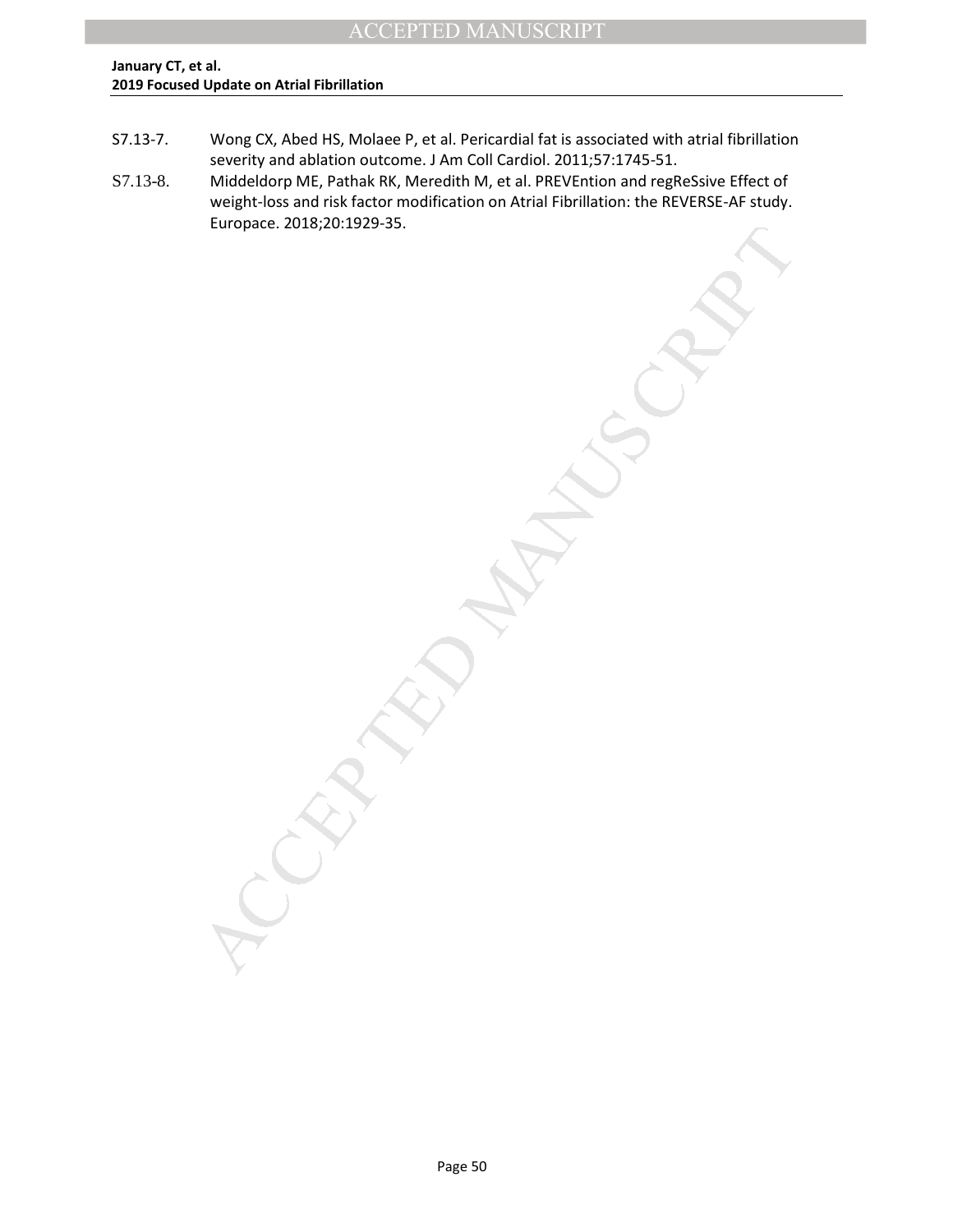S7.13-7. Wong CX, Abed HS, Molaee P, et al. Pericardial fat is associated with atrial fibrillation severity and ablation outcome. J Am Coll Cardiol. 2011;57:1745-51.

S7.13-8. Middeldorp ME, Pathak RK, Meredith M, et al. PREVEntion and regReSsive Effect of weight-loss and risk factor modification on Atrial Fibrillation: the REVERSE-AF study. Europace. 2018;20:1929-35.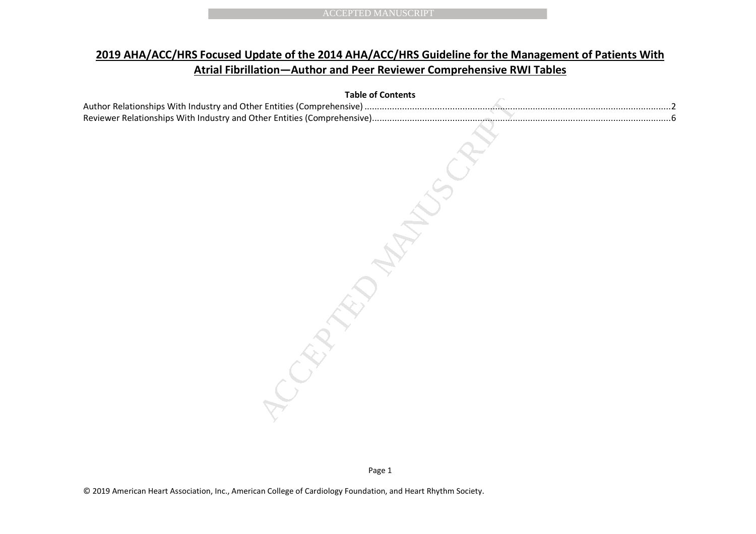# 2019 AHA/ACC/HRS Focused Update of the 2014 AHA/ACC/HRS Guideline for the Management of Patients With Atrial Fibrillation—Author and Peer Reviewer Comprehensive RWI Tables

**Table of Contents**

Author Relationships With Industry and Other Entities (Comprehensive) ........................................................................................................................2

Reviewer Relationships With Industry and Other Entities (Comprehensive).....................................................................................................................6

© 2019 American Heart Association, Inc., American College of Cardiology Foundation, and Heart Rhythm Society.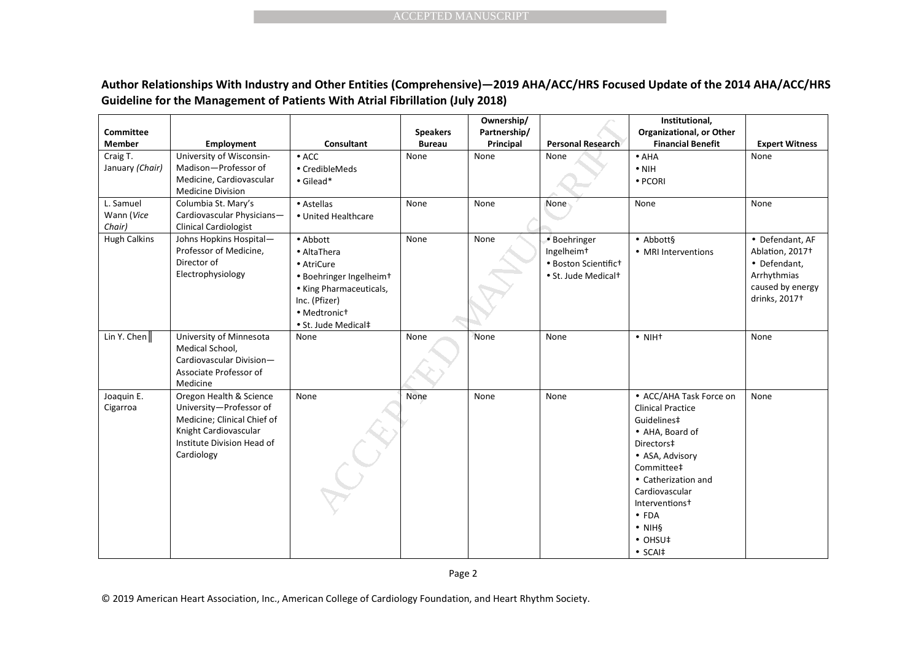**Author Relationships With Industry and Other Entities (Comprehensive)—2019 AHA/ACC/HRS Focused Update of the 2014 AHA/ACC/HRS Guideline for the Management of Patients With Atrial Fibrillation (July 2018)**

| Committee Member | Employment | Consultant | Speakers Bureau | Ownership/ Partnership/ Principal | Personal Research | Institutional, Organizational, or Other Financial Benefit | Expert Witness |
|---|---|---|---|---|---|---|---|
| Craig T. January *(Chair)* | University of Wisconsin-Madison—Professor of Medicine, Cardiovascular Medicine Division | • ACC<br>• CredibleMeds<br>• Gilead* | None | None | None | • AHA<br>• NIH<br>• PCORI | None |
| L. Samuel Wann (*Vice Chair)* | Columbia St. Mary's Cardiovascular Physicians—Clinical Cardiologist | • Astellas<br>• United Healthcare | None | None | None | None | None |
| Hugh Calkins | Johns Hopkins Hospital—Professor of Medicine, Director of Electrophysiology | • Abbott<br>• AltaThera<br>• AtriCure<br>• Boehringer Ingelheim†<br>• King Pharmaceuticals, Inc. (Pfizer)<br>• Medtronic†<br>• St. Jude Medical‡ | None | None | • Boehringer Ingelheim†<br>• Boston Scientific†<br>• St. Jude Medical† | • Abbott§<br>• MRI Interventions | • Defendant, AF Ablation, 2017†<br>• Defendant, Arrhythmias caused by energy drinks, 2017† |
| Lin Y. Chen‖ | University of Minnesota Medical School, Cardiovascular Division—Associate Professor of Medicine | None | None | None | None | • NIH† | None |
| Joaquin E. Cigarroa | Oregon Health & Science University—Professor of Medicine; Clinical Chief of Knight Cardiovascular Institute Division Head of Cardiology | None | None | None | None | • ACC/AHA Task Force on Clinical Practice Guidelines‡<br>• AHA, Board of Directors‡<br>• ASA, Advisory Committee‡<br>• Catherization and Cardiovascular Interventions†<br>• FDA<br>• NIH§<br>• OHSU‡<br>• SCAI‡ | None |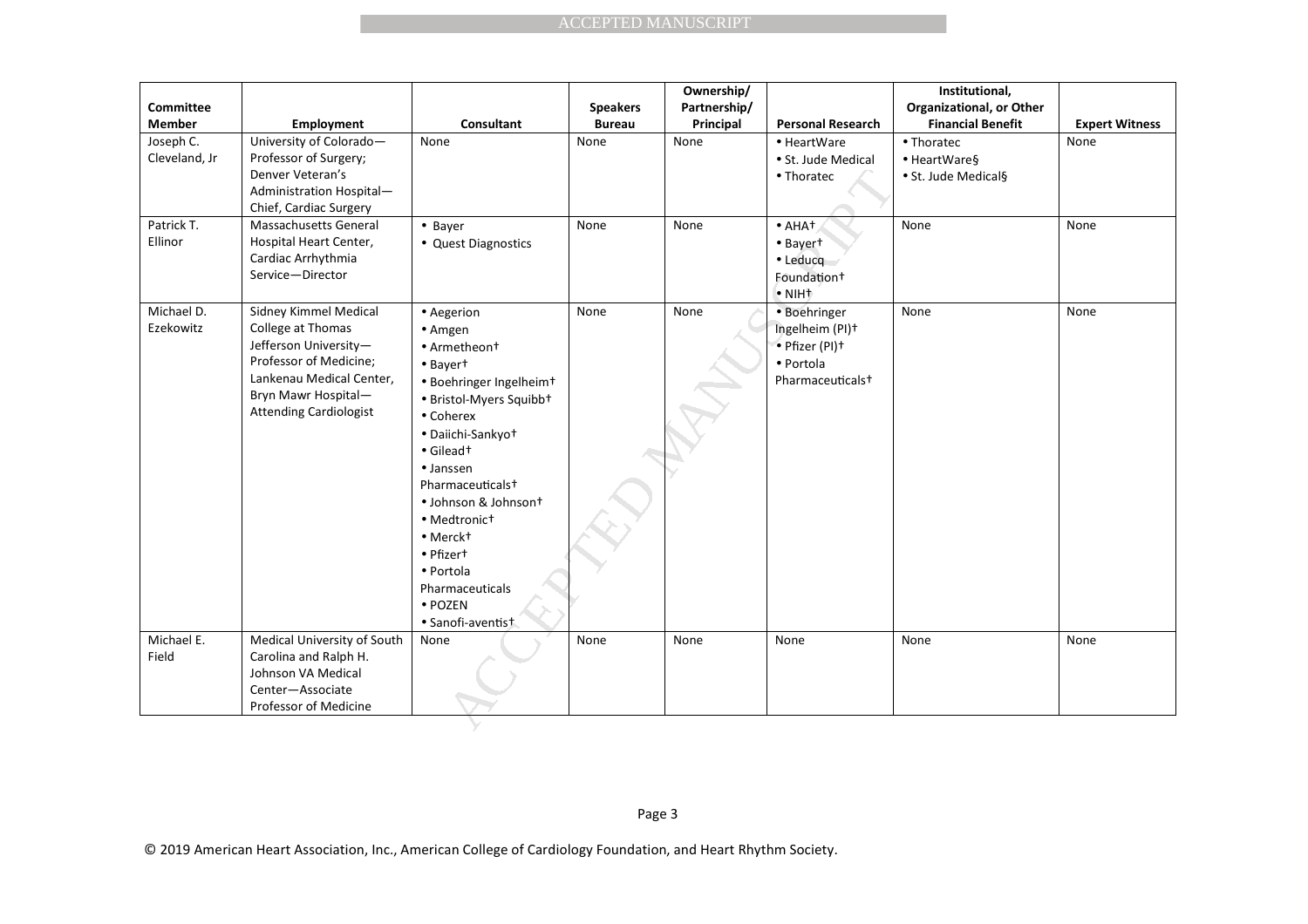| Committee Member | Employment | Consultant | Speakers Bureau | Ownership/ Partnership/ Principal | Personal Research | Institutional, Organizational, or Other Financial Benefit | Expert Witness |
|---|---|---|---|---|---|---|---|
| Joseph C. Cleveland, Jr | University of Colorado—Professor of Surgery; Denver Veteran's Administration Hospital—Chief, Cardiac Surgery | None | None | None | • HeartWare<br>• St. Jude Medical<br>• Thoratec | • Thoratec<br>• HeartWare§<br>• St. Jude Medical§ | None |
| Patrick T. Ellinor | Massachusetts General Hospital Heart Center, Cardiac Arrhythmia Service—Director | • Bayer<br>• Quest Diagnostics | None | None | • AHA†<br>• Bayer†<br>• Leducq Foundation†<br>• NIH† | None | None |
| Michael D. Ezekowitz | Sidney Kimmel Medical College at Thomas Jefferson University—Professor of Medicine; Lankenau Medical Center, Bryn Mawr Hospital—Attending Cardiologist | • Aegerion<br>• Amgen<br>• Armetheon†<br>• Bayer†<br>• Boehringer Ingelheim†<br>• Bristol-Myers Squibb†<br>• Coherex<br>• Daiichi-Sankyo†<br>• Gilead†<br>• Janssen Pharmaceuticals†<br>• Johnson & Johnson†<br>• Medtronic†<br>• Merck†<br>• Pfizer†<br>• Portola Pharmaceuticals<br>• POZEN<br>• Sanofi-aventis† | None | None | • Boehringer Ingelheim (PI)†<br>• Pfizer (PI)†<br>• Portola Pharmaceuticals† | None | None |
| Michael E. Field | Medical University of South Carolina and Ralph H. Johnson VA Medical Center—Associate Professor of Medicine | None | None | None | None | None | None |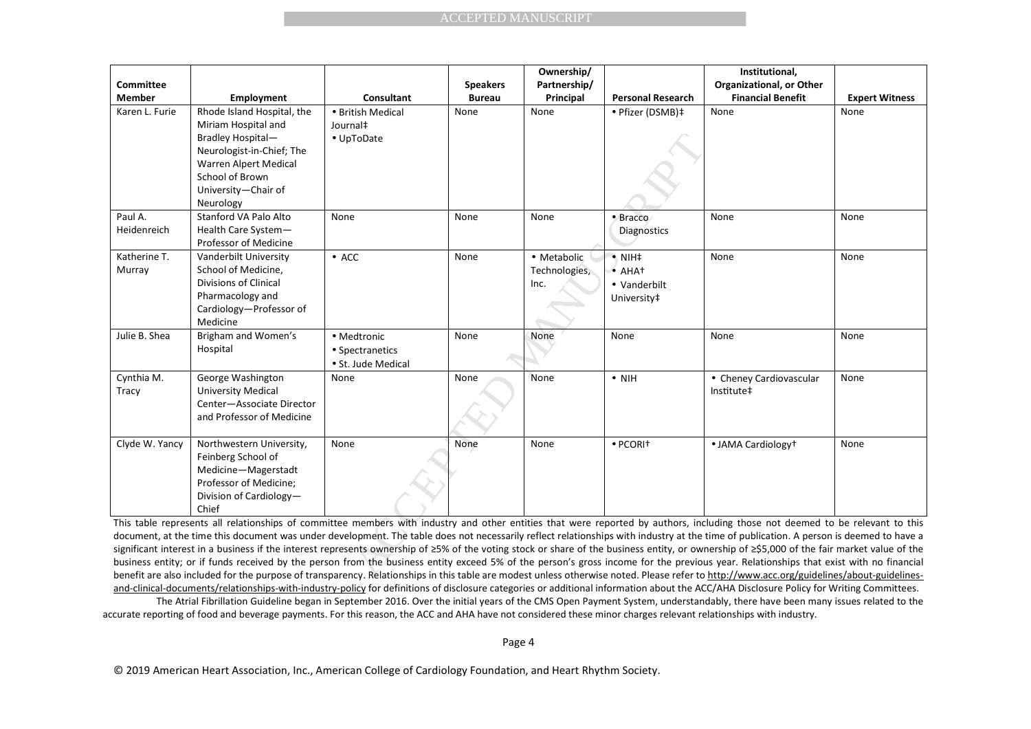| Committee Member | Employment | Consultant | Speakers Bureau | Ownership/ Partnership/ Principal | Personal Research | Institutional, Organizational, or Other Financial Benefit | Expert Witness |
|---|---|---|---|---|---|---|---|
| Karen L. Furie | Rhode Island Hospital, the Miriam Hospital and Bradley Hospital—Neurologist-in-Chief; The Warren Alpert Medical School of Brown University—Chair of Neurology | • British Medical Journal‡<br>• UpToDate | None | None | • Pfizer (DSMB)‡ | None | None |
| Paul A. Heidenreich | Stanford VA Palo Alto Health Care System—Professor of Medicine | None | None | None | • Bracco Diagnostics | None | None |
| Katherine T. Murray | Vanderbilt University School of Medicine, Divisions of Clinical Pharmacology and Cardiology—Professor of Medicine | • ACC | None | • Metabolic Technologies, Inc. | • NIH‡<br>• AHA†<br>• Vanderbilt University‡ | None | None |
| Julie B. Shea | Brigham and Women's Hospital | • Medtronic<br>• Spectranetics<br>• St. Jude Medical | None | None | None | None | None |
| Cynthia M. Tracy | George Washington University Medical Center—Associate Director and Professor of Medicine | None | None | None | • NIH | • Cheney Cardiovascular Institute‡ | None |
| Clyde W. Yancy | Northwestern University, Feinberg School of Medicine—Magerstadt Professor of Medicine; Division of Cardiology—Chief | None | None | None | • PCORI† | • JAMA Cardiology† | None |

This table represents all relationships of committee members with industry and other entities that were reported by authors, including those not deemed to be relevant to this document, at the time this document was under development. The table does not necessarily reflect relationships with industry at the time of publication. A person is deemed to have a significant interest in a business if the interest represents ownership of ≥5% of the voting stock or share of the business entity, or ownership of ≥$5,000 of the fair market value of the business entity; or if funds received by the person from the business entity exceed 5% of the person's gross income for the previous year. Relationships that exist with no financial benefit are also included for the purpose of transparency. Relationships in this table are modest unless otherwise noted. Please refer to http://www.acc.org/guidelines/about-guidelines-and-clinical-documents/relationships-with-industry-policy for definitions of disclosure categories or additional information about the ACC/AHA Disclosure Policy for Writing Committees.

The Atrial Fibrillation Guideline began in September 2016. Over the initial years of the CMS Open Payment System, understandably, there have been many issues related to the accurate reporting of food and beverage payments. For this reason, the ACC and AHA have not considered these minor charges relevant relationships with industry.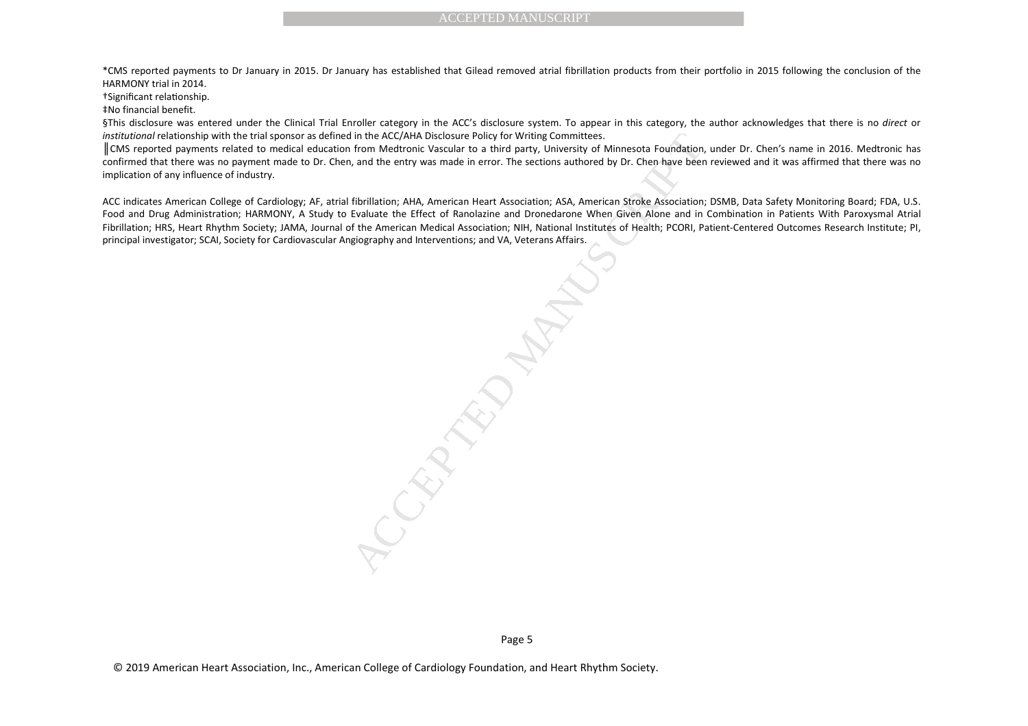*CMS reported payments to Dr January in 2015. Dr January has established that Gilead removed atrial fibrillation products from their portfolio in 2015 following the conclusion of the HARMONY trial in 2014.

†Significant relationship.

‡No financial benefit.

§This disclosure was entered under the Clinical Trial Enroller category in the ACC's disclosure system. To appear in this category, the author acknowledges that there is no *direct* or *institutional* relationship with the trial sponsor as defined in the ACC/AHA Disclosure Policy for Writing Committees.

║CMS reported payments related to medical education from Medtronic Vascular to a third party, University of Minnesota Foundation, under Dr. Chen's name in 2016. Medtronic has confirmed that there was no payment made to Dr. Chen, and the entry was made in error. The sections authored by Dr. Chen have been reviewed and it was affirmed that there was no implication of any influence of industry.

ACC indicates American College of Cardiology; AF, atrial fibrillation; AHA, American Heart Association; ASA, American Stroke Association; DSMB, Data Safety Monitoring Board; FDA, U.S. Food and Drug Administration; HARMONY, A Study to Evaluate the Effect of Ranolazine and Dronedarone When Given Alone and in Combination in Patients With Paroxysmal Atrial Fibrillation; HRS, Heart Rhythm Society; JAMA, Journal of the American Medical Association; NIH, National Institutes of Health; PCORI, Patient-Centered Outcomes Research Institute; PI, principal investigator; SCAI, Society for Cardiovascular Angiography and Interventions; and VA, Veterans Affairs.

© 2019 American Heart Association, Inc., American College of Cardiology Foundation, and Heart Rhythm Society.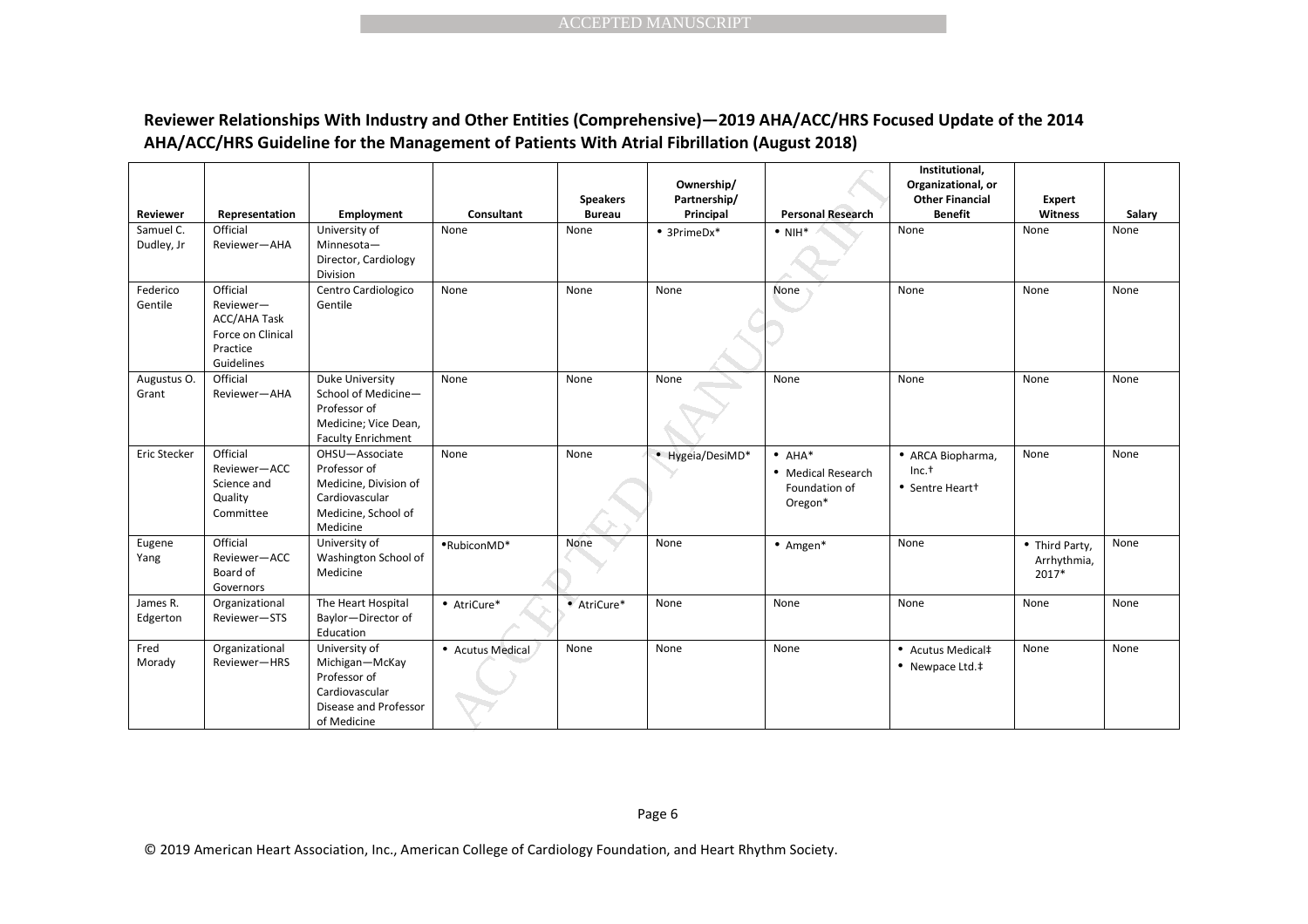**Reviewer Relationships With Industry and Other Entities (Comprehensive)—2019 AHA/ACC/HRS Focused Update of the 2014 AHA/ACC/HRS Guideline for the Management of Patients With Atrial Fibrillation (August 2018)**

| Reviewer | Representation | Employment | Consultant | Speakers Bureau | Ownership/ Partnership/ Principal | Personal Research | Institutional, Organizational, or Other Financial Benefit | Expert Witness | Salary |
|---|---|---|---|---|---|---|---|---|---|
| Samuel C. Dudley, Jr | Official Reviewer—AHA | University of Minnesota—Director, Cardiology Division | None | None | • 3PrimeDx* | • NIH* | None | None | None |
| Federico Gentile | Official Reviewer—ACC/AHA Task Force on Clinical Practice Guidelines | Centro Cardiologico Gentile | None | None | None | None | None | None | None |
| Augustus O. Grant | Official Reviewer—AHA | Duke University School of Medicine—Professor of Medicine; Vice Dean, Faculty Enrichment | None | None | None | None | None | None | None |
| Eric Stecker | Official Reviewer—ACC Science and Quality Committee | OHSU—Associate Professor of Medicine, Division of Cardiovascular Medicine, School of Medicine | None | None | • Hygeia/DesiMD* | • AHA*<br>• Medical Research Foundation of Oregon* | • ARCA Biopharma, Inc.†<br>• Sentre Heart† | None | None |
| Eugene Yang | Official Reviewer—ACC Board of Governors | University of Washington School of Medicine | •RubiconMD* | None | None | • Amgen* | None | • Third Party, Arrhythmia, 2017* | None |
| James R. Edgerton | Organizational Reviewer—STS | The Heart Hospital Baylor—Director of Education | • AtriCure* | • AtriCure* | None | None | None | None | None |
| Fred Morady | Organizational Reviewer—HRS | University of Michigan—McKay Professor of Cardiovascular Disease and Professor of Medicine | • Acutus Medical | None | None | None | • Acutus Medical‡<br>• Newpace Ltd.‡ | None | None |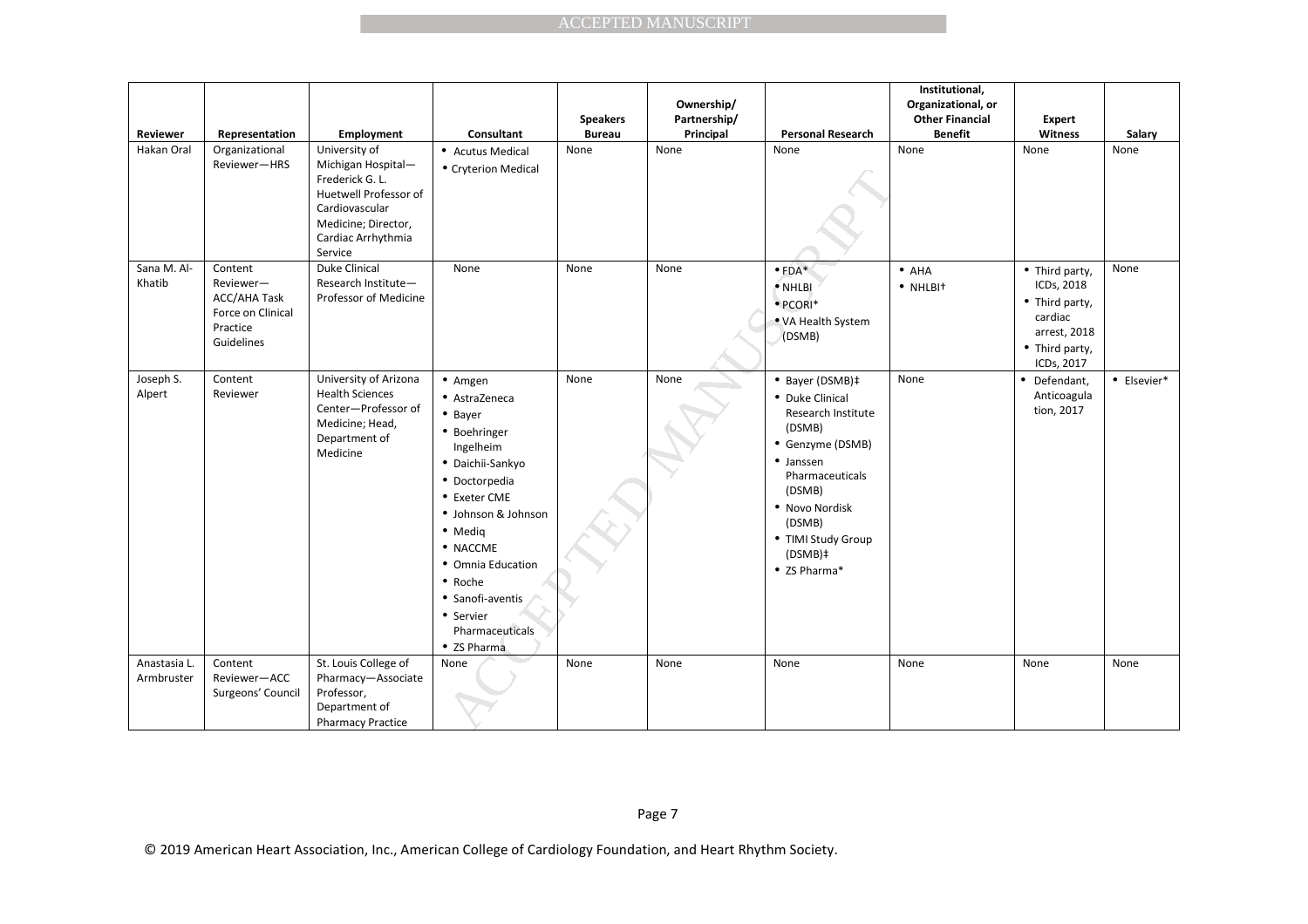| Reviewer | Representation | Employment | Consultant | Speakers Bureau | Ownership/ Partnership/ Principal | Personal Research | Institutional, Organizational, or Other Financial Benefit | Expert Witness | Salary |
|---|---|---|---|---|---|---|---|---|---|
| Hakan Oral | Organizational Reviewer—HRS | University of Michigan Hospital—Frederick G. L. Huetwell Professor of Cardiovascular Medicine; Director, Cardiac Arrhythmia Service | • Acutus Medical<br>• Cryterion Medical | None | None | None | None | None | None |
| Sana M. Al-Khatib | Content Reviewer—ACC/AHA Task Force on Clinical Practice Guidelines | Duke Clinical Research Institute—Professor of Medicine | None | None | None | • FDA*<br>• NHLBI<br>• PCORI*<br>• VA Health System (DSMB) | • AHA<br>• NHLBI† | • Third party, ICDs, 2018<br>• Third party, cardiac arrest, 2018<br>• Third party, ICDs, 2017 | None |
| Joseph S. Alpert | Content Reviewer | University of Arizona Health Sciences Center—Professor of Medicine; Head, Department of Medicine | • Amgen<br>• AstraZeneca<br>• Bayer<br>• Boehringer Ingelheim<br>• Daichii-Sankyo<br>• Doctorpedia<br>• Exeter CME<br>• Johnson & Johnson<br>• Mediq<br>• NACCME<br>• Omnia Education<br>• Roche<br>• Sanofi-aventis<br>• Servier Pharmaceuticals<br>• ZS Pharma | None | None | • Bayer (DSMB)‡<br>• Duke Clinical Research Institute (DSMB)<br>• Genzyme (DSMB)<br>• Janssen Pharmaceuticals (DSMB)<br>• Novo Nordisk (DSMB)<br>• TIMI Study Group (DSMB)‡<br>• ZS Pharma* | None | • Defendant, Anticoagulation, 2017 | • Elsevier* |
| Anastasia L. Armbruster | Content Reviewer—ACC Surgeons' Council | St. Louis College of Pharmacy—Associate Professor, Department of Pharmacy Practice | None | None | None | None | None | None | None |

© 2019 American Heart Association, Inc., American College of Cardiology Foundation, and Heart Rhythm Society.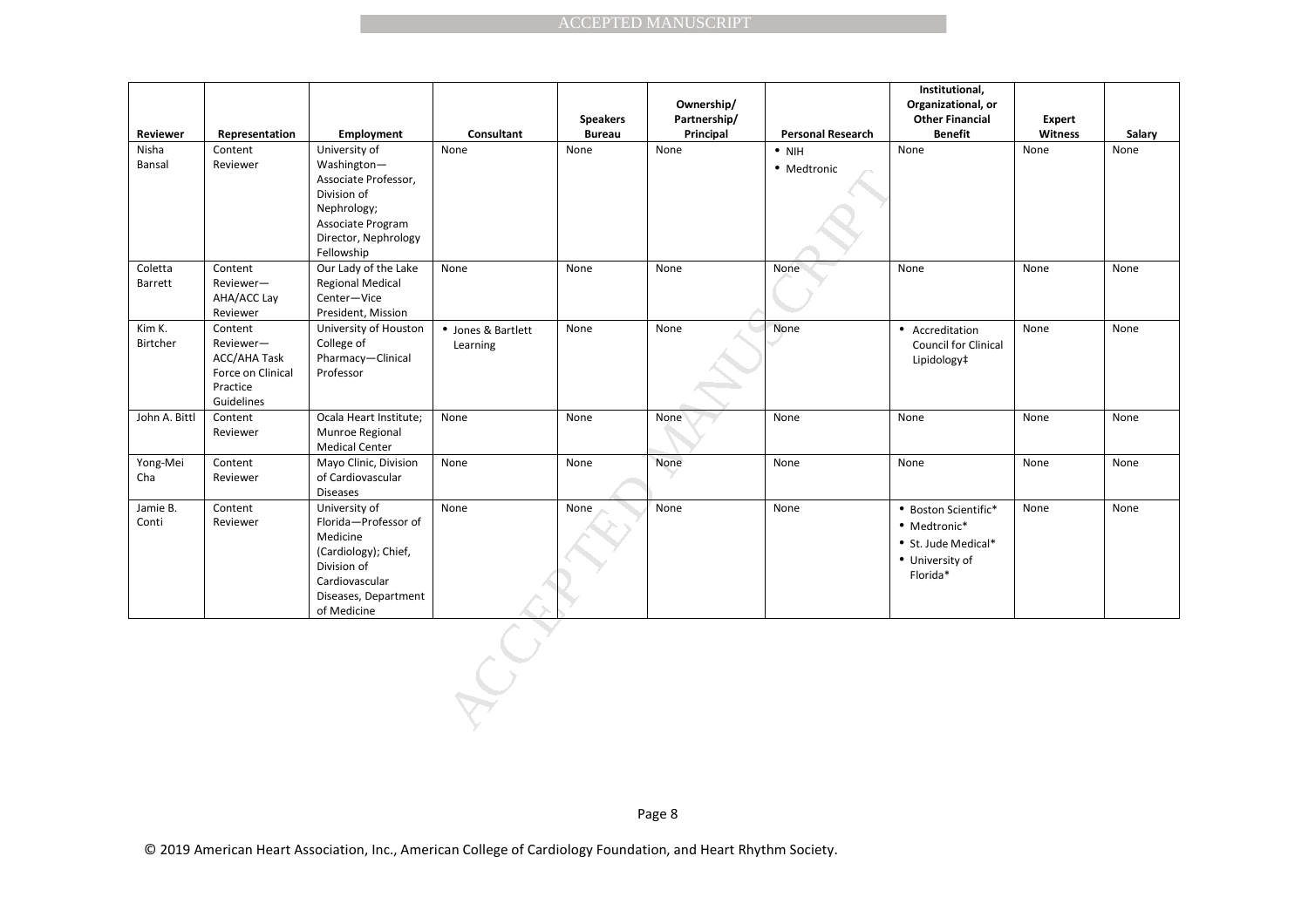| Reviewer | Representation | Employment | Consultant | Speakers Bureau | Ownership/ Partnership/ Principal | Personal Research | Institutional, Organizational, or Other Financial Benefit | Expert Witness | Salary |
|---|---|---|---|---|---|---|---|---|---|
| Nisha Bansal | Content Reviewer | University of Washington—Associate Professor, Division of Nephrology; Associate Program Director, Nephrology Fellowship | None | None | None | • NIH<br>• Medtronic | None | None | None |
| Coletta Barrett | Content Reviewer—AHA/ACC Lay Reviewer | Our Lady of the Lake Regional Medical Center—Vice President, Mission | None | None | None | None | None | None | None |
| Kim K. Birtcher | Content Reviewer—ACC/AHA Task Force on Clinical Practice Guidelines | University of Houston College of Pharmacy—Clinical Professor | • Jones & Bartlett Learning | None | None | None | • Accreditation Council for Clinical Lipidology‡ | None | None |
| John A. Bittl | Content Reviewer | Ocala Heart Institute; Munroe Regional Medical Center | None | None | None | None | None | None | None |
| Yong-Mei Cha | Content Reviewer | Mayo Clinic, Division of Cardiovascular Diseases | None | None | None | None | None | None | None |
| Jamie B. Conti | Content Reviewer | University of Florida—Professor of Medicine (Cardiology); Chief, Division of Cardiovascular Diseases, Department of Medicine | None | None | None | None | • Boston Scientific*<br>• Medtronic*<br>• St. Jude Medical*<br>• University of Florida* | None | None |

© 2019 American Heart Association, Inc., American College of Cardiology Foundation, and Heart Rhythm Society.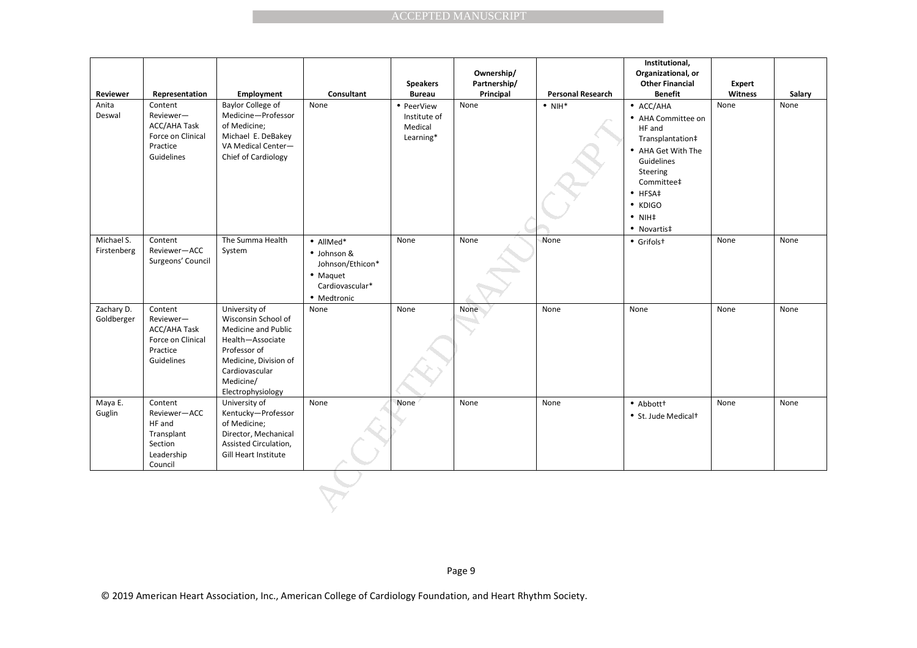| Reviewer | Representation | Employment | Consultant | Speakers Bureau | Ownership/ Partnership/ Principal | Personal Research | Institutional, Organizational, or Other Financial Benefit | Expert Witness | Salary |
|---|---|---|---|---|---|---|---|---|---|
| Anita Deswal | Content Reviewer—ACC/AHA Task Force on Clinical Practice Guidelines | Baylor College of Medicine—Professor of Medicine; Michael E. DeBakey VA Medical Center—Chief of Cardiology | None | • PeerView Institute of Medical Learning* | None | • NIH* | • ACC/AHA<br>• AHA Committee on HF and Transplantation‡<br>• AHA Get With The Guidelines Steering Committee‡<br>• HFSA‡<br>• KDIGO<br>• NIH‡<br>• Novartis‡ | None | None |
| Michael S. Firstenberg | Content Reviewer—ACC Surgeons' Council | The Summa Health System | • AllMed*<br>• Johnson & Johnson/Ethicon*<br>• Maquet Cardiovascular*<br>• Medtronic | None | None | None | • Grifols† | None | None |
| Zachary D. Goldberger | Content Reviewer—ACC/AHA Task Force on Clinical Practice Guidelines | University of Wisconsin School of Medicine and Public Health—Associate Professor of Medicine, Division of Cardiovascular Medicine/ Electrophysiology | None | None | None | None | None | None | None |
| Maya E. Guglin | Content Reviewer—ACC HF and Transplant Section Leadership Council | University of Kentucky—Professor of Medicine; Director, Mechanical Assisted Circulation, Gill Heart Institute | None | None | None | None | • Abbott†<br>• St. Jude Medical† | None | None |

© 2019 American Heart Association, Inc., American College of Cardiology Foundation, and Heart Rhythm Society.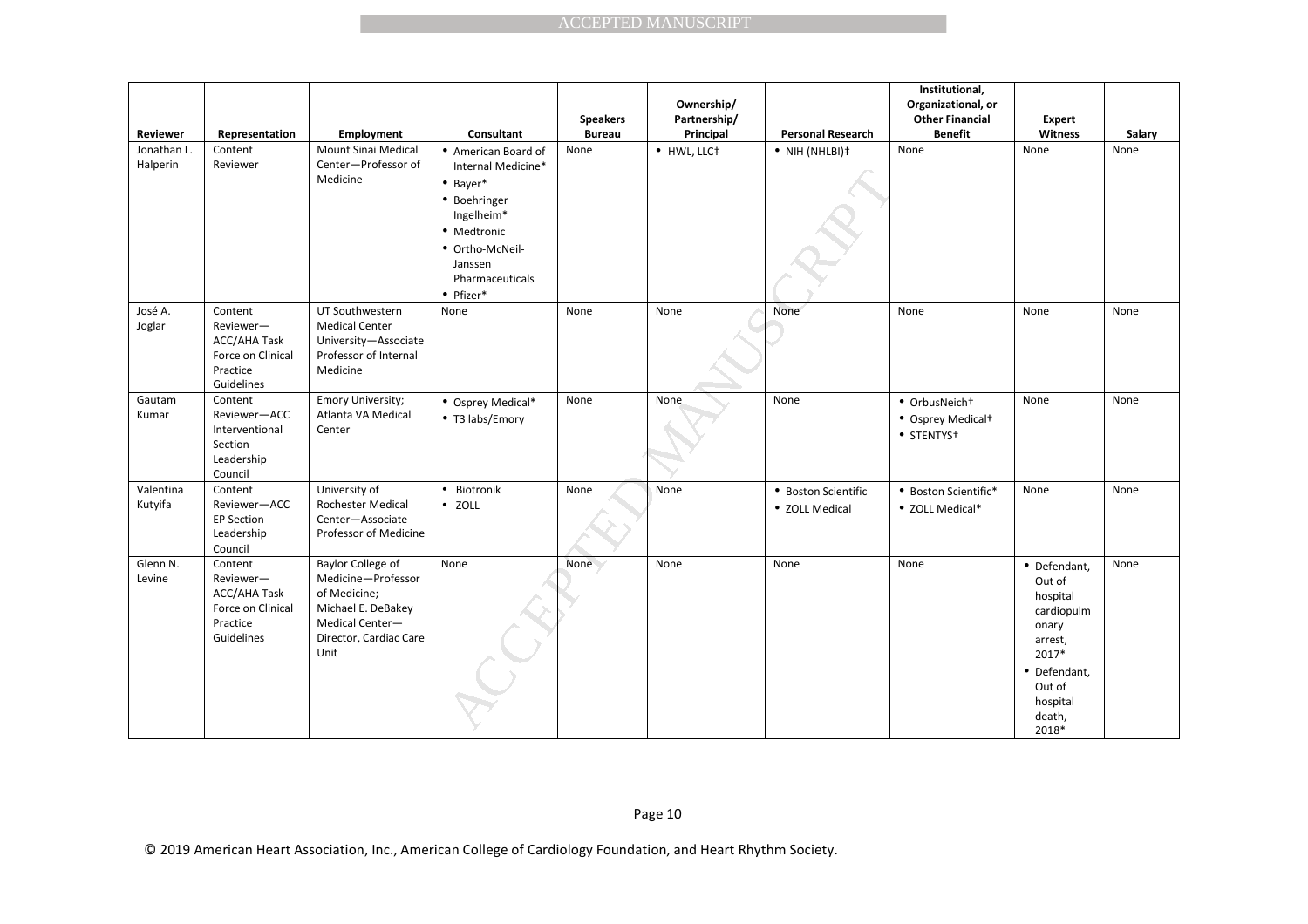| Reviewer | Representation | Employment | Consultant | Speakers Bureau | Ownership/ Partnership/ Principal | Personal Research | Institutional, Organizational, or Other Financial Benefit | Expert Witness | Salary |
|---|---|---|---|---|---|---|---|---|---|
| Jonathan L. Halperin | Content Reviewer | Mount Sinai Medical Center—Professor of Medicine | • American Board of Internal Medicine* • Bayer* • Boehringer Ingelheim* • Medtronic • Ortho-McNeil-Janssen Pharmaceuticals • Pfizer* | None | • HWL, LLC‡ | • NIH (NHLBI)‡ | None | None | None |
| José A. Joglar | Content Reviewer—ACC/AHA Task Force on Clinical Practice Guidelines | UT Southwestern Medical Center University—Associate Professor of Internal Medicine | None | None | None | None | None | None | None |
| Gautam Kumar | Content Reviewer—ACC Interventional Section Leadership Council | Emory University; Atlanta VA Medical Center | • Osprey Medical* • T3 labs/Emory | None | None | None | • OrbusNeich† • Osprey Medical† • STENTYS† | None | None |
| Valentina Kutyifa | Content Reviewer—ACC EP Section Leadership Council | University of Rochester Medical Center—Associate Professor of Medicine | • Biotronik • ZOLL | None | None | • Boston Scientific • ZOLL Medical | • Boston Scientific* • ZOLL Medical* | None | None |
| Glenn N. Levine | Content Reviewer—ACC/AHA Task Force on Clinical Practice Guidelines | Baylor College of Medicine—Professor of Medicine; Michael E. DeBakey Medical Center—Director, Cardiac Care Unit | None | None | None | None | None | • Defendant, Out of hospital cardiopulmonary arrest, 2017* • Defendant, Out of hospital death, 2018* | None |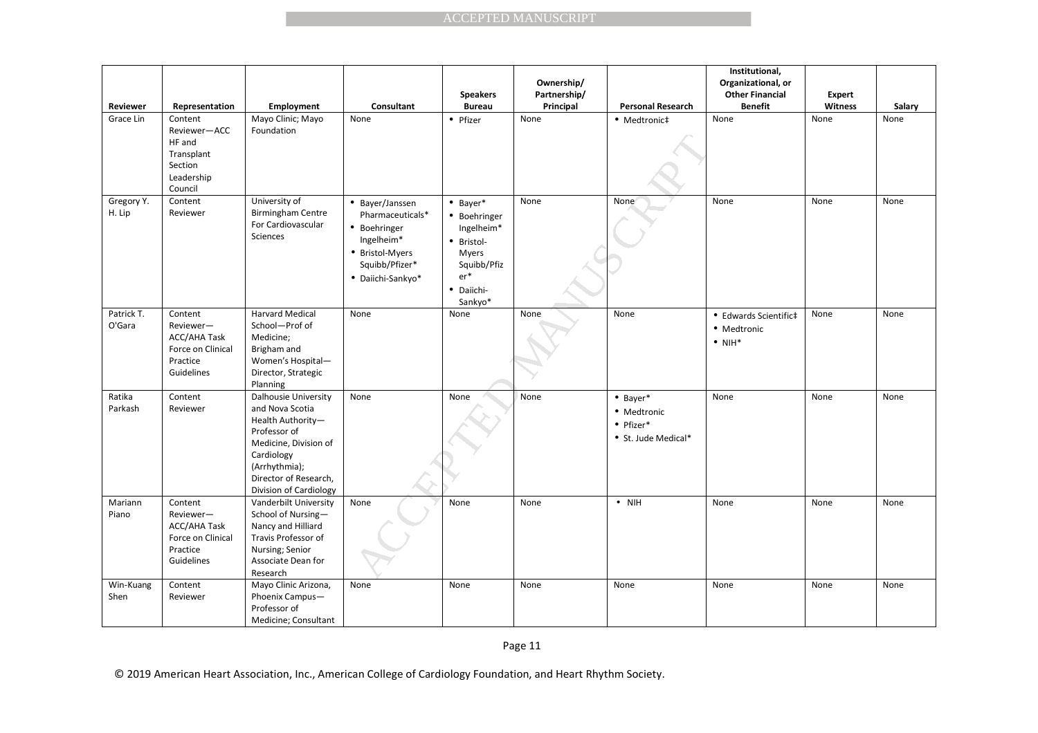| Reviewer | Representation | Employment | Consultant | Speakers Bureau | Ownership/ Partnership/ Principal | Personal Research | Institutional, Organizational, or Other Financial Benefit | Expert Witness | Salary |
|---|---|---|---|---|---|---|---|---|---|
| Grace Lin | Content Reviewer—ACC HF and Transplant Section Leadership Council | Mayo Clinic; Mayo Foundation | None | • Pfizer | None | • Medtronic‡ | None | None | None |
| Gregory Y. H. Lip | Content Reviewer | University of Birmingham Centre For Cardiovascular Sciences | • Bayer/Janssen Pharmaceuticals* • Boehringer Ingelheim* • Bristol-Myers Squibb/Pfizer* • Daiichi-Sankyo* | • Bayer* • Boehringer Ingelheim* • Bristol-Myers Squibb/Pfizer* • Daiichi-Sankyo* | None | None | None | None | None |
| Patrick T. O'Gara | Content Reviewer—ACC/AHA Task Force on Clinical Practice Guidelines | Harvard Medical School—Prof of Medicine; Brigham and Women's Hospital—Director, Strategic Planning | None | None | None | None | • Edwards Scientific‡ • Medtronic • NIH* | None | None |
| Ratika Parkash | Content Reviewer | Dalhousie University and Nova Scotia Health Authority—Professor of Medicine, Division of Cardiology (Arrhythmia); Director of Research, Division of Cardiology | None | None | None | • Bayer* • Medtronic • Pfizer* • St. Jude Medical* | None | None | None |
| Mariann Piano | Content Reviewer—ACC/AHA Task Force on Clinical Practice Guidelines | Vanderbilt University School of Nursing—Nancy and Hilliard Travis Professor of Nursing; Senior Associate Dean for Research | None | None | None | • NIH | None | None | None |
| Win-Kuang Shen | Content Reviewer | Mayo Clinic Arizona, Phoenix Campus—Professor of Medicine; Consultant | None | None | None | None | None | None | None |

© 2019 American Heart Association, Inc., American College of Cardiology Foundation, and Heart Rhythm Society.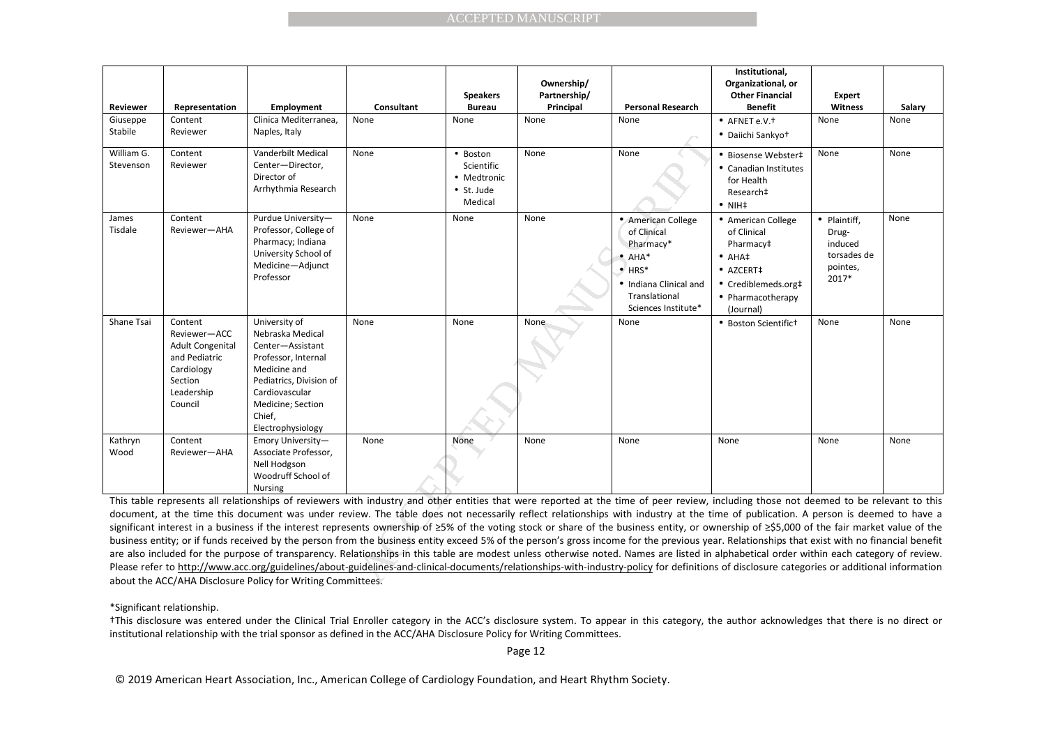| Reviewer | Representation | Employment | Consultant | Speakers Bureau | Ownership/ Partnership/ Principal | Personal Research | Institutional, Organizational, or Other Financial Benefit | Expert Witness | Salary |
|---|---|---|---|---|---|---|---|---|---|
| Giuseppe Stabile | Content Reviewer | Clinica Mediterranea, Naples, Italy | None | None | None | None | • AFNET e.V.† • Daiichi Sankyo† | None | None |
| William G. Stevenson | Content Reviewer | Vanderbilt Medical Center—Director, Director of Arrhythmia Research | None | • Boston Scientific • Medtronic • St. Jude Medical | None | None | • Biosense Webster‡ • Canadian Institutes for Health Research‡ • NIH‡ | None | None |
| James Tisdale | Content Reviewer—AHA | Purdue University—Professor, College of Pharmacy; Indiana University School of Medicine—Adjunct Professor | None | None | None | • American College of Clinical Pharmacy* • AHA* • HRS* • Indiana Clinical and Translational Sciences Institute* | • American College of Clinical Pharmacy‡ • AHA‡ • AZCERT‡ • Crediblemeds.org‡ • Pharmacotherapy (Journal) | • Plaintiff, Drug-induced torsades de pointes, 2017* | None |
| Shane Tsai | Content Reviewer—ACC Adult Congenital and Pediatric Cardiology Section Leadership Council | University of Nebraska Medical Center—Assistant Professor, Internal Medicine and Pediatrics, Division of Cardiovascular Medicine; Section Chief, Electrophysiology | None | None | None | None | • Boston Scientific† | None | None |
| Kathryn Wood | Content Reviewer—AHA | Emory University—Associate Professor, Nell Hodgson Woodruff School of Nursing | None | None | None | None | None | None | None |

This table represents all relationships of reviewers with industry and other entities that were reported at the time of peer review, including those not deemed to be relevant to this document, at the time this document was under review. The table does not necessarily reflect relationships with industry at the time of publication. A person is deemed to have a significant interest in a business if the interest represents ownership of ≥5% of the voting stock or share of the business entity, or ownership of ≥$5,000 of the fair market value of the business entity; or if funds received by the person from the business entity exceed 5% of the person's gross income for the previous year. Relationships that exist with no financial benefit are also included for the purpose of transparency. Relationships in this table are modest unless otherwise noted. Names are listed in alphabetical order within each category of review. Please refer to http://www.acc.org/guidelines/about-guidelines-and-clinical-documents/relationships-with-industry-policy for definitions of disclosure categories or additional information about the ACC/AHA Disclosure Policy for Writing Committees.

*Significant relationship.

†This disclosure was entered under the Clinical Trial Enroller category in the ACC's disclosure system. To appear in this category, the author acknowledges that there is no direct or institutional relationship with the trial sponsor as defined in the ACC/AHA Disclosure Policy for Writing Committees.

© 2019 American Heart Association, Inc., American College of Cardiology Foundation, and Heart Rhythm Society.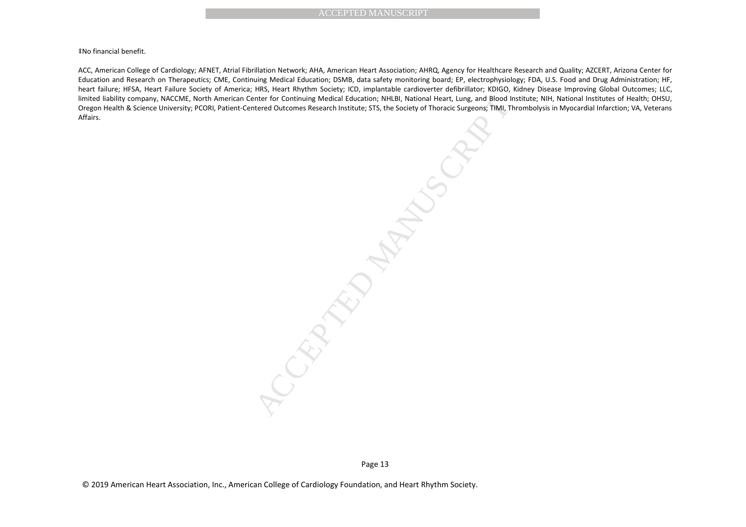‡No financial benefit.

ACC, American College of Cardiology; AFNET, Atrial Fibrillation Network; AHA, American Heart Association; AHRQ, Agency for Healthcare Research and Quality; AZCERT, Arizona Center for Education and Research on Therapeutics; CME, Continuing Medical Education; DSMB, data safety monitoring board; EP, electrophysiology; FDA, U.S. Food and Drug Administration; HF, heart failure; HFSA, Heart Failure Society of America; HRS, Heart Rhythm Society; ICD, implantable cardioverter defibrillator; KDIGO, Kidney Disease Improving Global Outcomes; LLC, limited liability company, NACCME, North American Center for Continuing Medical Education; NHLBI, National Heart, Lung, and Blood Institute; NIH, National Institutes of Health; OHSU, Oregon Health & Science University; PCORI, Patient-Centered Outcomes Research Institute; STS, the Society of Thoracic Surgeons; TIMI, Thrombolysis in Myocardial Infarction; VA, Veterans Affairs.